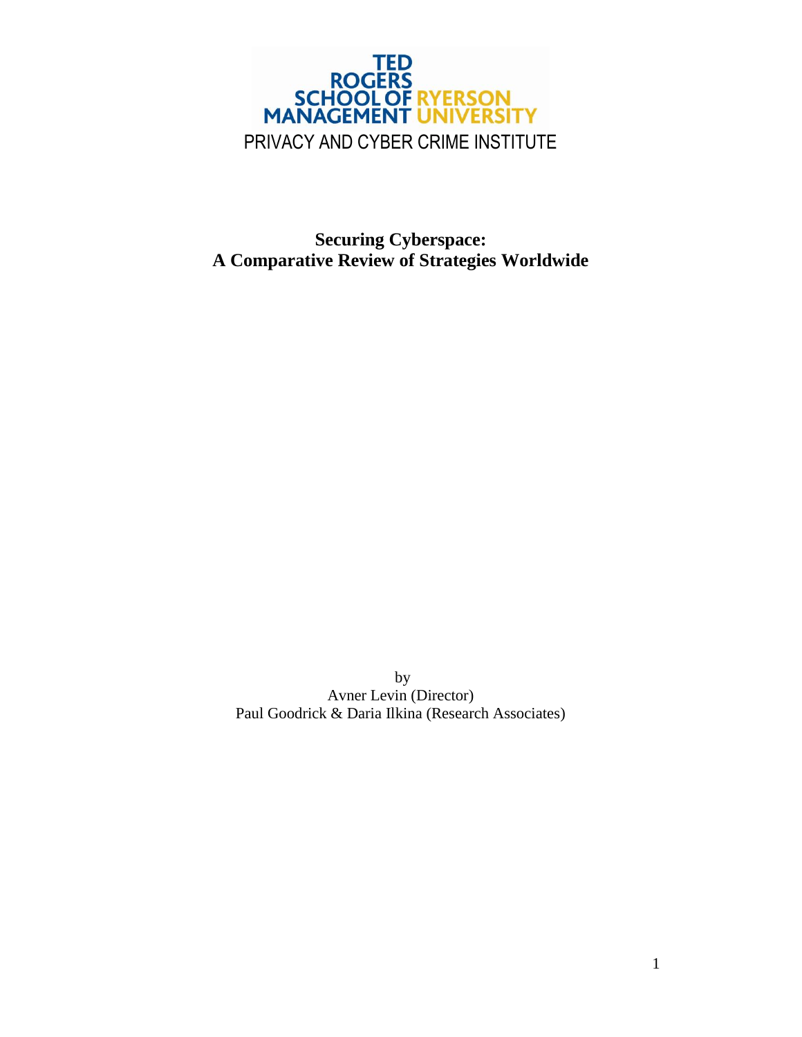TED ROGERS SCHOOL OF MANAGEMENT RYERSON UNIVERSITY

PRIVACY AND CYBER CRIME INSTITUTE

# Securing Cyberspace: A Comparative Review of Strategies Worldwide

by

Avner Levin (Director)

Paul Goodrick & Daria Ilkina (Research Associates)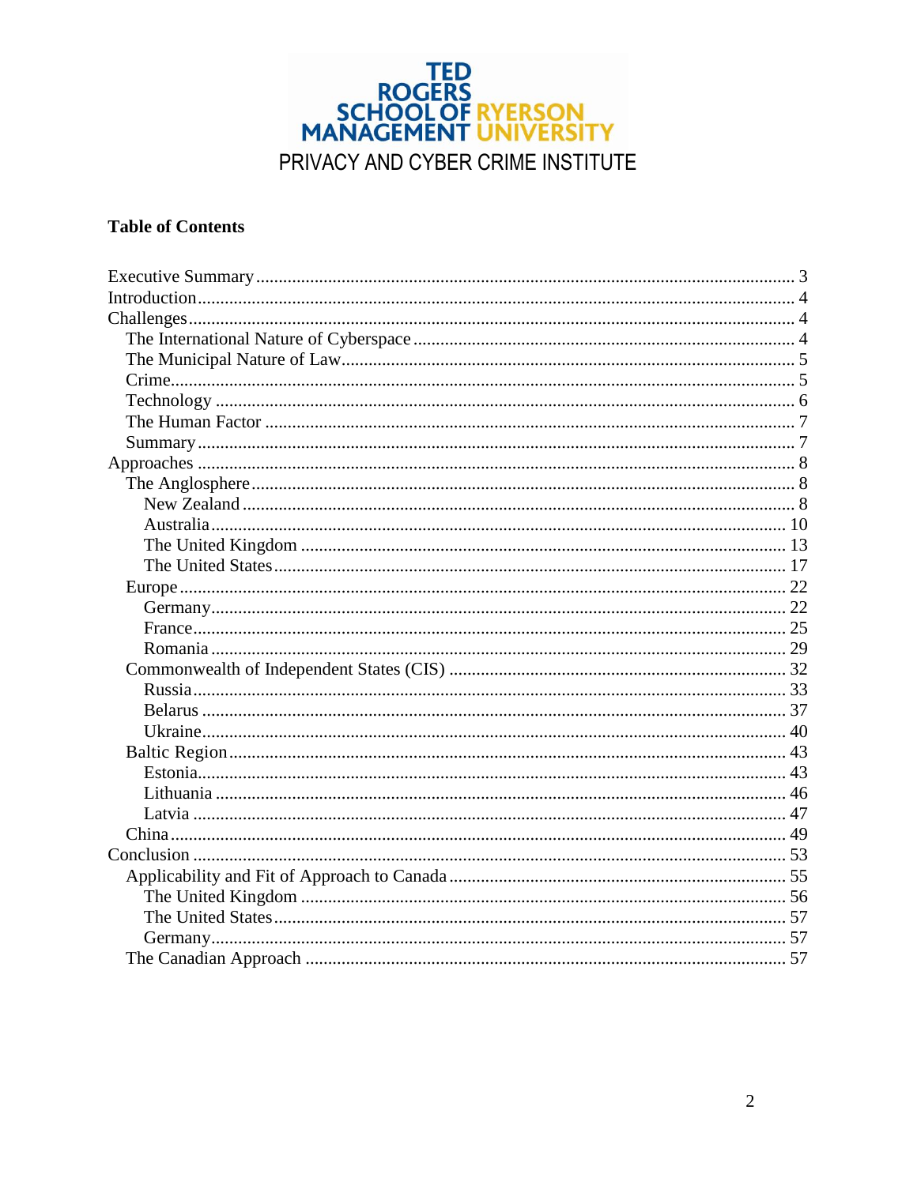TED ROGERS SCHOOL OF MANAGEMENT RYERSON UNIVERSITY

PRIVACY AND CYBER CRIME INSTITUTE

**Table of Contents**

- Executive Summary ... 3
- Introduction ... 4
- Challenges ... 4
  - The International Nature of Cyberspace ... 4
  - The Municipal Nature of Law ... 5
  - Crime ... 5
  - Technology ... 6
  - The Human Factor ... 7
  - Summary ... 7
- Approaches ... 8
  - The Anglosphere ... 8
    - New Zealand ... 8
    - Australia ... 10
    - The United Kingdom ... 13
    - The United States ... 17
  - Europe ... 22
    - Germany ... 22
    - France ... 25
    - Romania ... 29
  - Commonwealth of Independent States (CIS) ... 32
    - Russia ... 33
    - Belarus ... 37
    - Ukraine ... 40
  - Baltic Region ... 43
    - Estonia ... 43
    - Lithuania ... 46
    - Latvia ... 47
  - China ... 49
- Conclusion ... 53
  - Applicability and Fit of Approach to Canada ... 55
    - The United Kingdom ... 56
    - The United States ... 57
    - Germany ... 57
  - The Canadian Approach ... 57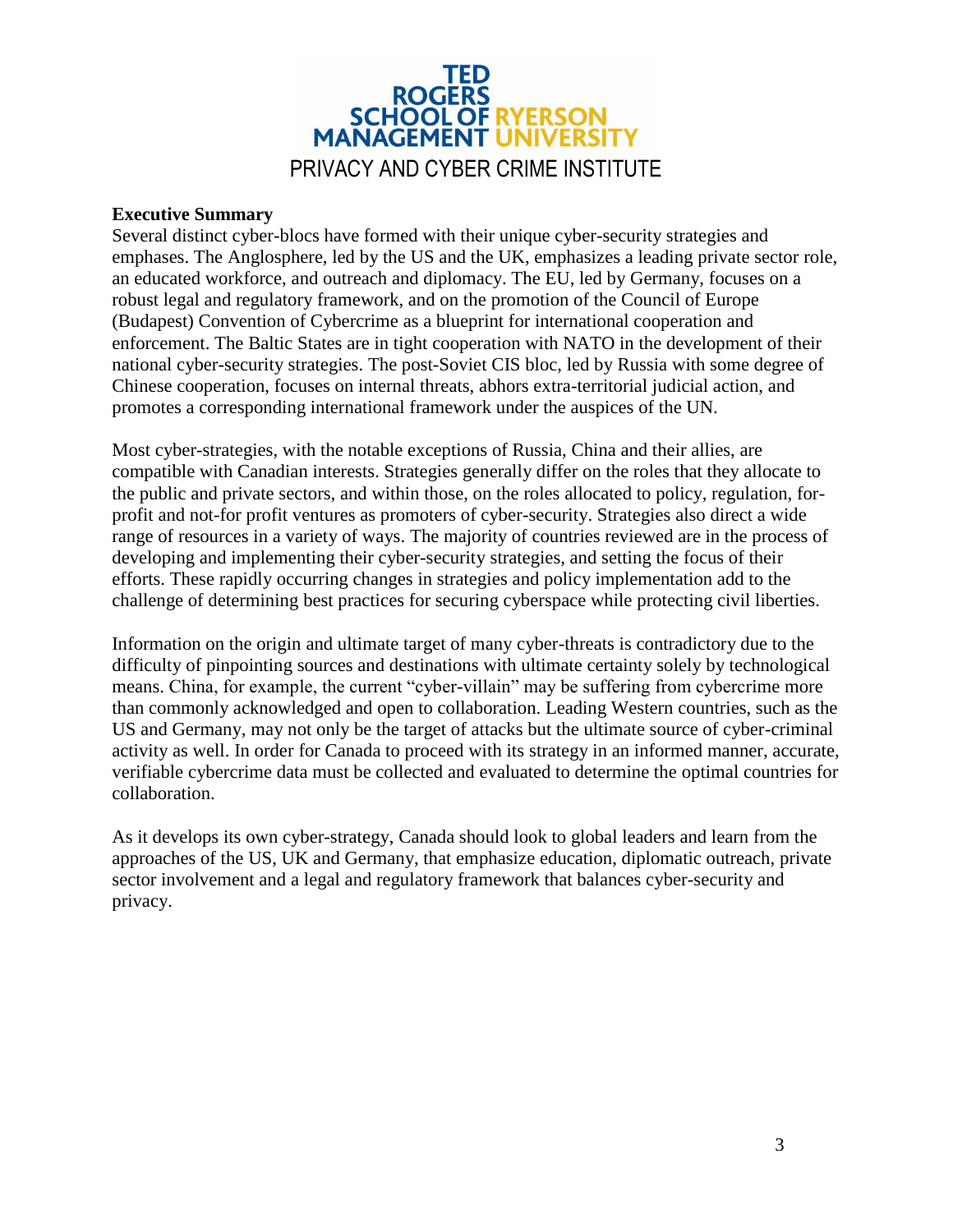TED ROGERS SCHOOL OF MANAGEMENT RYERSON UNIVERSITY

PRIVACY AND CYBER CRIME INSTITUTE

## Executive Summary

Several distinct cyber-blocs have formed with their unique cyber-security strategies and emphases. The Anglosphere, led by the US and the UK, emphasizes a leading private sector role, an educated workforce, and outreach and diplomacy. The EU, led by Germany, focuses on a robust legal and regulatory framework, and on the promotion of the Council of Europe (Budapest) Convention of Cybercrime as a blueprint for international cooperation and enforcement. The Baltic States are in tight cooperation with NATO in the development of their national cyber-security strategies. The post-Soviet CIS bloc, led by Russia with some degree of Chinese cooperation, focuses on internal threats, abhors extra-territorial judicial action, and promotes a corresponding international framework under the auspices of the UN.

Most cyber-strategies, with the notable exceptions of Russia, China and their allies, are compatible with Canadian interests. Strategies generally differ on the roles that they allocate to the public and private sectors, and within those, on the roles allocated to policy, regulation, for-profit and not-for profit ventures as promoters of cyber-security. Strategies also direct a wide range of resources in a variety of ways. The majority of countries reviewed are in the process of developing and implementing their cyber-security strategies, and setting the focus of their efforts. These rapidly occurring changes in strategies and policy implementation add to the challenge of determining best practices for securing cyberspace while protecting civil liberties.

Information on the origin and ultimate target of many cyber-threats is contradictory due to the difficulty of pinpointing sources and destinations with ultimate certainty solely by technological means. China, for example, the current "cyber-villain" may be suffering from cybercrime more than commonly acknowledged and open to collaboration. Leading Western countries, such as the US and Germany, may not only be the target of attacks but the ultimate source of cyber-criminal activity as well. In order for Canada to proceed with its strategy in an informed manner, accurate, verifiable cybercrime data must be collected and evaluated to determine the optimal countries for collaboration.

As it develops its own cyber-strategy, Canada should look to global leaders and learn from the approaches of the US, UK and Germany, that emphasize education, diplomatic outreach, private sector involvement and a legal and regulatory framework that balances cyber-security and privacy.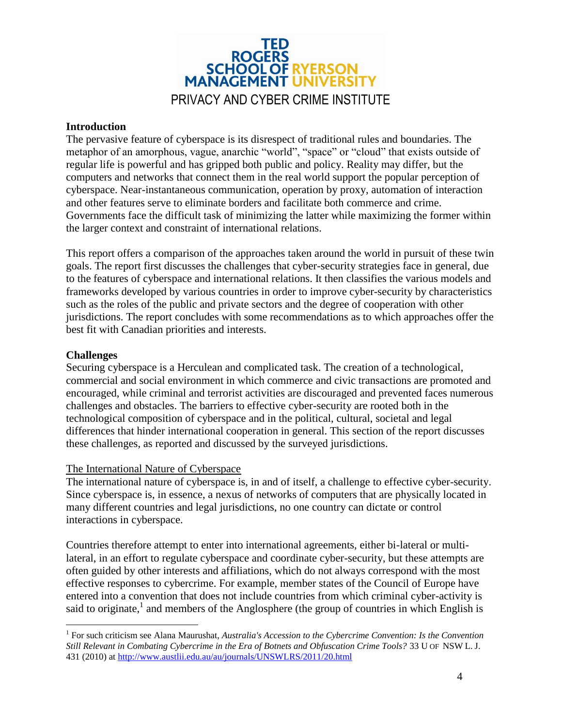# TED ROGERS SCHOOL OF MANAGEMENT RYERSON UNIVERSITY
## PRIVACY AND CYBER CRIME INSTITUTE

**Introduction**

The pervasive feature of cyberspace is its disrespect of traditional rules and boundaries. The metaphor of an amorphous, vague, anarchic "world", "space" or "cloud" that exists outside of regular life is powerful and has gripped both public and policy. Reality may differ, but the computers and networks that connect them in the real world support the popular perception of cyberspace. Near-instantaneous communication, operation by proxy, automation of interaction and other features serve to eliminate borders and facilitate both commerce and crime. Governments face the difficult task of minimizing the latter while maximizing the former within the larger context and constraint of international relations.

This report offers a comparison of the approaches taken around the world in pursuit of these twin goals. The report first discusses the challenges that cyber-security strategies face in general, due to the features of cyberspace and international relations. It then classifies the various models and frameworks developed by various countries in order to improve cyber-security by characteristics such as the roles of the public and private sectors and the degree of cooperation with other jurisdictions. The report concludes with some recommendations as to which approaches offer the best fit with Canadian priorities and interests.

**Challenges**

Securing cyberspace is a Herculean and complicated task. The creation of a technological, commercial and social environment in which commerce and civic transactions are promoted and encouraged, while criminal and terrorist activities are discouraged and prevented faces numerous challenges and obstacles. The barriers to effective cyber-security are rooted both in the technological composition of cyberspace and in the political, cultural, societal and legal differences that hinder international cooperation in general. This section of the report discusses these challenges, as reported and discussed by the surveyed jurisdictions.

The International Nature of Cyberspace

The international nature of cyberspace is, in and of itself, a challenge to effective cyber-security. Since cyberspace is, in essence, a nexus of networks of computers that are physically located in many different countries and legal jurisdictions, no one country can dictate or control interactions in cyberspace.

Countries therefore attempt to enter into international agreements, either bi-lateral or multi-lateral, in an effort to regulate cyberspace and coordinate cyber-security, but these attempts are often guided by other interests and affiliations, which do not always correspond with the most effective responses to cybercrime. For example, member states of the Council of Europe have entered into a convention that does not include countries from which criminal cyber-activity is said to originate,[1] and members of the Anglosphere (the group of countries in which English is

---

[1] For such criticism see Alana Maurushat, *Australia's Accession to the Cybercrime Convention: Is the Convention Still Relevant in Combating Cybercrime in the Era of Botnets and Obfuscation Crime Tools?* 33 U OF NSW L. J. 431 (2010) at http://www.austlii.edu.au/au/journals/UNSWLRS/2011/20.html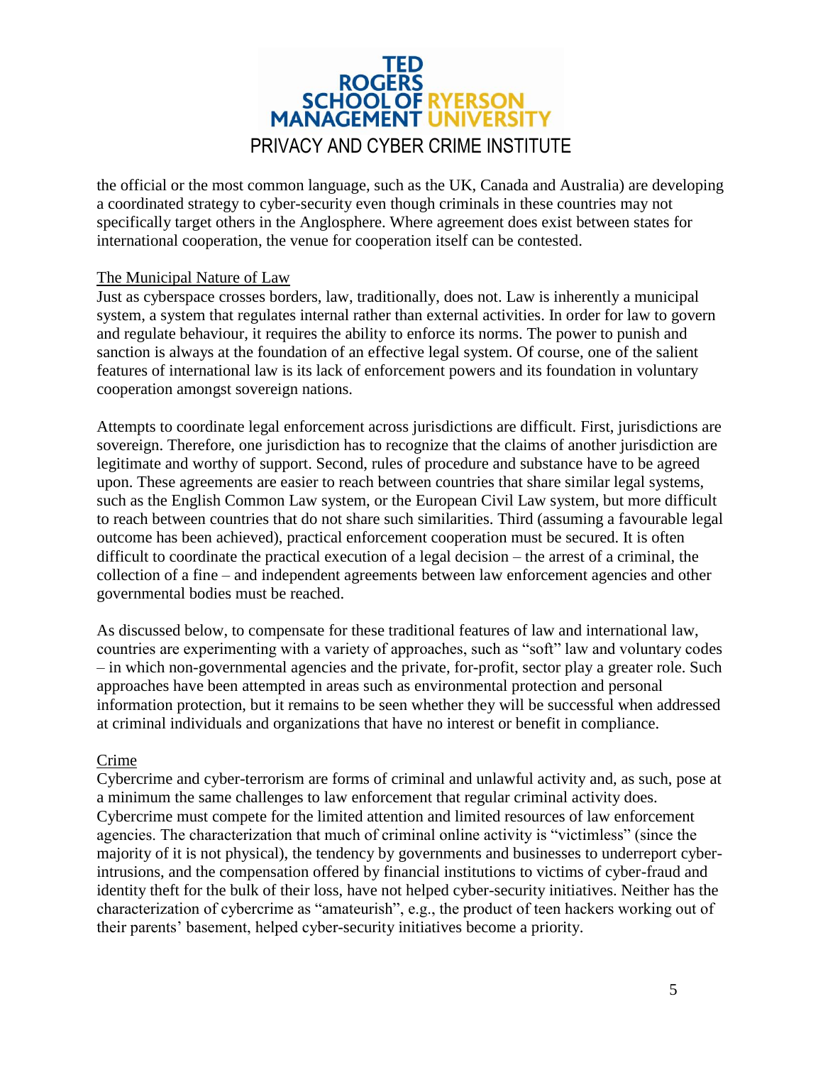the official or the most common language, such as the UK, Canada and Australia) are developing a coordinated strategy to cyber-security even though criminals in these countries may not specifically target others in the Anglosphere. Where agreement does exist between states for international cooperation, the venue for cooperation itself can be contested.

## The Municipal Nature of Law

Just as cyberspace crosses borders, law, traditionally, does not. Law is inherently a municipal system, a system that regulates internal rather than external activities. In order for law to govern and regulate behaviour, it requires the ability to enforce its norms. The power to punish and sanction is always at the foundation of an effective legal system. Of course, one of the salient features of international law is its lack of enforcement powers and its foundation in voluntary cooperation amongst sovereign nations.

Attempts to coordinate legal enforcement across jurisdictions are difficult. First, jurisdictions are sovereign. Therefore, one jurisdiction has to recognize that the claims of another jurisdiction are legitimate and worthy of support. Second, rules of procedure and substance have to be agreed upon. These agreements are easier to reach between countries that share similar legal systems, such as the English Common Law system, or the European Civil Law system, but more difficult to reach between countries that do not share such similarities. Third (assuming a favourable legal outcome has been achieved), practical enforcement cooperation must be secured. It is often difficult to coordinate the practical execution of a legal decision – the arrest of a criminal, the collection of a fine – and independent agreements between law enforcement agencies and other governmental bodies must be reached.

As discussed below, to compensate for these traditional features of law and international law, countries are experimenting with a variety of approaches, such as "soft" law and voluntary codes – in which non-governmental agencies and the private, for-profit, sector play a greater role. Such approaches have been attempted in areas such as environmental protection and personal information protection, but it remains to be seen whether they will be successful when addressed at criminal individuals and organizations that have no interest or benefit in compliance.

## Crime

Cybercrime and cyber-terrorism are forms of criminal and unlawful activity and, as such, pose at a minimum the same challenges to law enforcement that regular criminal activity does. Cybercrime must compete for the limited attention and limited resources of law enforcement agencies. The characterization that much of criminal online activity is "victimless" (since the majority of it is not physical), the tendency by governments and businesses to underreport cyber-intrusions, and the compensation offered by financial institutions to victims of cyber-fraud and identity theft for the bulk of their loss, have not helped cyber-security initiatives. Neither has the characterization of cybercrime as "amateurish", e.g., the product of teen hackers working out of their parents' basement, helped cyber-security initiatives become a priority.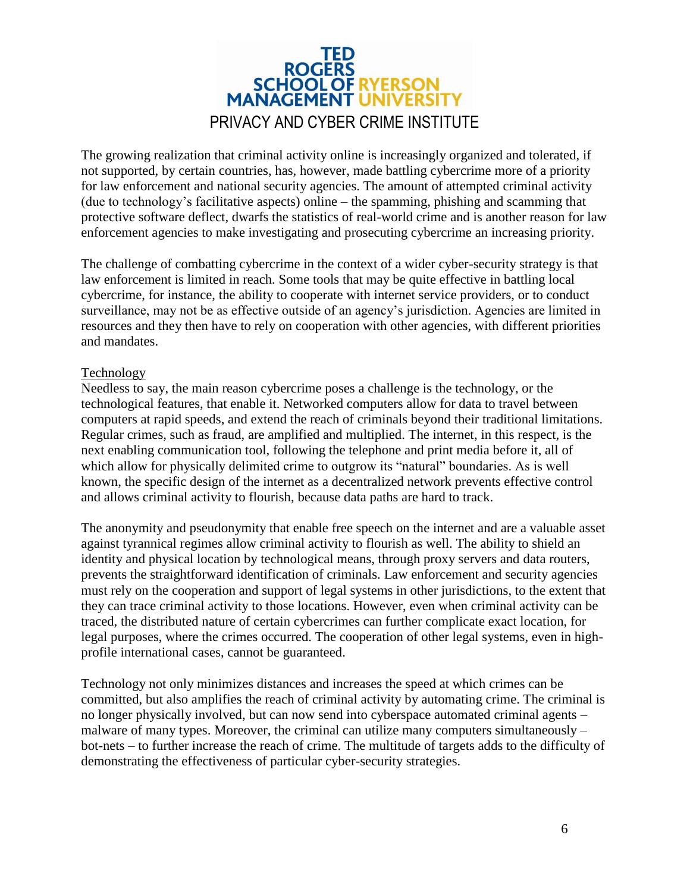The growing realization that criminal activity online is increasingly organized and tolerated, if not supported, by certain countries, has, however, made battling cybercrime more of a priority for law enforcement and national security agencies. The amount of attempted criminal activity (due to technology's facilitative aspects) online – the spamming, phishing and scamming that protective software deflect, dwarfs the statistics of real-world crime and is another reason for law enforcement agencies to make investigating and prosecuting cybercrime an increasing priority.

The challenge of combatting cybercrime in the context of a wider cyber-security strategy is that law enforcement is limited in reach. Some tools that may be quite effective in battling local cybercrime, for instance, the ability to cooperate with internet service providers, or to conduct surveillance, may not be as effective outside of an agency's jurisdiction. Agencies are limited in resources and they then have to rely on cooperation with other agencies, with different priorities and mandates.

## Technology

Needless to say, the main reason cybercrime poses a challenge is the technology, or the technological features, that enable it. Networked computers allow for data to travel between computers at rapid speeds, and extend the reach of criminals beyond their traditional limitations. Regular crimes, such as fraud, are amplified and multiplied. The internet, in this respect, is the next enabling communication tool, following the telephone and print media before it, all of which allow for physically delimited crime to outgrow its "natural" boundaries. As is well known, the specific design of the internet as a decentralized network prevents effective control and allows criminal activity to flourish, because data paths are hard to track.

The anonymity and pseudonymity that enable free speech on the internet and are a valuable asset against tyrannical regimes allow criminal activity to flourish as well. The ability to shield an identity and physical location by technological means, through proxy servers and data routers, prevents the straightforward identification of criminals. Law enforcement and security agencies must rely on the cooperation and support of legal systems in other jurisdictions, to the extent that they can trace criminal activity to those locations. However, even when criminal activity can be traced, the distributed nature of certain cybercrimes can further complicate exact location, for legal purposes, where the crimes occurred. The cooperation of other legal systems, even in high-profile international cases, cannot be guaranteed.

Technology not only minimizes distances and increases the speed at which crimes can be committed, but also amplifies the reach of criminal activity by automating crime. The criminal is no longer physically involved, but can now send into cyberspace automated criminal agents – malware of many types. Moreover, the criminal can utilize many computers simultaneously – bot-nets – to further increase the reach of crime. The multitude of targets adds to the difficulty of demonstrating the effectiveness of particular cyber-security strategies.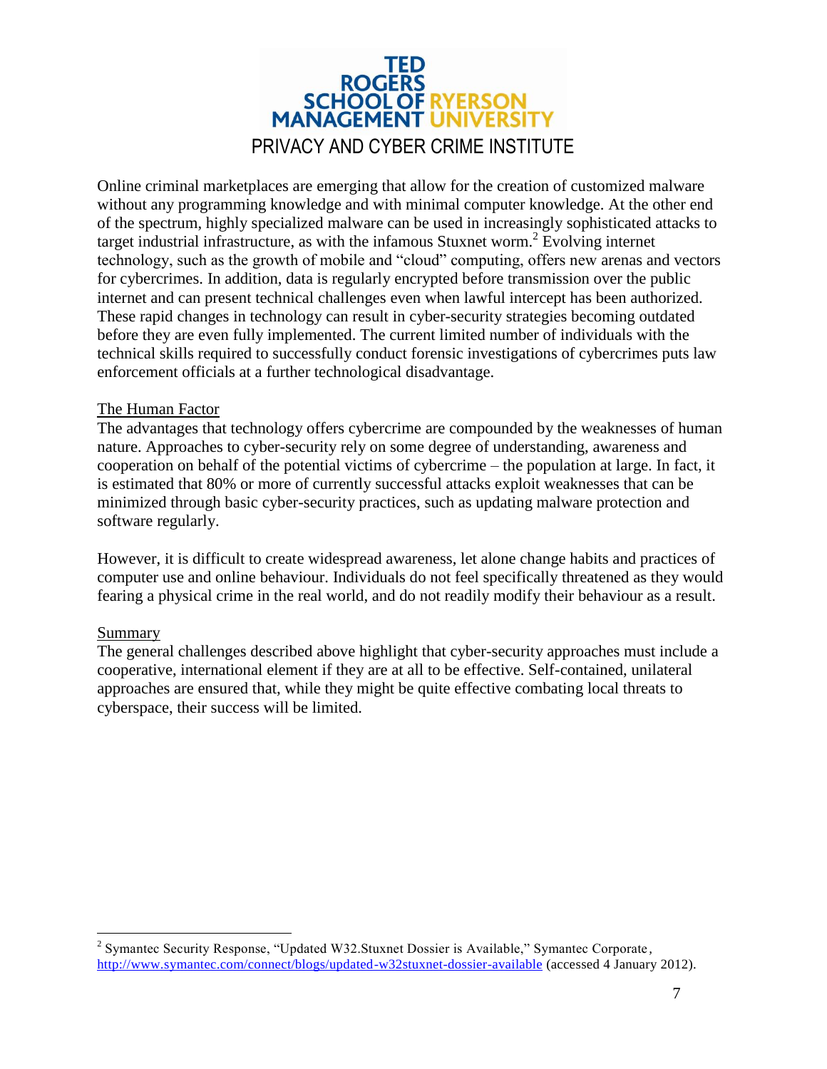Online criminal marketplaces are emerging that allow for the creation of customized malware without any programming knowledge and with minimal computer knowledge. At the other end of the spectrum, highly specialized malware can be used in increasingly sophisticated attacks to target industrial infrastructure, as with the infamous Stuxnet worm.[2] Evolving internet technology, such as the growth of mobile and "cloud" computing, offers new arenas and vectors for cybercrimes. In addition, data is regularly encrypted before transmission over the public internet and can present technical challenges even when lawful intercept has been authorized. These rapid changes in technology can result in cyber-security strategies becoming outdated before they are even fully implemented. The current limited number of individuals with the technical skills required to successfully conduct forensic investigations of cybercrimes puts law enforcement officials at a further technological disadvantage.

### The Human Factor

The advantages that technology offers cybercrime are compounded by the weaknesses of human nature. Approaches to cyber-security rely on some degree of understanding, awareness and cooperation on behalf of the potential victims of cybercrime – the population at large. In fact, it is estimated that 80% or more of currently successful attacks exploit weaknesses that can be minimized through basic cyber-security practices, such as updating malware protection and software regularly.

However, it is difficult to create widespread awareness, let alone change habits and practices of computer use and online behaviour. Individuals do not feel specifically threatened as they would fearing a physical crime in the real world, and do not readily modify their behaviour as a result.

### Summary

The general challenges described above highlight that cyber-security approaches must include a cooperative, international element if they are at all to be effective. Self-contained, unilateral approaches are ensured that, while they might be quite effective combating local threats to cyberspace, their success will be limited.

---

[2] Symantec Security Response, "Updated W32.Stuxnet Dossier is Available," Symantec Corporate, http://www.symantec.com/connect/blogs/updated-w32stuxnet-dossier-available (accessed 4 January 2012).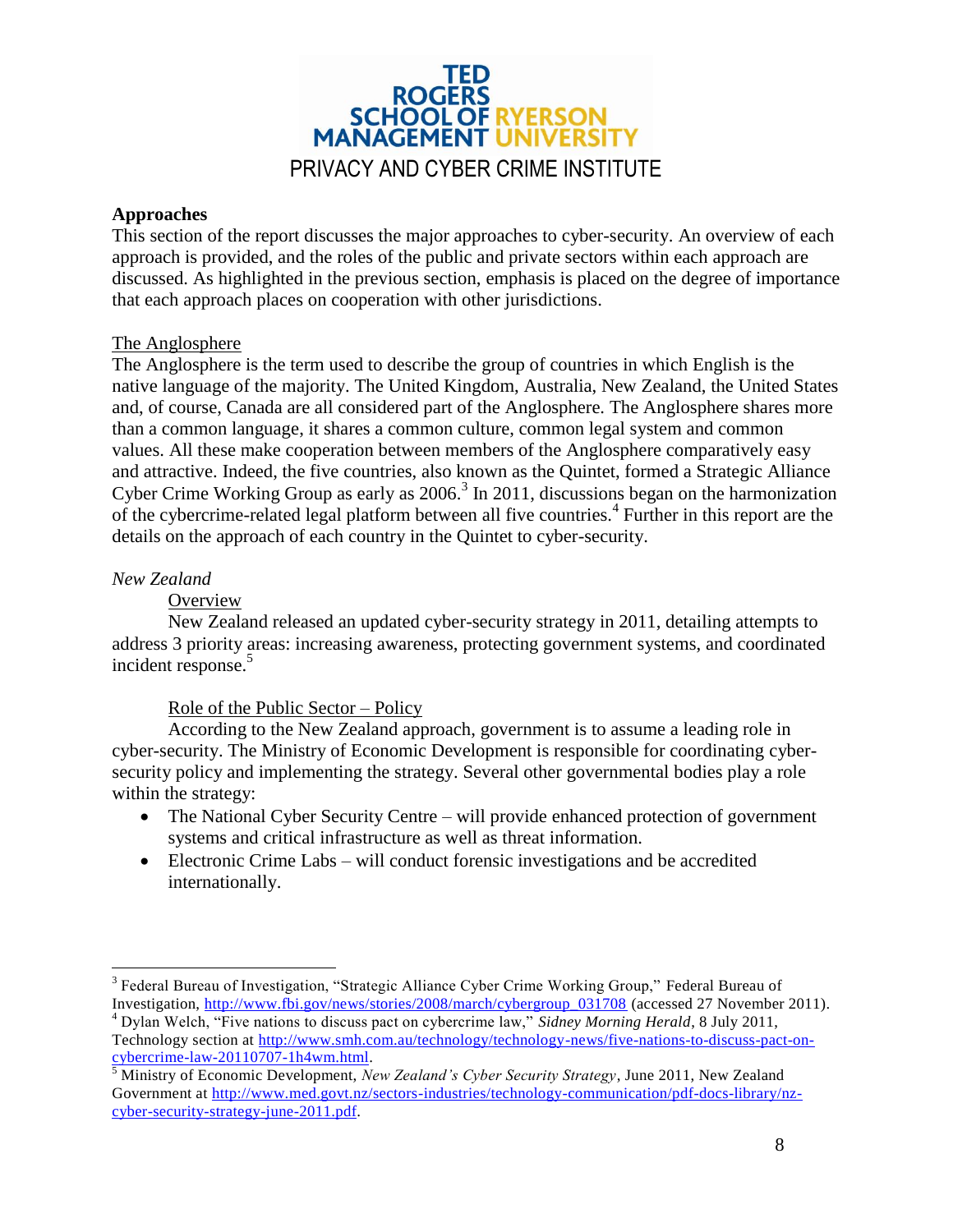**Approaches**

This section of the report discusses the major approaches to cyber-security. An overview of each approach is provided, and the roles of the public and private sectors within each approach are discussed. As highlighted in the previous section, emphasis is placed on the degree of importance that each approach places on cooperation with other jurisdictions.

The Anglosphere

The Anglosphere is the term used to describe the group of countries in which English is the native language of the majority. The United Kingdom, Australia, New Zealand, the United States and, of course, Canada are all considered part of the Anglosphere. The Anglosphere shares more than a common language, it shares a common culture, common legal system and common values. All these make cooperation between members of the Anglosphere comparatively easy and attractive. Indeed, the five countries, also known as the Quintet, formed a Strategic Alliance Cyber Crime Working Group as early as 2006.[3] In 2011, discussions began on the harmonization of the cybercrime-related legal platform between all five countries.[4] Further in this report are the details on the approach of each country in the Quintet to cyber-security.

*New Zealand*

Overview

New Zealand released an updated cyber-security strategy in 2011, detailing attempts to address 3 priority areas: increasing awareness, protecting government systems, and coordinated incident response.[5]

Role of the Public Sector – Policy

According to the New Zealand approach, government is to assume a leading role in cyber-security. The Ministry of Economic Development is responsible for coordinating cyber-security policy and implementing the strategy. Several other governmental bodies play a role within the strategy:

- The National Cyber Security Centre – will provide enhanced protection of government systems and critical infrastructure as well as threat information.
- Electronic Crime Labs – will conduct forensic investigations and be accredited internationally.

---

[3] Federal Bureau of Investigation, "Strategic Alliance Cyber Crime Working Group," Federal Bureau of Investigation, http://www.fbi.gov/news/stories/2008/march/cybergroup_031708 (accessed 27 November 2011).

[4] Dylan Welch, "Five nations to discuss pact on cybercrime law," *Sidney Morning Herald*, 8 July 2011, Technology section at http://www.smh.com.au/technology/technology-news/five-nations-to-discuss-pact-on-cybercrime-law-20110707-1h4wm.html.

[5] Ministry of Economic Development, *New Zealand's Cyber Security Strategy*, June 2011, New Zealand Government at http://www.med.govt.nz/sectors-industries/technology-communication/pdf-docs-library/nz-cyber-security-strategy-june-2011.pdf.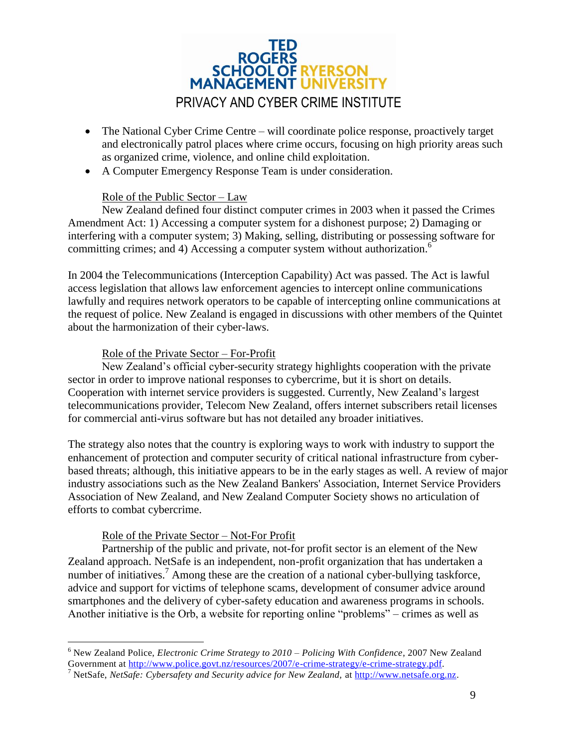- The National Cyber Crime Centre – will coordinate police response, proactively target and electronically patrol places where crime occurs, focusing on high priority areas such as organized crime, violence, and online child exploitation.
- A Computer Emergency Response Team is under consideration.

Role of the Public Sector – Law

New Zealand defined four distinct computer crimes in 2003 when it passed the Crimes Amendment Act: 1) Accessing a computer system for a dishonest purpose; 2) Damaging or interfering with a computer system; 3) Making, selling, distributing or possessing software for committing crimes; and 4) Accessing a computer system without authorization.[6]

In 2004 the Telecommunications (Interception Capability) Act was passed. The Act is lawful access legislation that allows law enforcement agencies to intercept online communications lawfully and requires network operators to be capable of intercepting online communications at the request of police. New Zealand is engaged in discussions with other members of the Quintet about the harmonization of their cyber-laws.

Role of the Private Sector – For-Profit

New Zealand's official cyber-security strategy highlights cooperation with the private sector in order to improve national responses to cybercrime, but it is short on details. Cooperation with internet service providers is suggested. Currently, New Zealand's largest telecommunications provider, Telecom New Zealand, offers internet subscribers retail licenses for commercial anti-virus software but has not detailed any broader initiatives.

The strategy also notes that the country is exploring ways to work with industry to support the enhancement of protection and computer security of critical national infrastructure from cyber-based threats; although, this initiative appears to be in the early stages as well. A review of major industry associations such as the New Zealand Bankers' Association, Internet Service Providers Association of New Zealand, and New Zealand Computer Society shows no articulation of efforts to combat cybercrime.

Role of the Private Sector – Not-For Profit

Partnership of the public and private, not-for profit sector is an element of the New Zealand approach. NetSafe is an independent, non-profit organization that has undertaken a number of initiatives.[7] Among these are the creation of a national cyber-bullying taskforce, advice and support for victims of telephone scams, development of consumer advice around smartphones and the delivery of cyber-safety education and awareness programs in schools. Another initiative is the Orb, a website for reporting online "problems" – crimes as well as

---

[6] New Zealand Police, *Electronic Crime Strategy to 2010 – Policing With Confidence*, 2007 New Zealand Government at http://www.police.govt.nz/resources/2007/e-crime-strategy/e-crime-strategy.pdf.

[7] NetSafe, *NetSafe: Cybersafety and Security advice for New Zealand,* at http://www.netsafe.org.nz.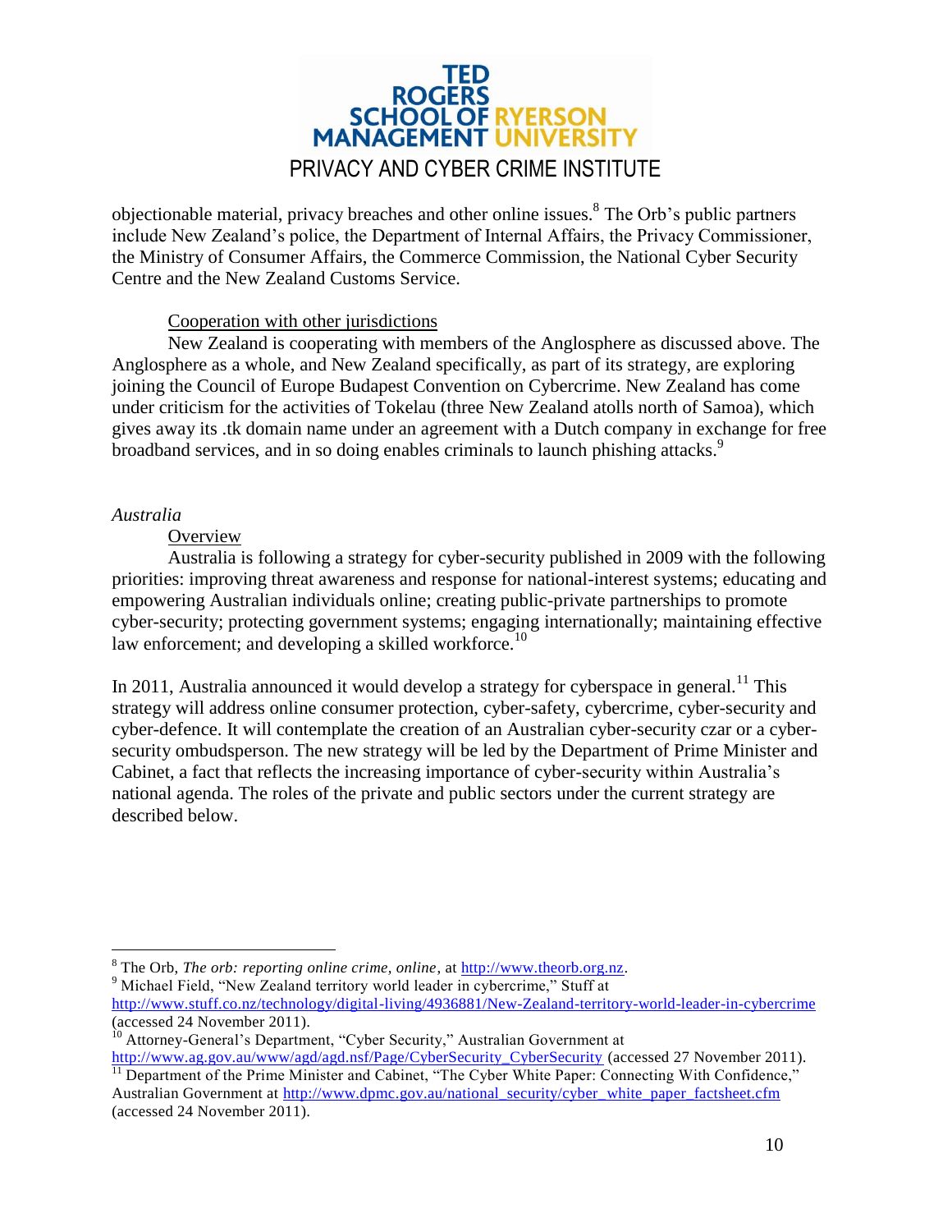objectionable material, privacy breaches and other online issues.[8] The Orb's public partners include New Zealand's police, the Department of Internal Affairs, the Privacy Commissioner, the Ministry of Consumer Affairs, the Commerce Commission, the National Cyber Security Centre and the New Zealand Customs Service.

Cooperation with other jurisdictions

New Zealand is cooperating with members of the Anglosphere as discussed above. The Anglosphere as a whole, and New Zealand specifically, as part of its strategy, are exploring joining the Council of Europe Budapest Convention on Cybercrime. New Zealand has come under criticism for the activities of Tokelau (three New Zealand atolls north of Samoa), which gives away its .tk domain name under an agreement with a Dutch company in exchange for free broadband services, and in so doing enables criminals to launch phishing attacks.[9]

*Australia*

Overview

Australia is following a strategy for cyber-security published in 2009 with the following priorities: improving threat awareness and response for national-interest systems; educating and empowering Australian individuals online; creating public-private partnerships to promote cyber-security; protecting government systems; engaging internationally; maintaining effective law enforcement; and developing a skilled workforce.[10]

In 2011, Australia announced it would develop a strategy for cyberspace in general.[11] This strategy will address online consumer protection, cyber-safety, cybercrime, cyber-security and cyber-defence. It will contemplate the creation of an Australian cyber-security czar or a cyber-security ombudsperson. The new strategy will be led by the Department of Prime Minister and Cabinet, a fact that reflects the increasing importance of cyber-security within Australia's national agenda. The roles of the private and public sectors under the current strategy are described below.

---

[8] The Orb, *The orb: reporting online crime, online*, at http://www.theorb.org.nz.

[9] Michael Field, "New Zealand territory world leader in cybercrime," Stuff at http://www.stuff.co.nz/technology/digital-living/4936881/New-Zealand-territory-world-leader-in-cybercrime (accessed 24 November 2011).

[10] Attorney-General's Department, "Cyber Security," Australian Government at http://www.ag.gov.au/www/agd/agd.nsf/Page/CyberSecurity_CyberSecurity (accessed 27 November 2011).

[11] Department of the Prime Minister and Cabinet, "The Cyber White Paper: Connecting With Confidence," Australian Government at http://www.dpmc.gov.au/national_security/cyber_white_paper_factsheet.cfm (accessed 24 November 2011).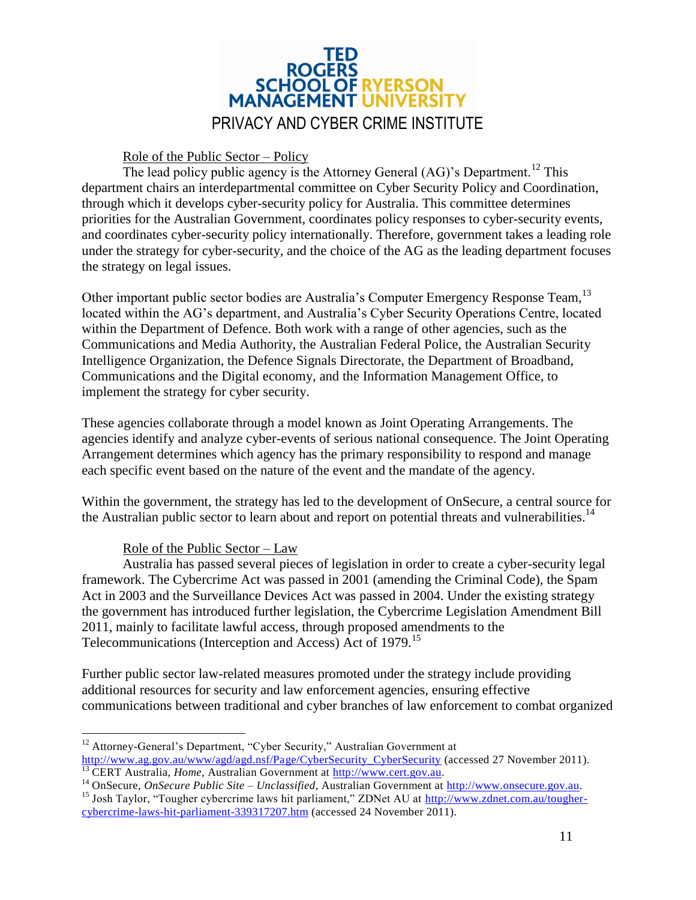### Role of the Public Sector – Policy

The lead policy public agency is the Attorney General (AG)'s Department.[12] This department chairs an interdepartmental committee on Cyber Security Policy and Coordination, through which it develops cyber-security policy for Australia. This committee determines priorities for the Australian Government, coordinates policy responses to cyber-security events, and coordinates cyber-security policy internationally. Therefore, government takes a leading role under the strategy for cyber-security, and the choice of the AG as the leading department focuses the strategy on legal issues.

Other important public sector bodies are Australia's Computer Emergency Response Team,[13] located within the AG's department, and Australia's Cyber Security Operations Centre, located within the Department of Defence. Both work with a range of other agencies, such as the Communications and Media Authority, the Australian Federal Police, the Australian Security Intelligence Organization, the Defence Signals Directorate, the Department of Broadband, Communications and the Digital economy, and the Information Management Office, to implement the strategy for cyber security.

These agencies collaborate through a model known as Joint Operating Arrangements. The agencies identify and analyze cyber-events of serious national consequence. The Joint Operating Arrangement determines which agency has the primary responsibility to respond and manage each specific event based on the nature of the event and the mandate of the agency.

Within the government, the strategy has led to the development of OnSecure, a central source for the Australian public sector to learn about and report on potential threats and vulnerabilities.[14]

### Role of the Public Sector – Law

Australia has passed several pieces of legislation in order to create a cyber-security legal framework. The Cybercrime Act was passed in 2001 (amending the Criminal Code), the Spam Act in 2003 and the Surveillance Devices Act was passed in 2004. Under the existing strategy the government has introduced further legislation, the Cybercrime Legislation Amendment Bill 2011, mainly to facilitate lawful access, through proposed amendments to the Telecommunications (Interception and Access) Act of 1979.[15]

Further public sector law-related measures promoted under the strategy include providing additional resources for security and law enforcement agencies, ensuring effective communications between traditional and cyber branches of law enforcement to combat organized

---

[12] Attorney-General's Department, "Cyber Security," Australian Government at http://www.ag.gov.au/www/agd/agd.nsf/Page/CyberSecurity_CyberSecurity (accessed 27 November 2011).

[13] CERT Australia, *Home,* Australian Government at http://www.cert.gov.au.

[14] OnSecure, *OnSecure Public Site – Unclassified,* Australian Government at http://www.onsecure.gov.au.

[15] Josh Taylor, "Tougher cybercrime laws hit parliament," ZDNet AU at http://www.zdnet.com.au/tougher-cybercrime-laws-hit-parliament-339317207.htm (accessed 24 November 2011).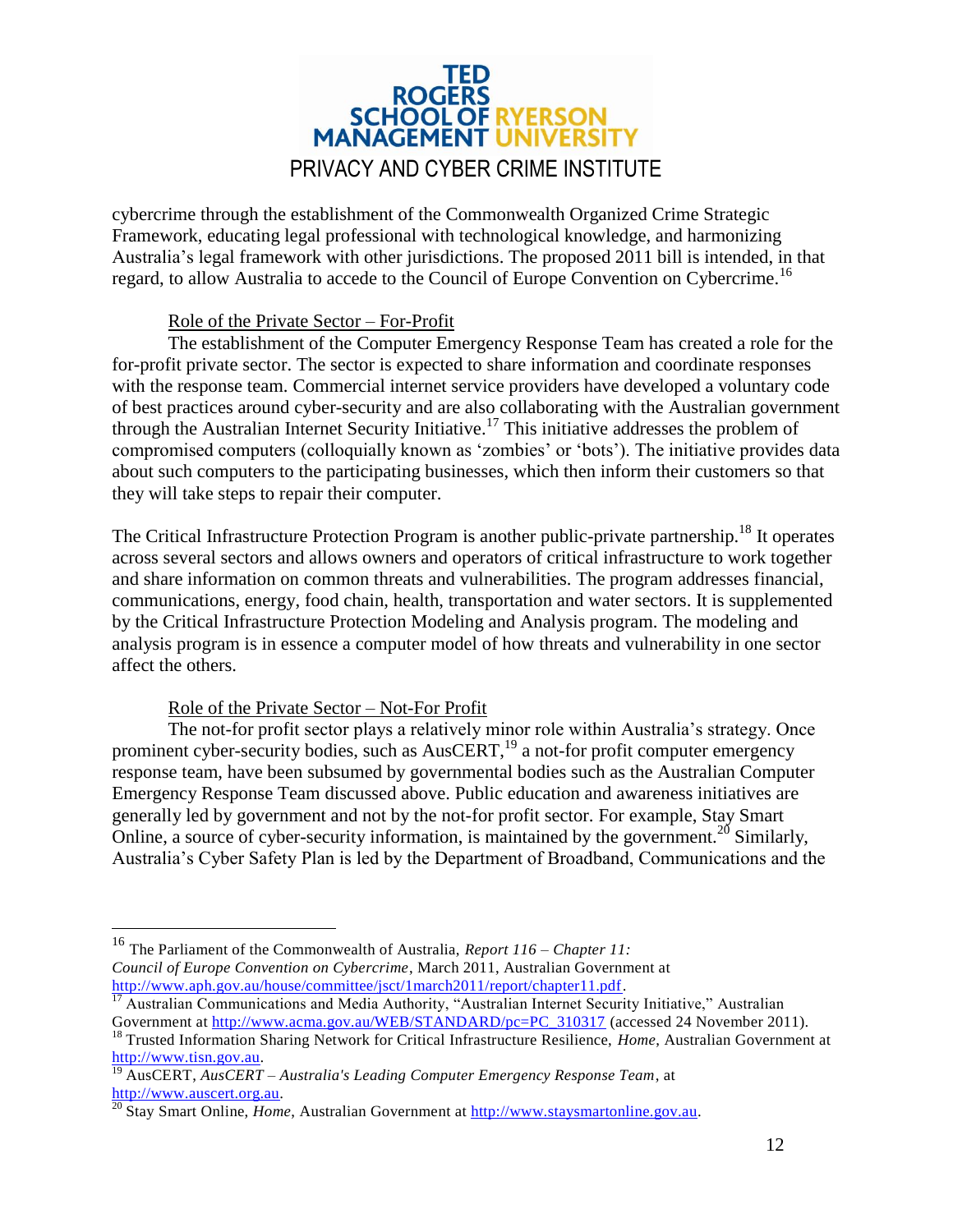cybercrime through the establishment of the Commonwealth Organized Crime Strategic Framework, educating legal professional with technological knowledge, and harmonizing Australia's legal framework with other jurisdictions. The proposed 2011 bill is intended, in that regard, to allow Australia to accede to the Council of Europe Convention on Cybercrime.[16]

Role of the Private Sector – For-Profit

The establishment of the Computer Emergency Response Team has created a role for the for-profit private sector. The sector is expected to share information and coordinate responses with the response team. Commercial internet service providers have developed a voluntary code of best practices around cyber-security and are also collaborating with the Australian government through the Australian Internet Security Initiative.[17] This initiative addresses the problem of compromised computers (colloquially known as 'zombies' or 'bots'). The initiative provides data about such computers to the participating businesses, which then inform their customers so that they will take steps to repair their computer.

The Critical Infrastructure Protection Program is another public-private partnership.[18] It operates across several sectors and allows owners and operators of critical infrastructure to work together and share information on common threats and vulnerabilities. The program addresses financial, communications, energy, food chain, health, transportation and water sectors. It is supplemented by the Critical Infrastructure Protection Modeling and Analysis program. The modeling and analysis program is in essence a computer model of how threats and vulnerability in one sector affect the others.

Role of the Private Sector – Not-For Profit

The not-for profit sector plays a relatively minor role within Australia's strategy. Once prominent cyber-security bodies, such as AusCERT,[19] a not-for profit computer emergency response team, have been subsumed by governmental bodies such as the Australian Computer Emergency Response Team discussed above. Public education and awareness initiatives are generally led by government and not by the not-for profit sector. For example, Stay Smart Online, a source of cyber-security information, is maintained by the government.[20] Similarly, Australia's Cyber Safety Plan is led by the Department of Broadband, Communications and the

---

[16] The Parliament of the Commonwealth of Australia, *Report 116 – Chapter 11: Council of Europe Convention on Cybercrime*, March 2011, Australian Government at http://www.aph.gov.au/house/committee/jsct/1march2011/report/chapter11.pdf.

[17] Australian Communications and Media Authority, "Australian Internet Security Initiative," Australian Government at http://www.acma.gov.au/WEB/STANDARD/pc=PC_310317 (accessed 24 November 2011).

[18] Trusted Information Sharing Network for Critical Infrastructure Resilience, *Home*, Australian Government at http://www.tisn.gov.au.

[19] AusCERT, *AusCERT – Australia's Leading Computer Emergency Response Team*, at http://www.auscert.org.au.

[20] Stay Smart Online, *Home*, Australian Government at http://www.staysmartonline.gov.au.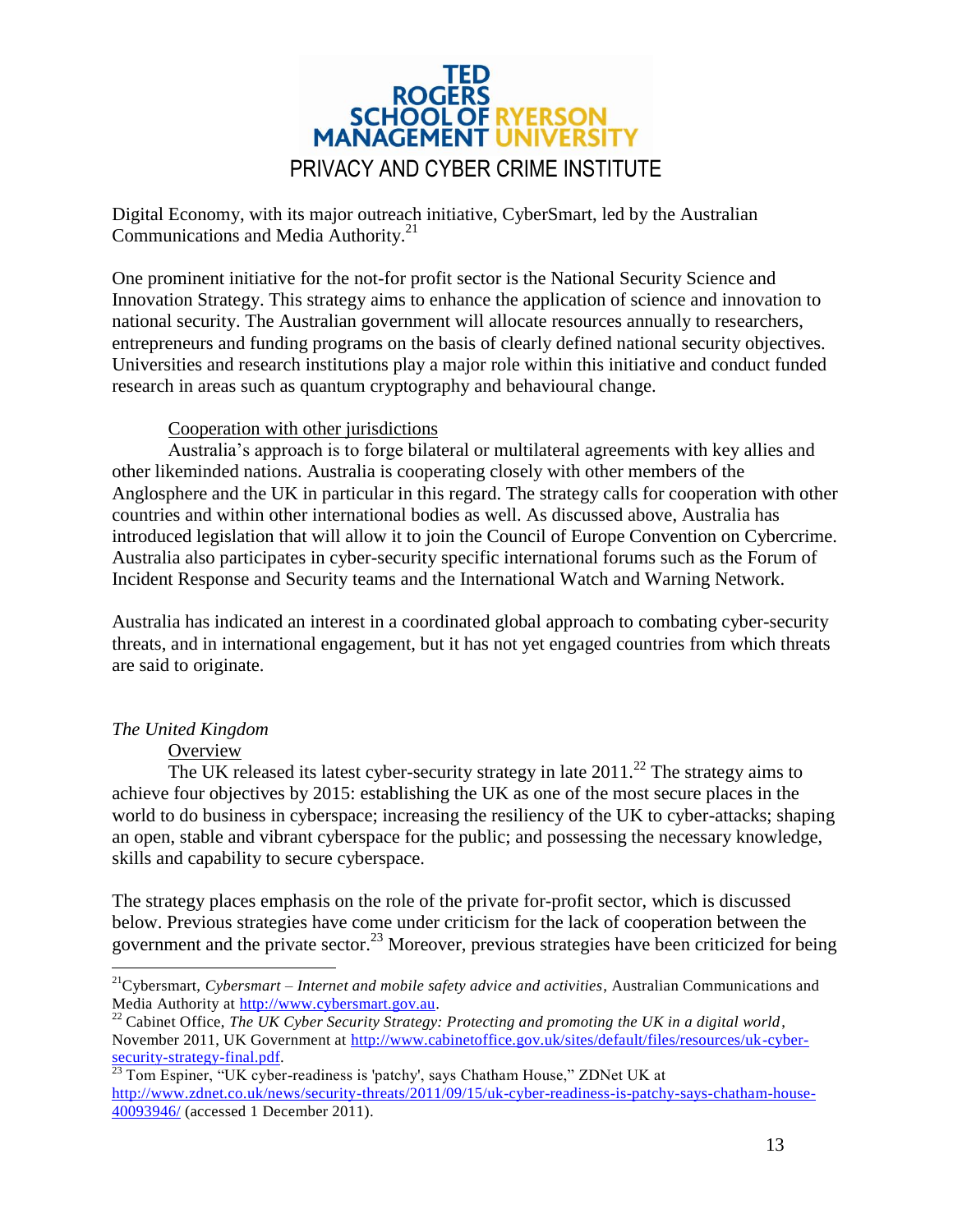Digital Economy, with its major outreach initiative, CyberSmart, led by the Australian Communications and Media Authority.[21]

One prominent initiative for the not-for profit sector is the National Security Science and Innovation Strategy. This strategy aims to enhance the application of science and innovation to national security. The Australian government will allocate resources annually to researchers, entrepreneurs and funding programs on the basis of clearly defined national security objectives. Universities and research institutions play a major role within this initiative and conduct funded research in areas such as quantum cryptography and behavioural change.

Cooperation with other jurisdictions

Australia's approach is to forge bilateral or multilateral agreements with key allies and other likeminded nations. Australia is cooperating closely with other members of the Anglosphere and the UK in particular in this regard. The strategy calls for cooperation with other countries and within other international bodies as well. As discussed above, Australia has introduced legislation that will allow it to join the Council of Europe Convention on Cybercrime. Australia also participates in cyber-security specific international forums such as the Forum of Incident Response and Security teams and the International Watch and Warning Network.

Australia has indicated an interest in a coordinated global approach to combating cyber-security threats, and in international engagement, but it has not yet engaged countries from which threats are said to originate.

*The United Kingdom*

Overview

The UK released its latest cyber-security strategy in late 2011.[22] The strategy aims to achieve four objectives by 2015: establishing the UK as one of the most secure places in the world to do business in cyberspace; increasing the resiliency of the UK to cyber-attacks; shaping an open, stable and vibrant cyberspace for the public; and possessing the necessary knowledge, skills and capability to secure cyberspace.

The strategy places emphasis on the role of the private for-profit sector, which is discussed below. Previous strategies have come under criticism for the lack of cooperation between the government and the private sector.[23] Moreover, previous strategies have been criticized for being

---

[21] Cybersmart, *Cybersmart – Internet and mobile safety advice and activities*, Australian Communications and Media Authority at http://www.cybersmart.gov.au.

[22] Cabinet Office, *The UK Cyber Security Strategy: Protecting and promoting the UK in a digital world*, November 2011, UK Government at http://www.cabinetoffice.gov.uk/sites/default/files/resources/uk-cyber-security-strategy-final.pdf.

[23] Tom Espiner, "UK cyber-readiness is 'patchy', says Chatham House," ZDNet UK at http://www.zdnet.co.uk/news/security-threats/2011/09/15/uk-cyber-readiness-is-patchy-says-chatham-house-40093946/ (accessed 1 December 2011).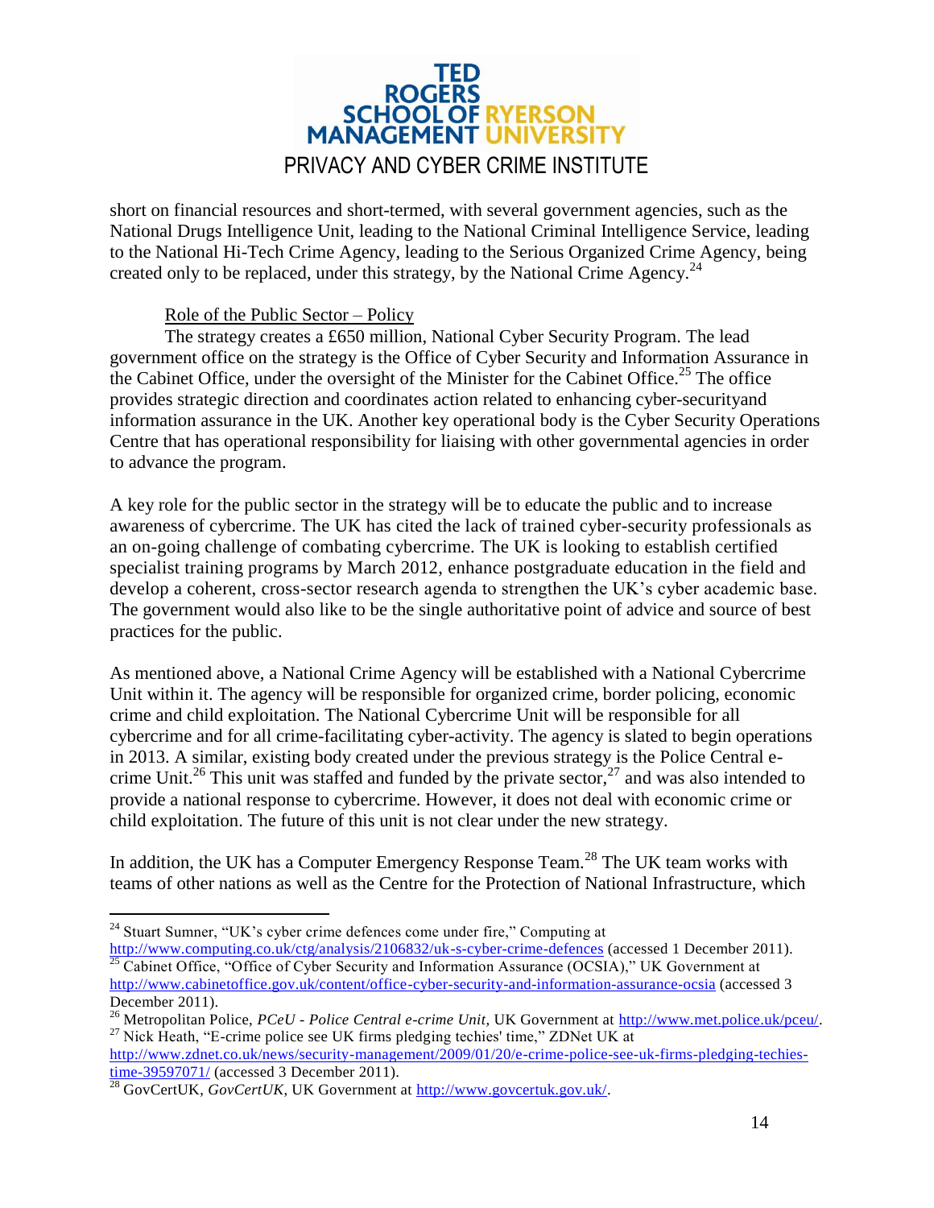short on financial resources and short-termed, with several government agencies, such as the National Drugs Intelligence Unit, leading to the National Criminal Intelligence Service, leading to the National Hi-Tech Crime Agency, leading to the Serious Organized Crime Agency, being created only to be replaced, under this strategy, by the National Crime Agency.[24]

Role of the Public Sector – Policy

The strategy creates a £650 million, National Cyber Security Program. The lead government office on the strategy is the Office of Cyber Security and Information Assurance in the Cabinet Office, under the oversight of the Minister for the Cabinet Office.[25] The office provides strategic direction and coordinates action related to enhancing cyber-securityand information assurance in the UK. Another key operational body is the Cyber Security Operations Centre that has operational responsibility for liaising with other governmental agencies in order to advance the program.

A key role for the public sector in the strategy will be to educate the public and to increase awareness of cybercrime. The UK has cited the lack of trained cyber-security professionals as an on-going challenge of combating cybercrime. The UK is looking to establish certified specialist training programs by March 2012, enhance postgraduate education in the field and develop a coherent, cross-sector research agenda to strengthen the UK's cyber academic base. The government would also like to be the single authoritative point of advice and source of best practices for the public.

As mentioned above, a National Crime Agency will be established with a National Cybercrime Unit within it. The agency will be responsible for organized crime, border policing, economic crime and child exploitation. The National Cybercrime Unit will be responsible for all cybercrime and for all crime-facilitating cyber-activity. The agency is slated to begin operations in 2013. A similar, existing body created under the previous strategy is the Police Central e-crime Unit.[26] This unit was staffed and funded by the private sector,[27] and was also intended to provide a national response to cybercrime. However, it does not deal with economic crime or child exploitation. The future of this unit is not clear under the new strategy.

In addition, the UK has a Computer Emergency Response Team.[28] The UK team works with teams of other nations as well as the Centre for the Protection of National Infrastructure, which

---

[24] Stuart Sumner, "UK's cyber crime defences come under fire," Computing at http://www.computing.co.uk/ctg/analysis/2106832/uk-s-cyber-crime-defences (accessed 1 December 2011).

[25] Cabinet Office, "Office of Cyber Security and Information Assurance (OCSIA)," UK Government at http://www.cabinetoffice.gov.uk/content/office-cyber-security-and-information-assurance-ocsia (accessed 3 December 2011).

[26] Metropolitan Police, *PCeU - Police Central e-crime Unit*, UK Government at http://www.met.police.uk/pceu/.

[27] Nick Heath, "E-crime police see UK firms pledging techies' time," ZDNet UK at http://www.zdnet.co.uk/news/security-management/2009/01/20/e-crime-police-see-uk-firms-pledging-techies-time-39597071/ (accessed 3 December 2011).

[28] GovCertUK, *GovCertUK*, UK Government at http://www.govcertuk.gov.uk/.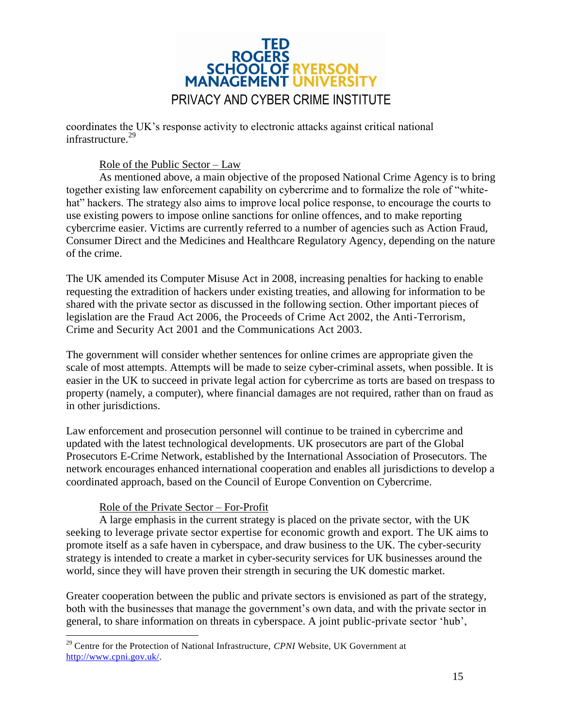coordinates the UK's response activity to electronic attacks against critical national infrastructure.[29]

Role of the Public Sector – Law

As mentioned above, a main objective of the proposed National Crime Agency is to bring together existing law enforcement capability on cybercrime and to formalize the role of "white-hat" hackers. The strategy also aims to improve local police response, to encourage the courts to use existing powers to impose online sanctions for online offences, and to make reporting cybercrime easier. Victims are currently referred to a number of agencies such as Action Fraud, Consumer Direct and the Medicines and Healthcare Regulatory Agency, depending on the nature of the crime.

The UK amended its Computer Misuse Act in 2008, increasing penalties for hacking to enable requesting the extradition of hackers under existing treaties, and allowing for information to be shared with the private sector as discussed in the following section. Other important pieces of legislation are the Fraud Act 2006, the Proceeds of Crime Act 2002, the Anti-Terrorism, Crime and Security Act 2001 and the Communications Act 2003.

The government will consider whether sentences for online crimes are appropriate given the scale of most attempts. Attempts will be made to seize cyber-criminal assets, when possible. It is easier in the UK to succeed in private legal action for cybercrime as torts are based on trespass to property (namely, a computer), where financial damages are not required, rather than on fraud as in other jurisdictions.

Law enforcement and prosecution personnel will continue to be trained in cybercrime and updated with the latest technological developments. UK prosecutors are part of the Global Prosecutors E-Crime Network, established by the International Association of Prosecutors. The network encourages enhanced international cooperation and enables all jurisdictions to develop a coordinated approach, based on the Council of Europe Convention on Cybercrime.

Role of the Private Sector – For-Profit

A large emphasis in the current strategy is placed on the private sector, with the UK seeking to leverage private sector expertise for economic growth and export. The UK aims to promote itself as a safe haven in cyberspace, and draw business to the UK. The cyber-security strategy is intended to create a market in cyber-security services for UK businesses around the world, since they will have proven their strength in securing the UK domestic market.

Greater cooperation between the public and private sectors is envisioned as part of the strategy, both with the businesses that manage the government's own data, and with the private sector in general, to share information on threats in cyberspace. A joint public-private sector 'hub',

---

[29] Centre for the Protection of National Infrastructure, *CPNI* Website, UK Government at http://www.cpni.gov.uk/.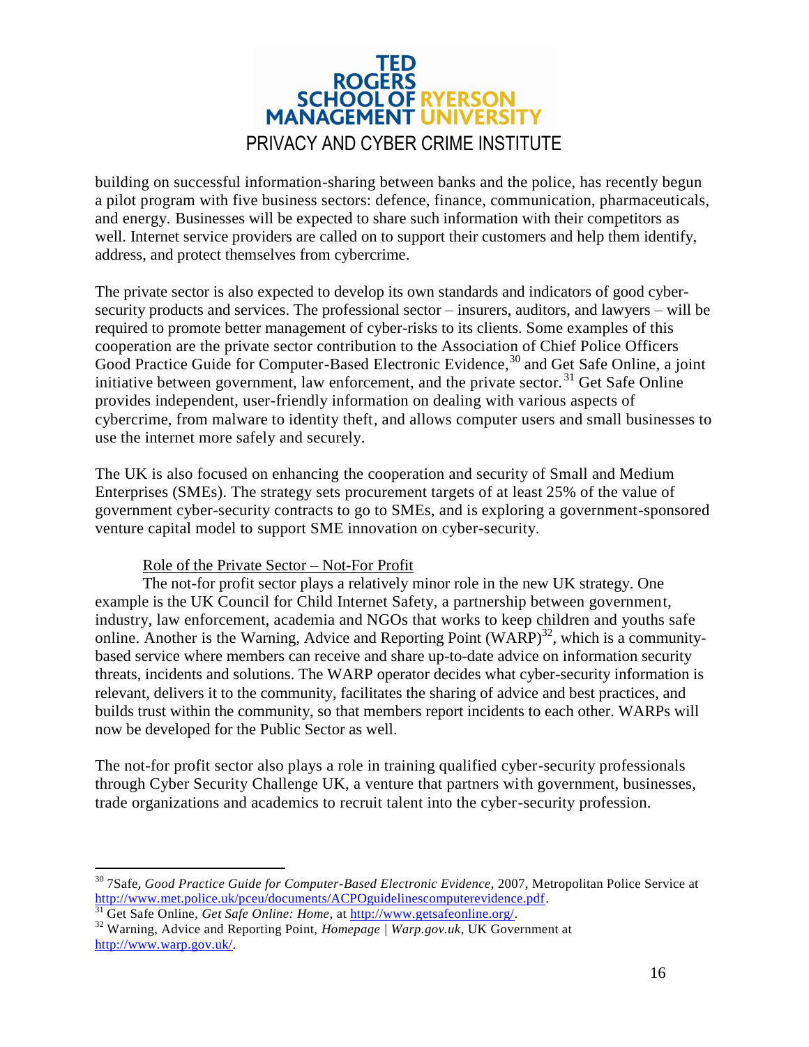building on successful information-sharing between banks and the police, has recently begun a pilot program with five business sectors: defence, finance, communication, pharmaceuticals, and energy. Businesses will be expected to share such information with their competitors as well. Internet service providers are called on to support their customers and help them identify, address, and protect themselves from cybercrime.

The private sector is also expected to develop its own standards and indicators of good cyber-security products and services. The professional sector – insurers, auditors, and lawyers – will be required to promote better management of cyber-risks to its clients. Some examples of this cooperation are the private sector contribution to the Association of Chief Police Officers Good Practice Guide for Computer-Based Electronic Evidence,[30] and Get Safe Online, a joint initiative between government, law enforcement, and the private sector.[31] Get Safe Online provides independent, user-friendly information on dealing with various aspects of cybercrime, from malware to identity theft, and allows computer users and small businesses to use the internet more safely and securely.

The UK is also focused on enhancing the cooperation and security of Small and Medium Enterprises (SMEs). The strategy sets procurement targets of at least 25% of the value of government cyber-security contracts to go to SMEs, and is exploring a government-sponsored venture capital model to support SME innovation on cyber-security.

Role of the Private Sector – Not-For Profit

The not-for profit sector plays a relatively minor role in the new UK strategy. One example is the UK Council for Child Internet Safety, a partnership between government, industry, law enforcement, academia and NGOs that works to keep children and youths safe online. Another is the Warning, Advice and Reporting Point (WARP)[32], which is a community-based service where members can receive and share up-to-date advice on information security threats, incidents and solutions. The WARP operator decides what cyber-security information is relevant, delivers it to the community, facilitates the sharing of advice and best practices, and builds trust within the community, so that members report incidents to each other. WARPs will now be developed for the Public Sector as well.

The not-for profit sector also plays a role in training qualified cyber-security professionals through Cyber Security Challenge UK, a venture that partners with government, businesses, trade organizations and academics to recruit talent into the cyber-security profession.

---

[30] 7Safe, *Good Practice Guide for Computer-Based Electronic Evidence*, 2007, Metropolitan Police Service at http://www.met.police.uk/pceu/documents/ACPOguidelinescomputerevidence.pdf.

[31] Get Safe Online, *Get Safe Online: Home*, at http://www.getsafeonline.org/.

[32] Warning, Advice and Reporting Point, *Homepage | Warp.gov.uk*, UK Government at http://www.warp.gov.uk/.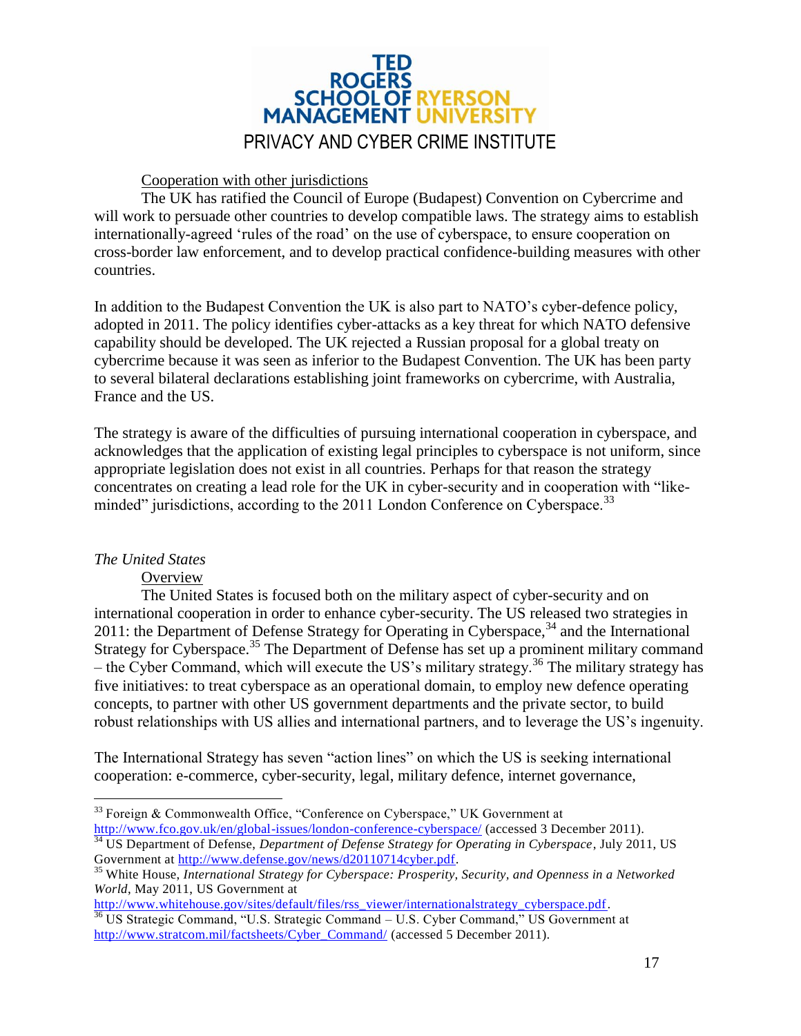Cooperation with other jurisdictions

The UK has ratified the Council of Europe (Budapest) Convention on Cybercrime and will work to persuade other countries to develop compatible laws. The strategy aims to establish internationally-agreed 'rules of the road' on the use of cyberspace, to ensure cooperation on cross-border law enforcement, and to develop practical confidence-building measures with other countries.

In addition to the Budapest Convention the UK is also part to NATO's cyber-defence policy, adopted in 2011. The policy identifies cyber-attacks as a key threat for which NATO defensive capability should be developed. The UK rejected a Russian proposal for a global treaty on cybercrime because it was seen as inferior to the Budapest Convention. The UK has been party to several bilateral declarations establishing joint frameworks on cybercrime, with Australia, France and the US.

The strategy is aware of the difficulties of pursuing international cooperation in cyberspace, and acknowledges that the application of existing legal principles to cyberspace is not uniform, since appropriate legislation does not exist in all countries. Perhaps for that reason the strategy concentrates on creating a lead role for the UK in cyber-security and in cooperation with "like-minded" jurisdictions, according to the 2011 London Conference on Cyberspace.[33]

*The United States*

Overview

The United States is focused both on the military aspect of cyber-security and on international cooperation in order to enhance cyber-security. The US released two strategies in 2011: the Department of Defense Strategy for Operating in Cyberspace,[34] and the International Strategy for Cyberspace.[35] The Department of Defense has set up a prominent military command – the Cyber Command, which will execute the US's military strategy.[36] The military strategy has five initiatives: to treat cyberspace as an operational domain, to employ new defence operating concepts, to partner with other US government departments and the private sector, to build robust relationships with US allies and international partners, and to leverage the US's ingenuity.

The International Strategy has seven "action lines" on which the US is seeking international cooperation: e-commerce, cyber-security, legal, military defence, internet governance,

---

[33] Foreign & Commonwealth Office, "Conference on Cyberspace," UK Government at http://www.fco.gov.uk/en/global-issues/london-conference-cyberspace/ (accessed 3 December 2011).

[34] US Department of Defense, *Department of Defense Strategy for Operating in Cyberspace*, July 2011, US Government at http://www.defense.gov/news/d20110714cyber.pdf.

[35] White House, *International Strategy for Cyberspace: Prosperity, Security, and Openness in a Networked World*, May 2011, US Government at http://www.whitehouse.gov/sites/default/files/rss_viewer/internationalstrategy_cyberspace.pdf.

[36] US Strategic Command, "U.S. Strategic Command – U.S. Cyber Command," US Government at http://www.stratcom.mil/factsheets/Cyber_Command/ (accessed 5 December 2011).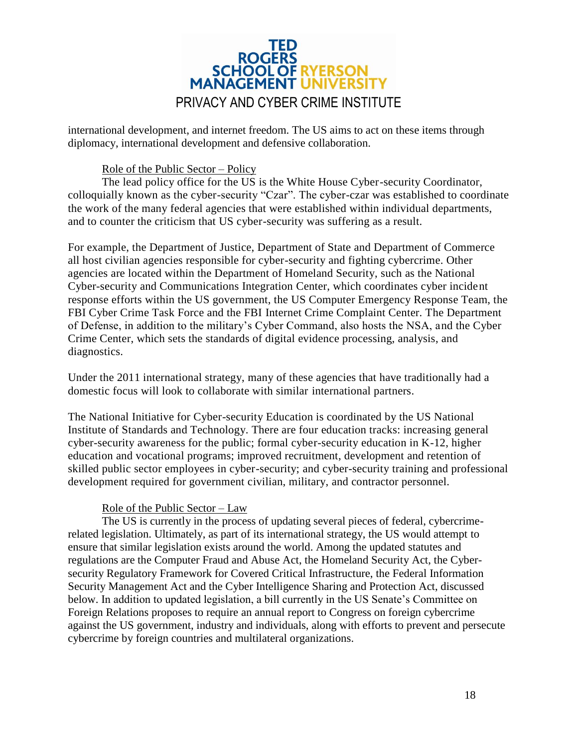international development, and internet freedom. The US aims to act on these items through diplomacy, international development and defensive collaboration.

### Role of the Public Sector – Policy

The lead policy office for the US is the White House Cyber-security Coordinator, colloquially known as the cyber-security "Czar". The cyber-czar was established to coordinate the work of the many federal agencies that were established within individual departments, and to counter the criticism that US cyber-security was suffering as a result.

For example, the Department of Justice, Department of State and Department of Commerce all host civilian agencies responsible for cyber-security and fighting cybercrime. Other agencies are located within the Department of Homeland Security, such as the National Cyber-security and Communications Integration Center, which coordinates cyber incident response efforts within the US government, the US Computer Emergency Response Team, the FBI Cyber Crime Task Force and the FBI Internet Crime Complaint Center. The Department of Defense, in addition to the military's Cyber Command, also hosts the NSA, and the Cyber Crime Center, which sets the standards of digital evidence processing, analysis, and diagnostics.

Under the 2011 international strategy, many of these agencies that have traditionally had a domestic focus will look to collaborate with similar international partners.

The National Initiative for Cyber-security Education is coordinated by the US National Institute of Standards and Technology. There are four education tracks: increasing general cyber-security awareness for the public; formal cyber-security education in K-12, higher education and vocational programs; improved recruitment, development and retention of skilled public sector employees in cyber-security; and cyber-security training and professional development required for government civilian, military, and contractor personnel.

### Role of the Public Sector – Law

The US is currently in the process of updating several pieces of federal, cybercrime-related legislation. Ultimately, as part of its international strategy, the US would attempt to ensure that similar legislation exists around the world. Among the updated statutes and regulations are the Computer Fraud and Abuse Act, the Homeland Security Act, the Cyber-security Regulatory Framework for Covered Critical Infrastructure, the Federal Information Security Management Act and the Cyber Intelligence Sharing and Protection Act, discussed below. In addition to updated legislation, a bill currently in the US Senate's Committee on Foreign Relations proposes to require an annual report to Congress on foreign cybercrime against the US government, industry and individuals, along with efforts to prevent and persecute cybercrime by foreign countries and multilateral organizations.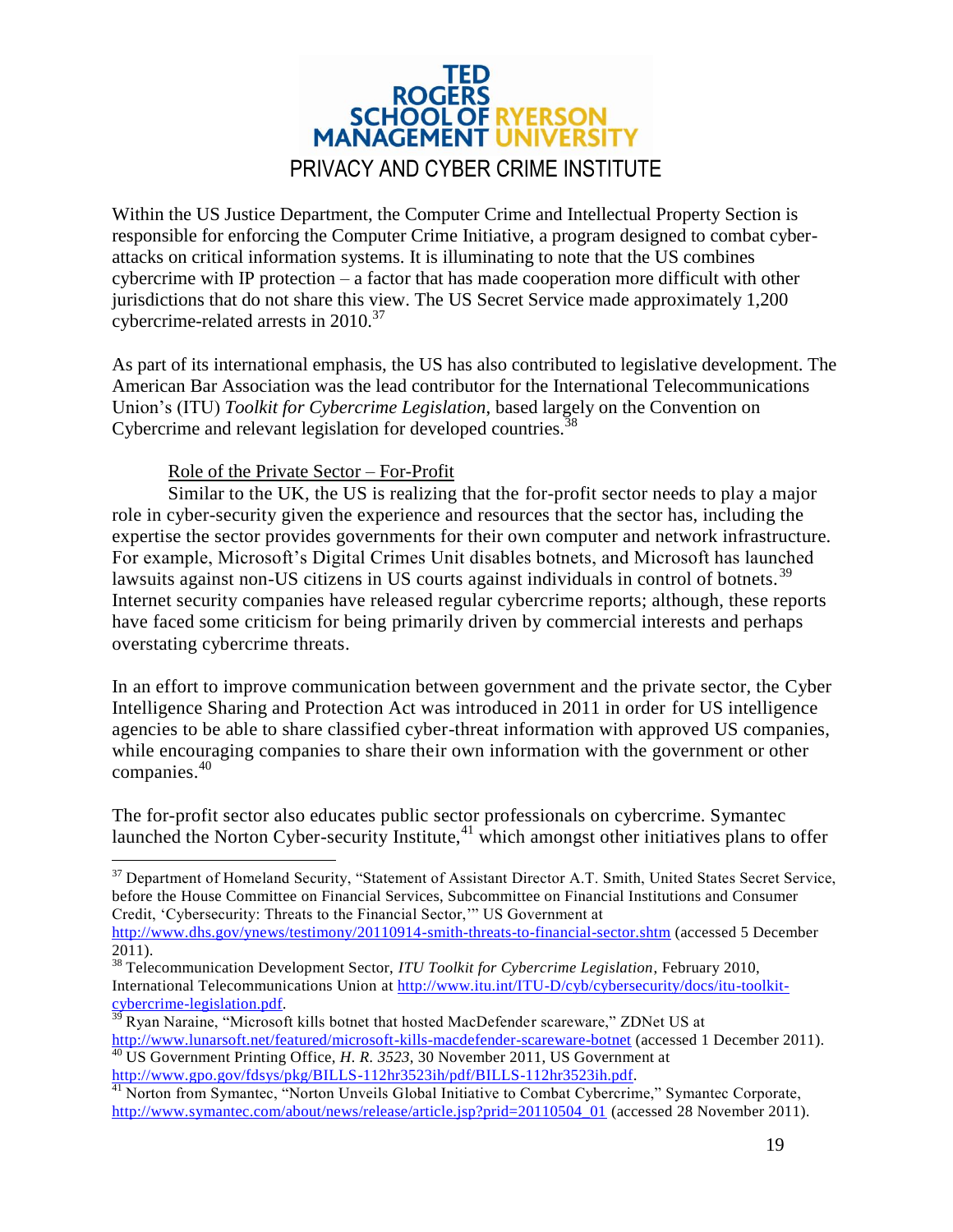Within the US Justice Department, the Computer Crime and Intellectual Property Section is responsible for enforcing the Computer Crime Initiative, a program designed to combat cyber-attacks on critical information systems. It is illuminating to note that the US combines cybercrime with IP protection – a factor that has made cooperation more difficult with other jurisdictions that do not share this view. The US Secret Service made approximately 1,200 cybercrime-related arrests in 2010.[37]

As part of its international emphasis, the US has also contributed to legislative development. The American Bar Association was the lead contributor for the International Telecommunications Union's (ITU) *Toolkit for Cybercrime Legislation*, based largely on the Convention on Cybercrime and relevant legislation for developed countries.[38]

Role of the Private Sector – For-Profit

Similar to the UK, the US is realizing that the for-profit sector needs to play a major role in cyber-security given the experience and resources that the sector has, including the expertise the sector provides governments for their own computer and network infrastructure. For example, Microsoft's Digital Crimes Unit disables botnets, and Microsoft has launched lawsuits against non-US citizens in US courts against individuals in control of botnets.[39] Internet security companies have released regular cybercrime reports; although, these reports have faced some criticism for being primarily driven by commercial interests and perhaps overstating cybercrime threats.

In an effort to improve communication between government and the private sector, the Cyber Intelligence Sharing and Protection Act was introduced in 2011 in order for US intelligence agencies to be able to share classified cyber-threat information with approved US companies, while encouraging companies to share their own information with the government or other companies.[40]

The for-profit sector also educates public sector professionals on cybercrime. Symantec launched the Norton Cyber-security Institute,[41] which amongst other initiatives plans to offer

---

[37] Department of Homeland Security, "Statement of Assistant Director A.T. Smith, United States Secret Service, before the House Committee on Financial Services, Subcommittee on Financial Institutions and Consumer Credit, 'Cybersecurity: Threats to the Financial Sector,'" US Government at http://www.dhs.gov/ynews/testimony/20110914-smith-threats-to-financial-sector.shtm (accessed 5 December 2011).

[38] Telecommunication Development Sector, *ITU Toolkit for Cybercrime Legislation*, February 2010, International Telecommunications Union at http://www.itu.int/ITU-D/cyb/cybersecurity/docs/itu-toolkit-cybercrime-legislation.pdf.

[39] Ryan Naraine, "Microsoft kills botnet that hosted MacDefender scareware," ZDNet US at http://www.lunarsoft.net/featured/microsoft-kills-macdefender-scareware-botnet (accessed 1 December 2011).

[40] US Government Printing Office, *H. R. 3523*, 30 November 2011, US Government at http://www.gpo.gov/fdsys/pkg/BILLS-112hr3523ih/pdf/BILLS-112hr3523ih.pdf.

[41] Norton from Symantec, "Norton Unveils Global Initiative to Combat Cybercrime," Symantec Corporate, http://www.symantec.com/about/news/release/article.jsp?prid=20110504_01 (accessed 28 November 2011).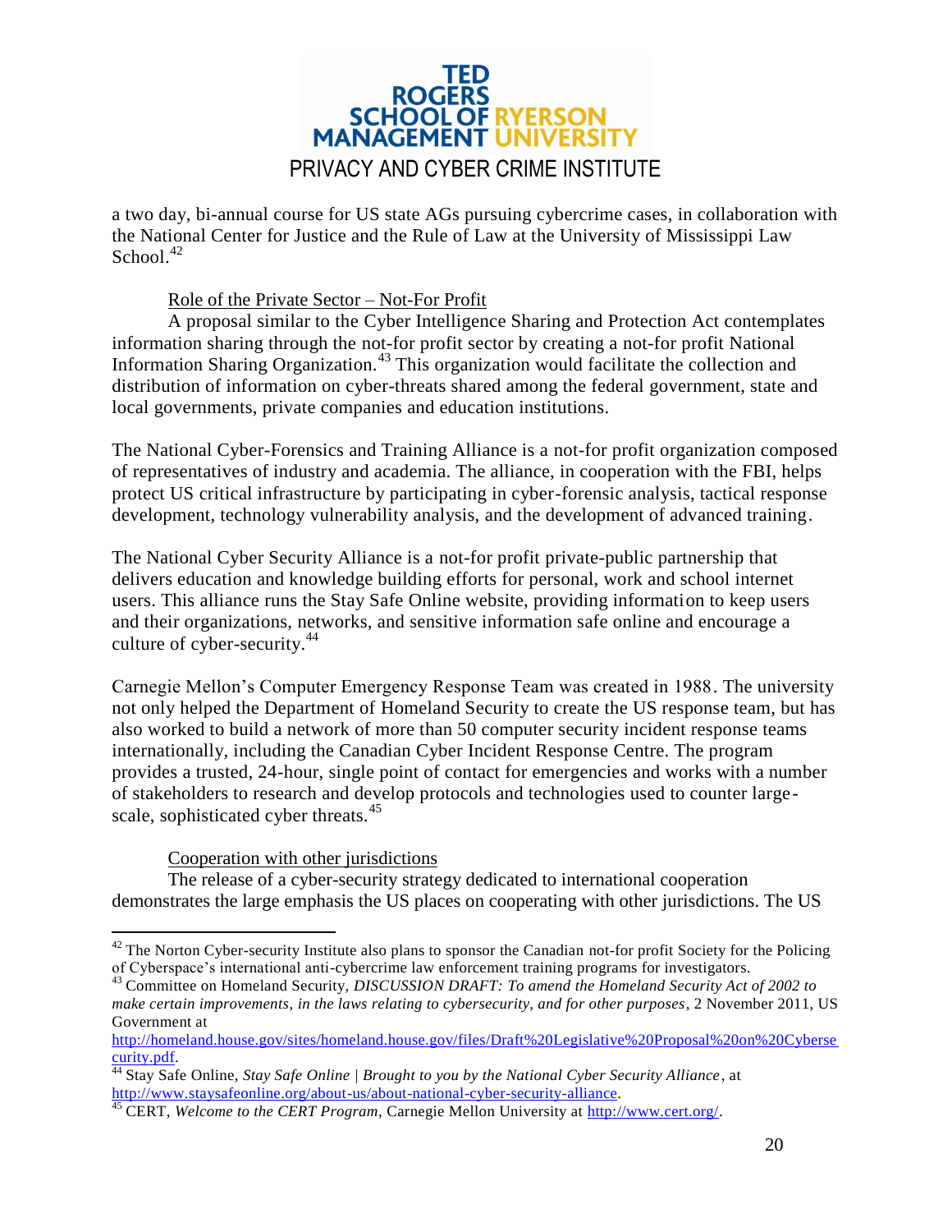a two day, bi-annual course for US state AGs pursuing cybercrime cases, in collaboration with the National Center for Justice and the Rule of Law at the University of Mississippi Law School.[42]

Role of the Private Sector – Not-For Profit

A proposal similar to the Cyber Intelligence Sharing and Protection Act contemplates information sharing through the not-for profit sector by creating a not-for profit National Information Sharing Organization.[43] This organization would facilitate the collection and distribution of information on cyber-threats shared among the federal government, state and local governments, private companies and education institutions.

The National Cyber-Forensics and Training Alliance is a not-for profit organization composed of representatives of industry and academia. The alliance, in cooperation with the FBI, helps protect US critical infrastructure by participating in cyber-forensic analysis, tactical response development, technology vulnerability analysis, and the development of advanced training.

The National Cyber Security Alliance is a not-for profit private-public partnership that delivers education and knowledge building efforts for personal, work and school internet users. This alliance runs the Stay Safe Online website, providing information to keep users and their organizations, networks, and sensitive information safe online and encourage a culture of cyber-security.[44]

Carnegie Mellon's Computer Emergency Response Team was created in 1988. The university not only helped the Department of Homeland Security to create the US response team, but has also worked to build a network of more than 50 computer security incident response teams internationally, including the Canadian Cyber Incident Response Centre. The program provides a trusted, 24-hour, single point of contact for emergencies and works with a number of stakeholders to research and develop protocols and technologies used to counter large-scale, sophisticated cyber threats.[45]

Cooperation with other jurisdictions

The release of a cyber-security strategy dedicated to international cooperation demonstrates the large emphasis the US places on cooperating with other jurisdictions. The US

---

[42] The Norton Cyber-security Institute also plans to sponsor the Canadian not-for profit Society for the Policing of Cyberspace's international anti-cybercrime law enforcement training programs for investigators.

[43] Committee on Homeland Security, *DISCUSSION DRAFT: To amend the Homeland Security Act of 2002 to make certain improvements, in the laws relating to cybersecurity, and for other purposes*, 2 November 2011, US Government at http://homeland.house.gov/sites/homeland.house.gov/files/Draft%20Legislative%20Proposal%20on%20Cybersecurity.pdf.

[44] Stay Safe Online, *Stay Safe Online | Brought to you by the National Cyber Security Alliance*, at http://www.staysafeonline.org/about-us/about-national-cyber-security-alliance.

[45] CERT, *Welcome to the CERT Program*, Carnegie Mellon University at http://www.cert.org/.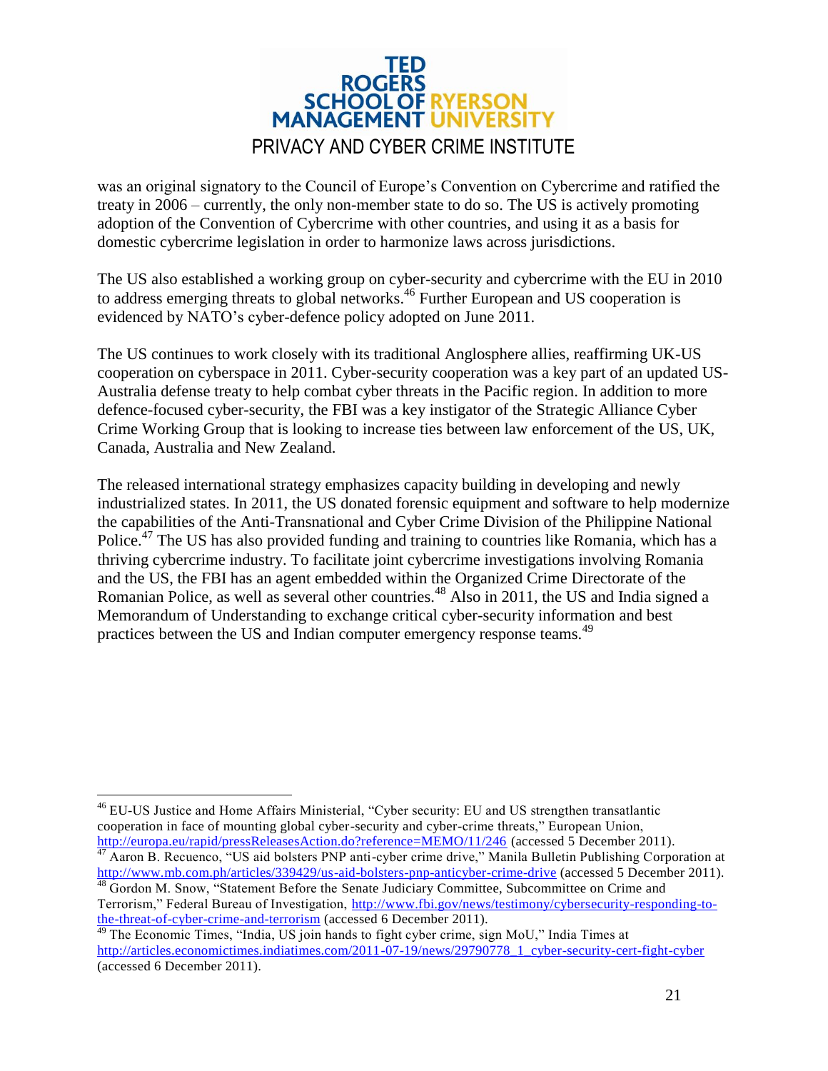was an original signatory to the Council of Europe's Convention on Cybercrime and ratified the treaty in 2006 – currently, the only non-member state to do so. The US is actively promoting adoption of the Convention of Cybercrime with other countries, and using it as a basis for domestic cybercrime legislation in order to harmonize laws across jurisdictions.

The US also established a working group on cyber-security and cybercrime with the EU in 2010 to address emerging threats to global networks.[46] Further European and US cooperation is evidenced by NATO's cyber-defence policy adopted on June 2011.

The US continues to work closely with its traditional Anglosphere allies, reaffirming UK-US cooperation on cyberspace in 2011. Cyber-security cooperation was a key part of an updated US-Australia defense treaty to help combat cyber threats in the Pacific region. In addition to more defence-focused cyber-security, the FBI was a key instigator of the Strategic Alliance Cyber Crime Working Group that is looking to increase ties between law enforcement of the US, UK, Canada, Australia and New Zealand.

The released international strategy emphasizes capacity building in developing and newly industrialized states. In 2011, the US donated forensic equipment and software to help modernize the capabilities of the Anti-Transnational and Cyber Crime Division of the Philippine National Police.[47] The US has also provided funding and training to countries like Romania, which has a thriving cybercrime industry. To facilitate joint cybercrime investigations involving Romania and the US, the FBI has an agent embedded within the Organized Crime Directorate of the Romanian Police, as well as several other countries.[48] Also in 2011, the US and India signed a Memorandum of Understanding to exchange critical cyber-security information and best practices between the US and Indian computer emergency response teams.[49]

---

[46] EU-US Justice and Home Affairs Ministerial, "Cyber security: EU and US strengthen transatlantic cooperation in face of mounting global cyber-security and cyber-crime threats," European Union, http://europa.eu/rapid/pressReleasesAction.do?reference=MEMO/11/246 (accessed 5 December 2011).

[47] Aaron B. Recuenco, "US aid bolsters PNP anti-cyber crime drive," Manila Bulletin Publishing Corporation at http://www.mb.com.ph/articles/339429/us-aid-bolsters-pnp-anticyber-crime-drive (accessed 5 December 2011).

[48] Gordon M. Snow, "Statement Before the Senate Judiciary Committee, Subcommittee on Crime and Terrorism," Federal Bureau of Investigation, http://www.fbi.gov/news/testimony/cybersecurity-responding-to-the-threat-of-cyber-crime-and-terrorism (accessed 6 December 2011).

[49] The Economic Times, "India, US join hands to fight cyber crime, sign MoU," India Times at http://articles.economictimes.indiatimes.com/2011-07-19/news/29790778_1_cyber-security-cert-fight-cyber (accessed 6 December 2011).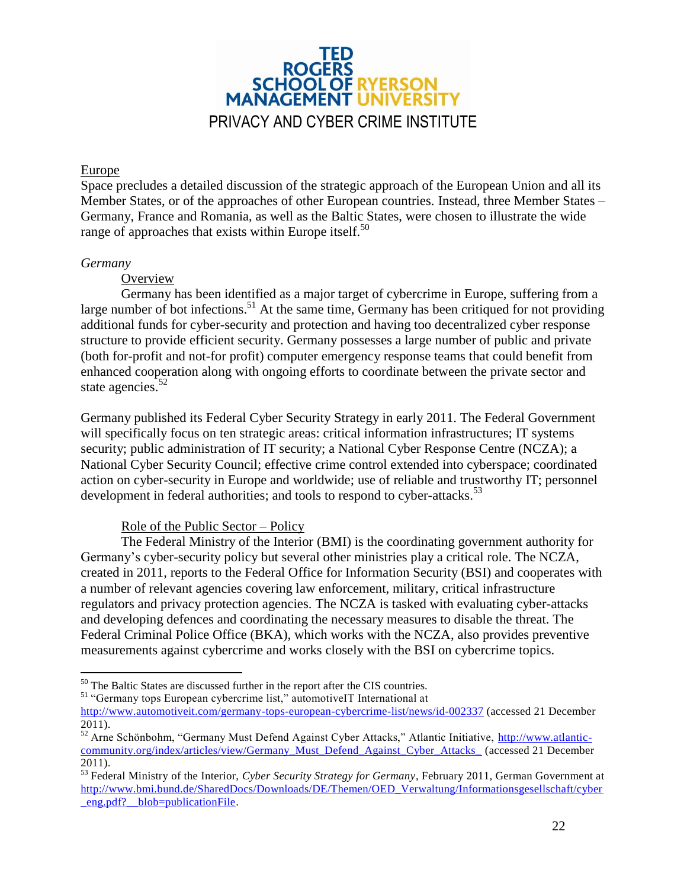## Europe

Space precludes a detailed discussion of the strategic approach of the European Union and all its Member States, or of the approaches of other European countries. Instead, three Member States – Germany, France and Romania, as well as the Baltic States, were chosen to illustrate the wide range of approaches that exists within Europe itself.[50]

### *Germany*

#### Overview

Germany has been identified as a major target of cybercrime in Europe, suffering from a large number of bot infections.[51] At the same time, Germany has been critiqued for not providing additional funds for cyber-security and protection and having too decentralized cyber response structure to provide efficient security. Germany possesses a large number of public and private (both for-profit and not-for profit) computer emergency response teams that could benefit from enhanced cooperation along with ongoing efforts to coordinate between the private sector and state agencies.[52]

Germany published its Federal Cyber Security Strategy in early 2011. The Federal Government will specifically focus on ten strategic areas: critical information infrastructures; IT systems security; public administration of IT security; a National Cyber Response Centre (NCZA); a National Cyber Security Council; effective crime control extended into cyberspace; coordinated action on cyber-security in Europe and worldwide; use of reliable and trustworthy IT; personnel development in federal authorities; and tools to respond to cyber-attacks.[53]

#### Role of the Public Sector – Policy

The Federal Ministry of the Interior (BMI) is the coordinating government authority for Germany's cyber-security policy but several other ministries play a critical role. The NCZA, created in 2011, reports to the Federal Office for Information Security (BSI) and cooperates with a number of relevant agencies covering law enforcement, military, critical infrastructure regulators and privacy protection agencies. The NCZA is tasked with evaluating cyber-attacks and developing defences and coordinating the necessary measures to disable the threat. The Federal Criminal Police Office (BKA), which works with the NCZA, also provides preventive measurements against cybercrime and works closely with the BSI on cybercrime topics.

---

[50] The Baltic States are discussed further in the report after the CIS countries.

[51] "Germany tops European cybercrime list," automotiveIT International at http://www.automotiveit.com/germany-tops-european-cybercrime-list/news/id-002337 (accessed 21 December 2011).

[52] Arne Schönbohm, "Germany Must Defend Against Cyber Attacks," Atlantic Initiative, http://www.atlantic-community.org/index/articles/view/Germany_Must_Defend_Against_Cyber_Attacks_ (accessed 21 December 2011).

[53] Federal Ministry of the Interior, *Cyber Security Strategy for Germany*, February 2011, German Government at http://www.bmi.bund.de/SharedDocs/Downloads/DE/Themen/OED_Verwaltung/Informationsgesellschaft/cyber_eng.pdf?__blob=publicationFile.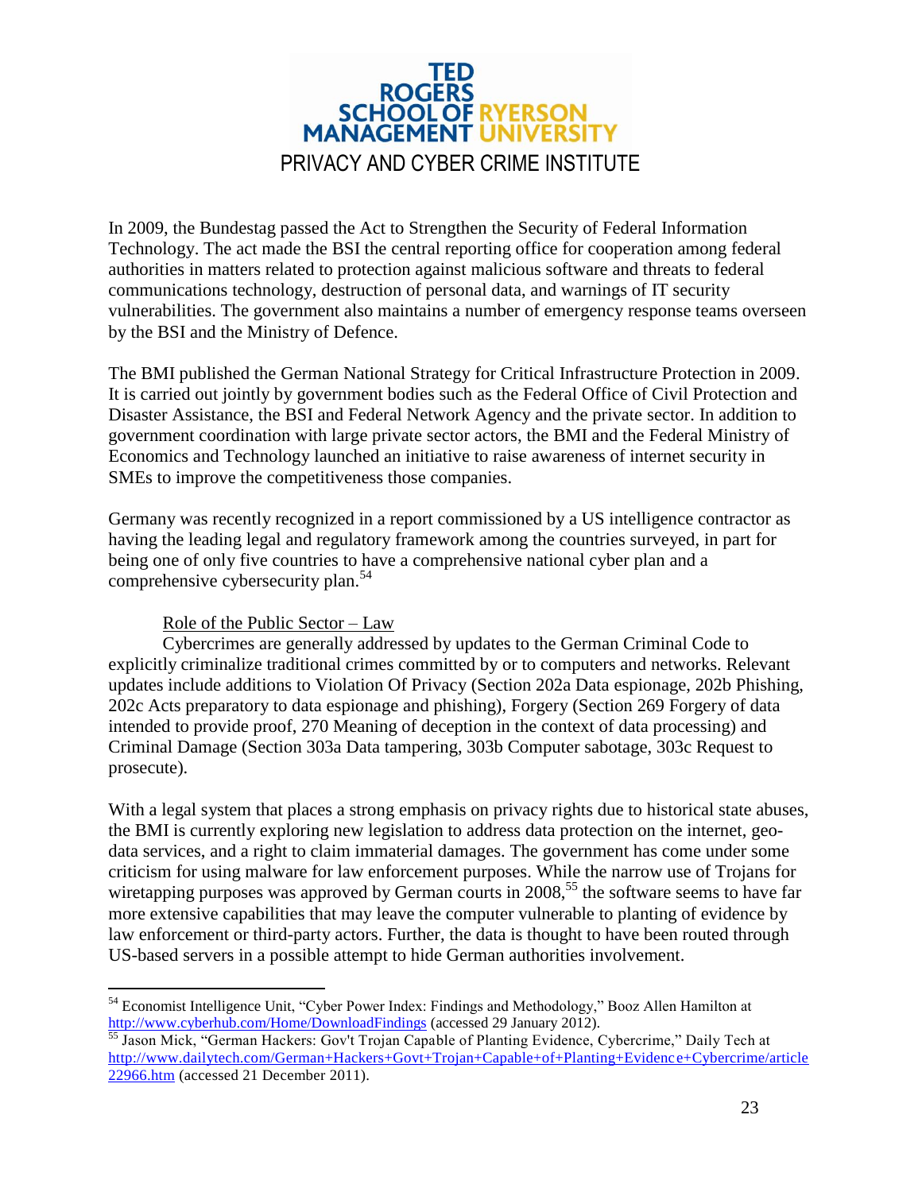In 2009, the Bundestag passed the Act to Strengthen the Security of Federal Information Technology. The act made the BSI the central reporting office for cooperation among federal authorities in matters related to protection against malicious software and threats to federal communications technology, destruction of personal data, and warnings of IT security vulnerabilities. The government also maintains a number of emergency response teams overseen by the BSI and the Ministry of Defence.

The BMI published the German National Strategy for Critical Infrastructure Protection in 2009. It is carried out jointly by government bodies such as the Federal Office of Civil Protection and Disaster Assistance, the BSI and Federal Network Agency and the private sector. In addition to government coordination with large private sector actors, the BMI and the Federal Ministry of Economics and Technology launched an initiative to raise awareness of internet security in SMEs to improve the competitiveness those companies.

Germany was recently recognized in a report commissioned by a US intelligence contractor as having the leading legal and regulatory framework among the countries surveyed, in part for being one of only five countries to have a comprehensive national cyber plan and a comprehensive cybersecurity plan.[54]

Role of the Public Sector – Law

Cybercrimes are generally addressed by updates to the German Criminal Code to explicitly criminalize traditional crimes committed by or to computers and networks. Relevant updates include additions to Violation Of Privacy (Section 202a Data espionage, 202b Phishing, 202c Acts preparatory to data espionage and phishing), Forgery (Section 269 Forgery of data intended to provide proof, 270 Meaning of deception in the context of data processing) and Criminal Damage (Section 303a Data tampering, 303b Computer sabotage, 303c Request to prosecute).

With a legal system that places a strong emphasis on privacy rights due to historical state abuses, the BMI is currently exploring new legislation to address data protection on the internet, geo-data services, and a right to claim immaterial damages. The government has come under some criticism for using malware for law enforcement purposes. While the narrow use of Trojans for wiretapping purposes was approved by German courts in 2008,[55] the software seems to have far more extensive capabilities that may leave the computer vulnerable to planting of evidence by law enforcement or third-party actors. Further, the data is thought to have been routed through US-based servers in a possible attempt to hide German authorities involvement.

---

[54] Economist Intelligence Unit, "Cyber Power Index: Findings and Methodology," Booz Allen Hamilton at http://www.cyberhub.com/Home/DownloadFindings (accessed 29 January 2012).

[55] Jason Mick, "German Hackers: Gov't Trojan Capable of Planting Evidence, Cybercrime," Daily Tech at http://www.dailytech.com/German+Hackers+Govt+Trojan+Capable+of+Planting+Evidence+Cybercrime/article22966.htm (accessed 21 December 2011).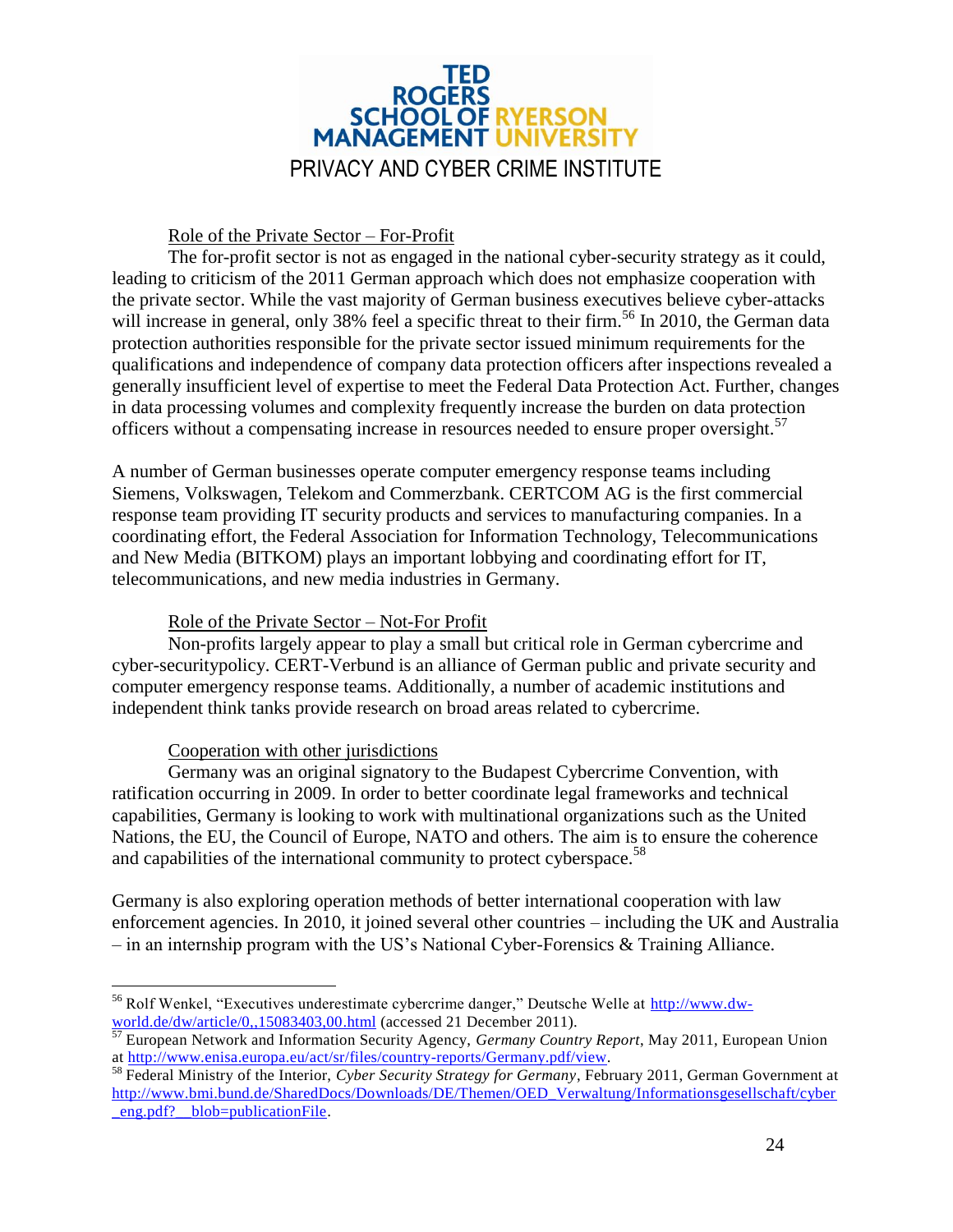### Role of the Private Sector – For-Profit

The for-profit sector is not as engaged in the national cyber-security strategy as it could, leading to criticism of the 2011 German approach which does not emphasize cooperation with the private sector. While the vast majority of German business executives believe cyber-attacks will increase in general, only 38% feel a specific threat to their firm.[56] In 2010, the German data protection authorities responsible for the private sector issued minimum requirements for the qualifications and independence of company data protection officers after inspections revealed a generally insufficient level of expertise to meet the Federal Data Protection Act. Further, changes in data processing volumes and complexity frequently increase the burden on data protection officers without a compensating increase in resources needed to ensure proper oversight.[57]

A number of German businesses operate computer emergency response teams including Siemens, Volkswagen, Telekom and Commerzbank. CERTCOM AG is the first commercial response team providing IT security products and services to manufacturing companies. In a coordinating effort, the Federal Association for Information Technology, Telecommunications and New Media (BITKOM) plays an important lobbying and coordinating effort for IT, telecommunications, and new media industries in Germany.

### Role of the Private Sector – Not-For Profit

Non-profits largely appear to play a small but critical role in German cybercrime and cyber-securitypolicy. CERT-Verbund is an alliance of German public and private security and computer emergency response teams. Additionally, a number of academic institutions and independent think tanks provide research on broad areas related to cybercrime.

### Cooperation with other jurisdictions

Germany was an original signatory to the Budapest Cybercrime Convention, with ratification occurring in 2009. In order to better coordinate legal frameworks and technical capabilities, Germany is looking to work with multinational organizations such as the United Nations, the EU, the Council of Europe, NATO and others. The aim is to ensure the coherence and capabilities of the international community to protect cyberspace.[58]

Germany is also exploring operation methods of better international cooperation with law enforcement agencies. In 2010, it joined several other countries – including the UK and Australia – in an internship program with the US's National Cyber-Forensics & Training Alliance.

---

[56] Rolf Wenkel, "Executives underestimate cybercrime danger," Deutsche Welle at http://www.dw-world.de/dw/article/0,,15083403,00.html (accessed 21 December 2011).

[57] European Network and Information Security Agency, *Germany Country Report*, May 2011, European Union at http://www.enisa.europa.eu/act/sr/files/country-reports/Germany.pdf/view.

[58] Federal Ministry of the Interior, *Cyber Security Strategy for Germany*, February 2011, German Government at http://www.bmi.bund.de/SharedDocs/Downloads/DE/Themen/OED_Verwaltung/Informationsgesellschaft/cyber_eng.pdf?__blob=publicationFile.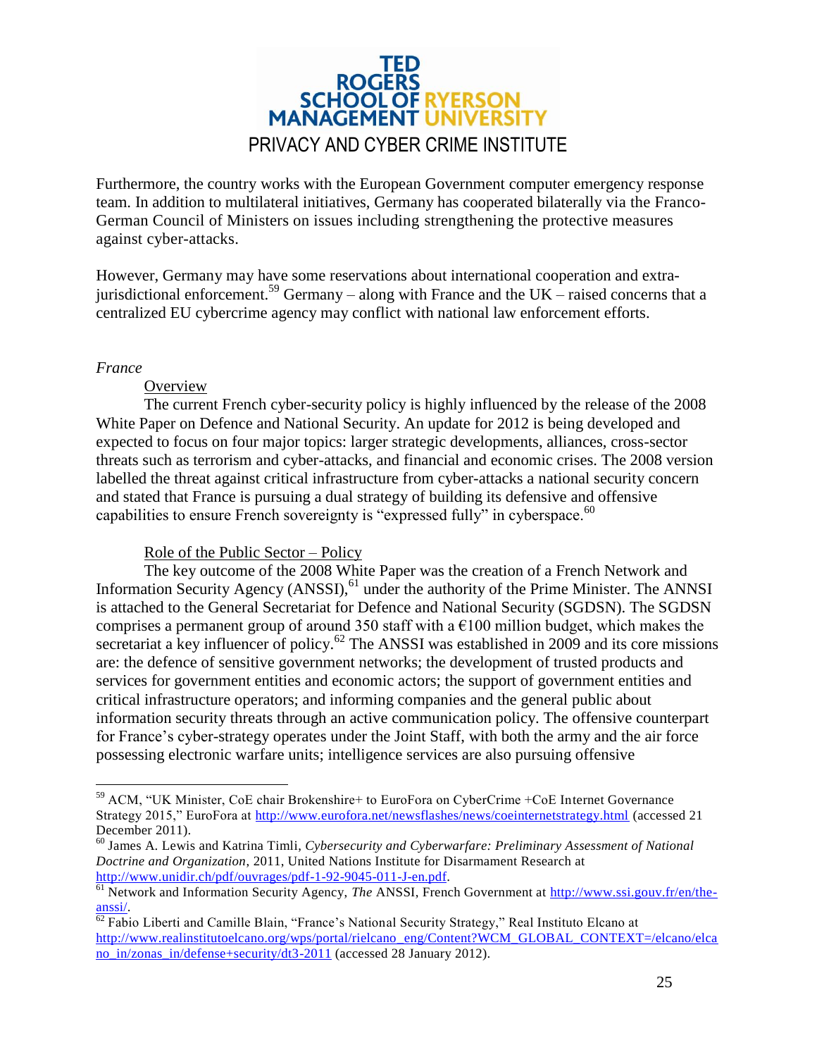Furthermore, the country works with the European Government computer emergency response team. In addition to multilateral initiatives, Germany has cooperated bilaterally via the Franco-German Council of Ministers on issues including strengthening the protective measures against cyber-attacks.

However, Germany may have some reservations about international cooperation and extra-jurisdictional enforcement.[59] Germany – along with France and the UK – raised concerns that a centralized EU cybercrime agency may conflict with national law enforcement efforts.

*France*

Overview

The current French cyber-security policy is highly influenced by the release of the 2008 White Paper on Defence and National Security. An update for 2012 is being developed and expected to focus on four major topics: larger strategic developments, alliances, cross-sector threats such as terrorism and cyber-attacks, and financial and economic crises. The 2008 version labelled the threat against critical infrastructure from cyber-attacks a national security concern and stated that France is pursuing a dual strategy of building its defensive and offensive capabilities to ensure French sovereignty is "expressed fully" in cyberspace.[60]

Role of the Public Sector – Policy

The key outcome of the 2008 White Paper was the creation of a French Network and Information Security Agency (ANSSI),[61] under the authority of the Prime Minister. The ANNSI is attached to the General Secretariat for Defence and National Security (SGDSN). The SGDSN comprises a permanent group of around 350 staff with a €100 million budget, which makes the secretariat a key influencer of policy.[62] The ANSSI was established in 2009 and its core missions are: the defence of sensitive government networks; the development of trusted products and services for government entities and economic actors; the support of government entities and critical infrastructure operators; and informing companies and the general public about information security threats through an active communication policy. The offensive counterpart for France's cyber-strategy operates under the Joint Staff, with both the army and the air force possessing electronic warfare units; intelligence services are also pursuing offensive

---

[59] ACM, "UK Minister, CoE chair Brokenshire+ to EuroFora on CyberCrime +CoE Internet Governance Strategy 2015," EuroFora at http://www.eurofora.net/newsflashes/news/coeinternetstrategy.html (accessed 21 December 2011).

[60] James A. Lewis and Katrina Timli, *Cybersecurity and Cyberwarfare: Preliminary Assessment of National Doctrine and Organization*, 2011, United Nations Institute for Disarmament Research at http://www.unidir.ch/pdf/ouvrages/pdf-1-92-9045-011-J-en.pdf.

[61] Network and Information Security Agency, *The* ANSSI, French Government at http://www.ssi.gouv.fr/en/the-anssi/.

[62] Fabio Liberti and Camille Blain, "France's National Security Strategy," Real Instituto Elcano at http://www.realinstitutoelcano.org/wps/portal/rielcano_eng/Content?WCM_GLOBAL_CONTEXT=/elcano/elcano_in/zonas_in/defense+security/dt3-2011 (accessed 28 January 2012).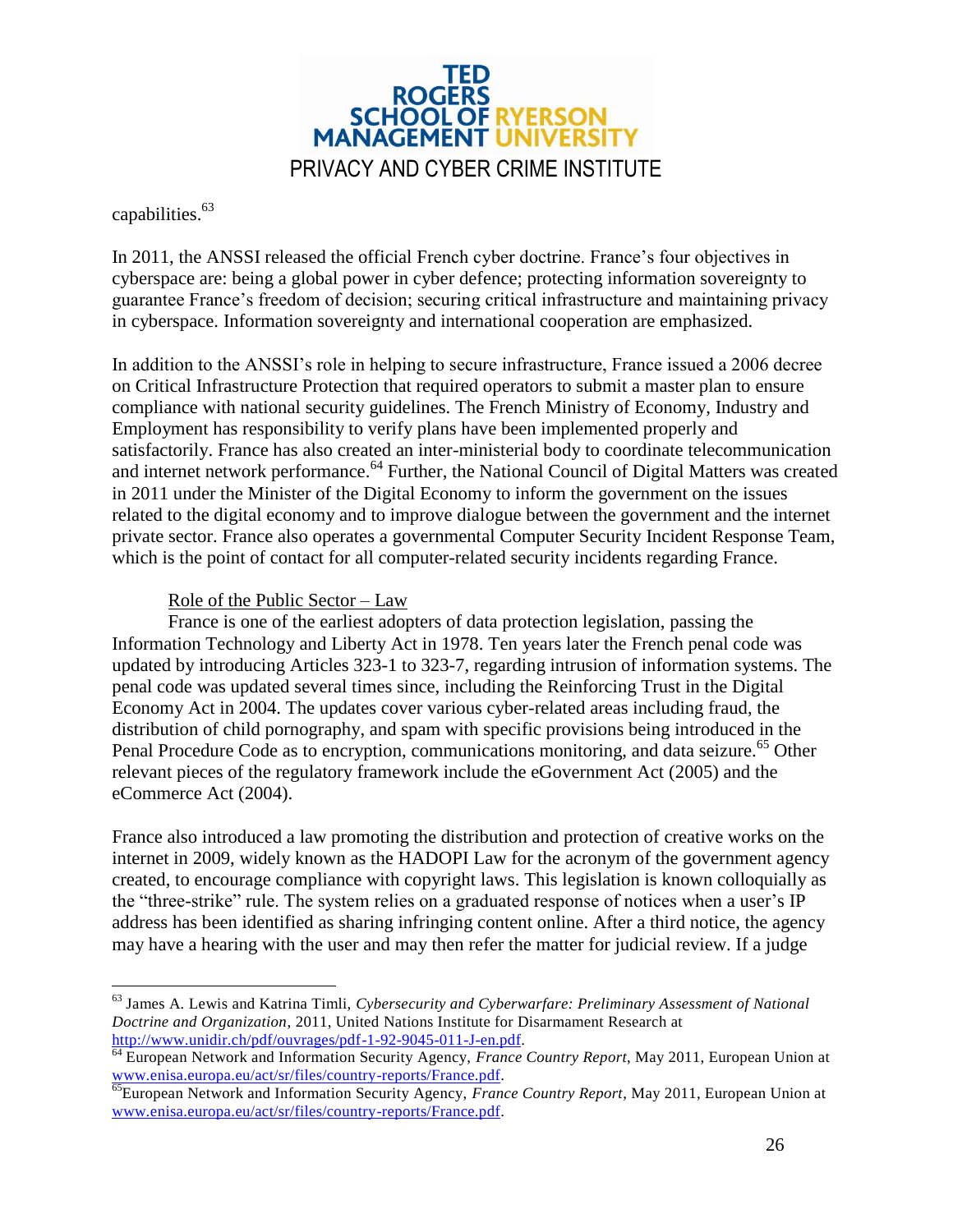capabilities.[63]

In 2011, the ANSSI released the official French cyber doctrine. France's four objectives in cyberspace are: being a global power in cyber defence; protecting information sovereignty to guarantee France's freedom of decision; securing critical infrastructure and maintaining privacy in cyberspace. Information sovereignty and international cooperation are emphasized.

In addition to the ANSSI's role in helping to secure infrastructure, France issued a 2006 decree on Critical Infrastructure Protection that required operators to submit a master plan to ensure compliance with national security guidelines. The French Ministry of Economy, Industry and Employment has responsibility to verify plans have been implemented properly and satisfactorily. France has also created an inter-ministerial body to coordinate telecommunication and internet network performance.[64] Further, the National Council of Digital Matters was created in 2011 under the Minister of the Digital Economy to inform the government on the issues related to the digital economy and to improve dialogue between the government and the internet private sector. France also operates a governmental Computer Security Incident Response Team, which is the point of contact for all computer-related security incidents regarding France.

Role of the Public Sector – Law

France is one of the earliest adopters of data protection legislation, passing the Information Technology and Liberty Act in 1978. Ten years later the French penal code was updated by introducing Articles 323-1 to 323-7, regarding intrusion of information systems. The penal code was updated several times since, including the Reinforcing Trust in the Digital Economy Act in 2004. The updates cover various cyber-related areas including fraud, the distribution of child pornography, and spam with specific provisions being introduced in the Penal Procedure Code as to encryption, communications monitoring, and data seizure.[65] Other relevant pieces of the regulatory framework include the eGovernment Act (2005) and the eCommerce Act (2004).

France also introduced a law promoting the distribution and protection of creative works on the internet in 2009, widely known as the HADOPI Law for the acronym of the government agency created, to encourage compliance with copyright laws. This legislation is known colloquially as the "three-strike" rule. The system relies on a graduated response of notices when a user's IP address has been identified as sharing infringing content online. After a third notice, the agency may have a hearing with the user and may then refer the matter for judicial review. If a judge

---

[63] James A. Lewis and Katrina Timli, *Cybersecurity and Cyberwarfare: Preliminary Assessment of National Doctrine and Organization*, 2011, United Nations Institute for Disarmament Research at http://www.unidir.ch/pdf/ouvrages/pdf-1-92-9045-011-J-en.pdf.

[64] European Network and Information Security Agency, *France Country Report*, May 2011, European Union at www.enisa.europa.eu/act/sr/files/country-reports/France.pdf.

[65] European Network and Information Security Agency, *France Country Report*, May 2011, European Union at www.enisa.europa.eu/act/sr/files/country-reports/France.pdf.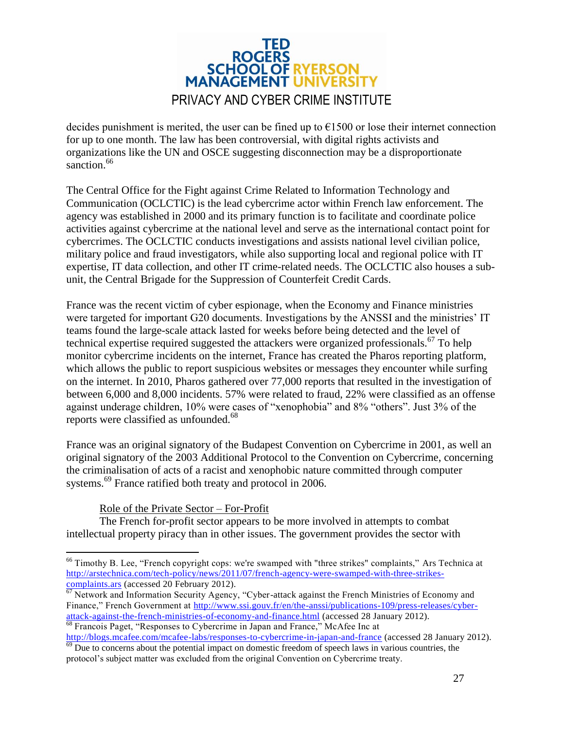decides punishment is merited, the user can be fined up to €1500 or lose their internet connection for up to one month. The law has been controversial, with digital rights activists and organizations like the UN and OSCE suggesting disconnection may be a disproportionate sanction.[66]

The Central Office for the Fight against Crime Related to Information Technology and Communication (OCLCTIC) is the lead cybercrime actor within French law enforcement. The agency was established in 2000 and its primary function is to facilitate and coordinate police activities against cybercrime at the national level and serve as the international contact point for cybercrimes. The OCLCTIC conducts investigations and assists national level civilian police, military police and fraud investigators, while also supporting local and regional police with IT expertise, IT data collection, and other IT crime-related needs. The OCLCTIC also houses a sub-unit, the Central Brigade for the Suppression of Counterfeit Credit Cards.

France was the recent victim of cyber espionage, when the Economy and Finance ministries were targeted for important G20 documents. Investigations by the ANSSI and the ministries' IT teams found the large-scale attack lasted for weeks before being detected and the level of technical expertise required suggested the attackers were organized professionals.[67] To help monitor cybercrime incidents on the internet, France has created the Pharos reporting platform, which allows the public to report suspicious websites or messages they encounter while surfing on the internet. In 2010, Pharos gathered over 77,000 reports that resulted in the investigation of between 6,000 and 8,000 incidents. 57% were related to fraud, 22% were classified as an offense against underage children, 10% were cases of "xenophobia" and 8% "others". Just 3% of the reports were classified as unfounded.[68]

France was an original signatory of the Budapest Convention on Cybercrime in 2001, as well an original signatory of the 2003 Additional Protocol to the Convention on Cybercrime, concerning the criminalisation of acts of a racist and xenophobic nature committed through computer systems.[69] France ratified both treaty and protocol in 2006.

Role of the Private Sector – For-Profit

The French for-profit sector appears to be more involved in attempts to combat intellectual property piracy than in other issues. The government provides the sector with

---

[66] Timothy B. Lee, "French copyright cops: we're swamped with "three strikes" complaints," Ars Technica at http://arstechnica.com/tech-policy/news/2011/07/french-agency-were-swamped-with-three-strikes-complaints.ars (accessed 20 February 2012).

[67] Network and Information Security Agency, "Cyber-attack against the French Ministries of Economy and Finance," French Government at http://www.ssi.gouv.fr/en/the-anssi/publications-109/press-releases/cyber-attack-against-the-french-ministries-of-economy-and-finance.html (accessed 28 January 2012).

[68] Francois Paget, "Responses to Cybercrime in Japan and France," McAfee Inc at http://blogs.mcafee.com/mcafee-labs/responses-to-cybercrime-in-japan-and-france (accessed 28 January 2012).

[69] Due to concerns about the potential impact on domestic freedom of speech laws in various countries, the protocol's subject matter was excluded from the original Convention on Cybercrime treaty.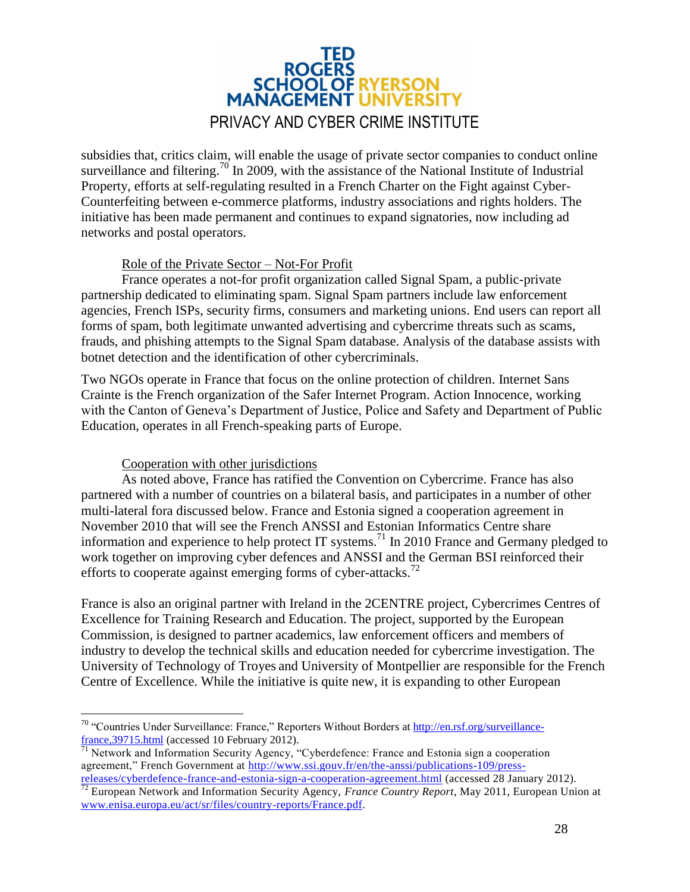subsidies that, critics claim, will enable the usage of private sector companies to conduct online surveillance and filtering.[70] In 2009, with the assistance of the National Institute of Industrial Property, efforts at self-regulating resulted in a French Charter on the Fight against Cyber-Counterfeiting between e-commerce platforms, industry associations and rights holders. The initiative has been made permanent and continues to expand signatories, now including ad networks and postal operators.

### Role of the Private Sector – Not-For Profit

France operates a not-for profit organization called Signal Spam, a public-private partnership dedicated to eliminating spam. Signal Spam partners include law enforcement agencies, French ISPs, security firms, consumers and marketing unions. End users can report all forms of spam, both legitimate unwanted advertising and cybercrime threats such as scams, frauds, and phishing attempts to the Signal Spam database. Analysis of the database assists with botnet detection and the identification of other cybercriminals.

Two NGOs operate in France that focus on the online protection of children. Internet Sans Crainte is the French organization of the Safer Internet Program. Action Innocence, working with the Canton of Geneva's Department of Justice, Police and Safety and Department of Public Education, operates in all French-speaking parts of Europe.

### Cooperation with other jurisdictions

As noted above, France has ratified the Convention on Cybercrime. France has also partnered with a number of countries on a bilateral basis, and participates in a number of other multi-lateral fora discussed below. France and Estonia signed a cooperation agreement in November 2010 that will see the French ANSSI and Estonian Informatics Centre share information and experience to help protect IT systems.[71] In 2010 France and Germany pledged to work together on improving cyber defences and ANSSI and the German BSI reinforced their efforts to cooperate against emerging forms of cyber-attacks.[72]

France is also an original partner with Ireland in the 2CENTRE project, Cybercrimes Centres of Excellence for Training Research and Education. The project, supported by the European Commission, is designed to partner academics, law enforcement officers and members of industry to develop the technical skills and education needed for cybercrime investigation. The University of Technology of Troyes and University of Montpellier are responsible for the French Centre of Excellence. While the initiative is quite new, it is expanding to other European

---

[70] "Countries Under Surveillance: France," Reporters Without Borders at http://en.rsf.org/surveillance-france,39715.html (accessed 10 February 2012).

[71] Network and Information Security Agency, "Cyberdefence: France and Estonia sign a cooperation agreement," French Government at http://www.ssi.gouv.fr/en/the-anssi/publications-109/press-releases/cyberdefence-france-and-estonia-sign-a-cooperation-agreement.html (accessed 28 January 2012).

[72] European Network and Information Security Agency, *France Country Report*, May 2011, European Union at www.enisa.europa.eu/act/sr/files/country-reports/France.pdf.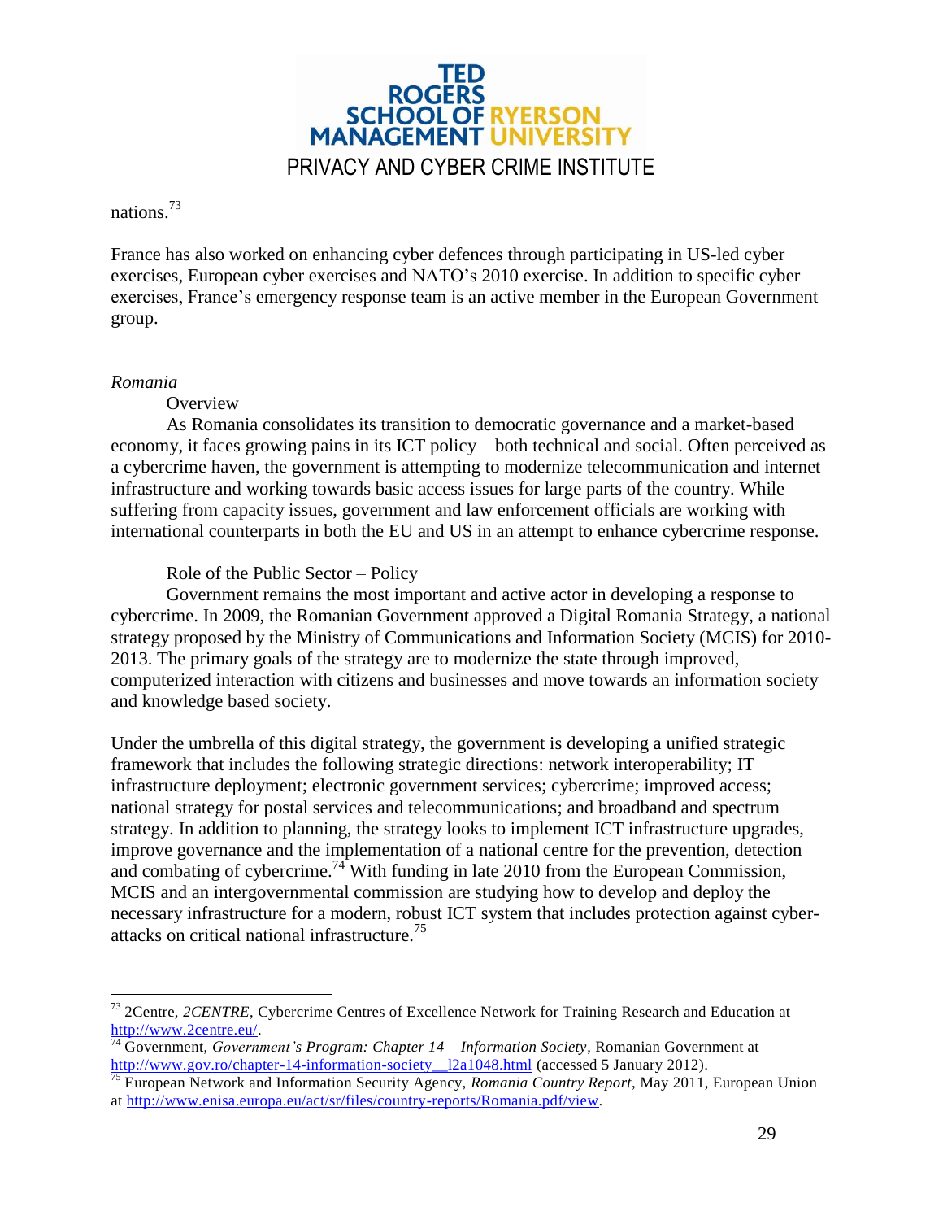nations.[73]

France has also worked on enhancing cyber defences through participating in US-led cyber exercises, European cyber exercises and NATO's 2010 exercise. In addition to specific cyber exercises, France's emergency response team is an active member in the European Government group.

*Romania*

Overview

As Romania consolidates its transition to democratic governance and a market-based economy, it faces growing pains in its ICT policy – both technical and social. Often perceived as a cybercrime haven, the government is attempting to modernize telecommunication and internet infrastructure and working towards basic access issues for large parts of the country. While suffering from capacity issues, government and law enforcement officials are working with international counterparts in both the EU and US in an attempt to enhance cybercrime response.

Role of the Public Sector – Policy

Government remains the most important and active actor in developing a response to cybercrime. In 2009, the Romanian Government approved a Digital Romania Strategy, a national strategy proposed by the Ministry of Communications and Information Society (MCIS) for 2010-2013. The primary goals of the strategy are to modernize the state through improved, computerized interaction with citizens and businesses and move towards an information society and knowledge based society.

Under the umbrella of this digital strategy, the government is developing a unified strategic framework that includes the following strategic directions: network interoperability; IT infrastructure deployment; electronic government services; cybercrime; improved access; national strategy for postal services and telecommunications; and broadband and spectrum strategy. In addition to planning, the strategy looks to implement ICT infrastructure upgrades, improve governance and the implementation of a national centre for the prevention, detection and combating of cybercrime.[74] With funding in late 2010 from the European Commission, MCIS and an intergovernmental commission are studying how to develop and deploy the necessary infrastructure for a modern, robust ICT system that includes protection against cyber-attacks on critical national infrastructure.[75]

---

[73] 2Centre, *2CENTRE*, Cybercrime Centres of Excellence Network for Training Research and Education at http://www.2centre.eu/.

[74] Government, *Government's Program: Chapter 14 – Information Society*, Romanian Government at http://www.gov.ro/chapter-14-information-society__l2a1048.html (accessed 5 January 2012).

[75] European Network and Information Security Agency, *Romania Country Report*, May 2011, European Union at http://www.enisa.europa.eu/act/sr/files/country-reports/Romania.pdf/view.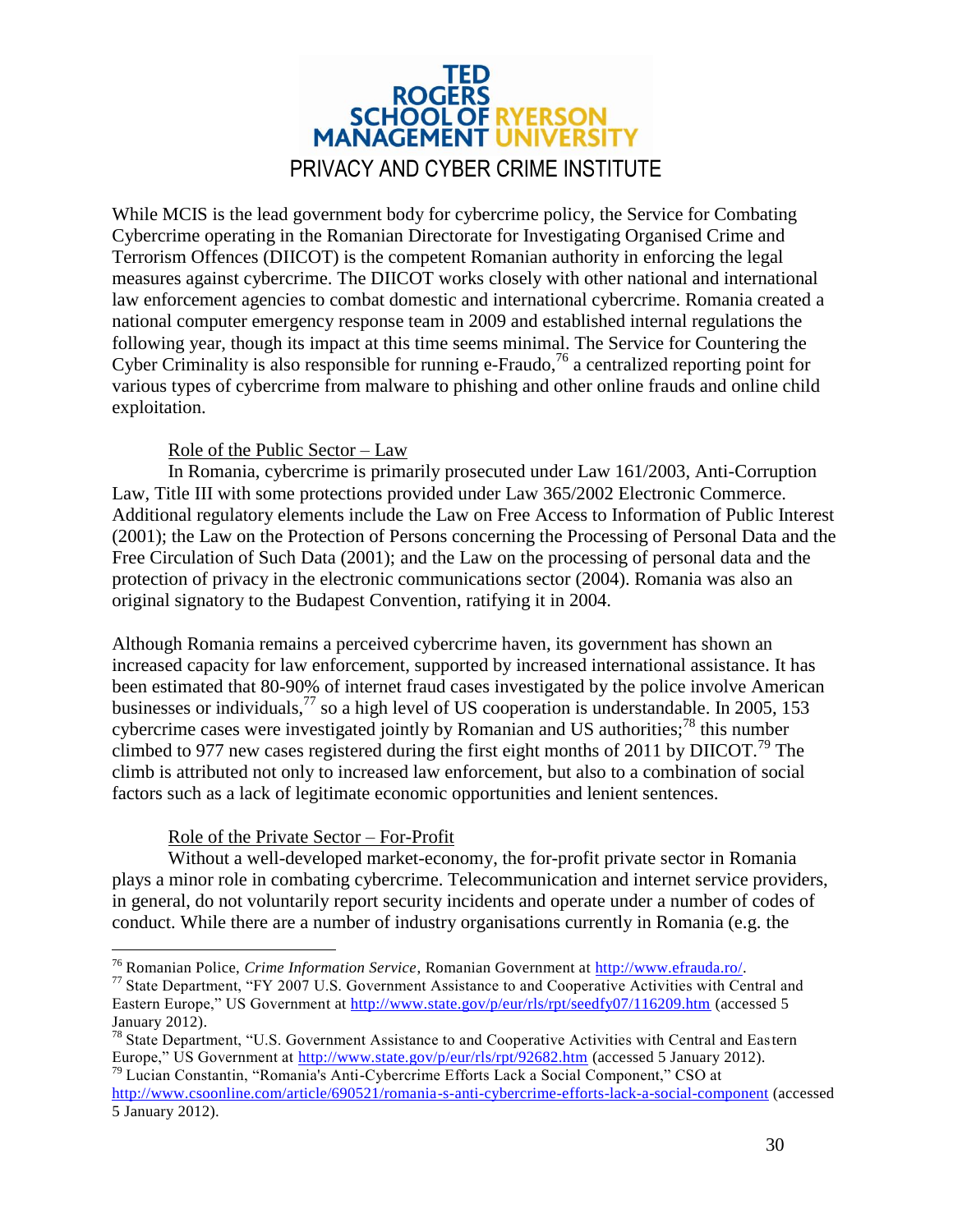While MCIS is the lead government body for cybercrime policy, the Service for Combating Cybercrime operating in the Romanian Directorate for Investigating Organised Crime and Terrorism Offences (DIICOT) is the competent Romanian authority in enforcing the legal measures against cybercrime. The DIICOT works closely with other national and international law enforcement agencies to combat domestic and international cybercrime. Romania created a national computer emergency response team in 2009 and established internal regulations the following year, though its impact at this time seems minimal. The Service for Countering the Cyber Criminality is also responsible for running e-Fraudo,[76] a centralized reporting point for various types of cybercrime from malware to phishing and other online frauds and online child exploitation.

Role of the Public Sector – Law

In Romania, cybercrime is primarily prosecuted under Law 161/2003, Anti-Corruption Law, Title III with some protections provided under Law 365/2002 Electronic Commerce. Additional regulatory elements include the Law on Free Access to Information of Public Interest (2001); the Law on the Protection of Persons concerning the Processing of Personal Data and the Free Circulation of Such Data (2001); and the Law on the processing of personal data and the protection of privacy in the electronic communications sector (2004). Romania was also an original signatory to the Budapest Convention, ratifying it in 2004.

Although Romania remains a perceived cybercrime haven, its government has shown an increased capacity for law enforcement, supported by increased international assistance. It has been estimated that 80-90% of internet fraud cases investigated by the police involve American businesses or individuals,[77] so a high level of US cooperation is understandable. In 2005, 153 cybercrime cases were investigated jointly by Romanian and US authorities;[78] this number climbed to 977 new cases registered during the first eight months of 2011 by DIICOT.[79] The climb is attributed not only to increased law enforcement, but also to a combination of social factors such as a lack of legitimate economic opportunities and lenient sentences.

Role of the Private Sector – For-Profit

Without a well-developed market-economy, the for-profit private sector in Romania plays a minor role in combating cybercrime. Telecommunication and internet service providers, in general, do not voluntarily report security incidents and operate under a number of codes of conduct. While there are a number of industry organisations currently in Romania (e.g. the

---

[76] Romanian Police, *Crime Information Service*, Romanian Government at http://www.efrauda.ro/.

[77] State Department, "FY 2007 U.S. Government Assistance to and Cooperative Activities with Central and Eastern Europe," US Government at http://www.state.gov/p/eur/rls/rpt/seedfy07/116209.htm (accessed 5 January 2012).

[78] State Department, "U.S. Government Assistance to and Cooperative Activities with Central and Eastern Europe," US Government at http://www.state.gov/p/eur/rls/rpt/92682.htm (accessed 5 January 2012).

[79] Lucian Constantin, "Romania's Anti-Cybercrime Efforts Lack a Social Component," CSO at http://www.csoonline.com/article/690521/romania-s-anti-cybercrime-efforts-lack-a-social-component (accessed 5 January 2012).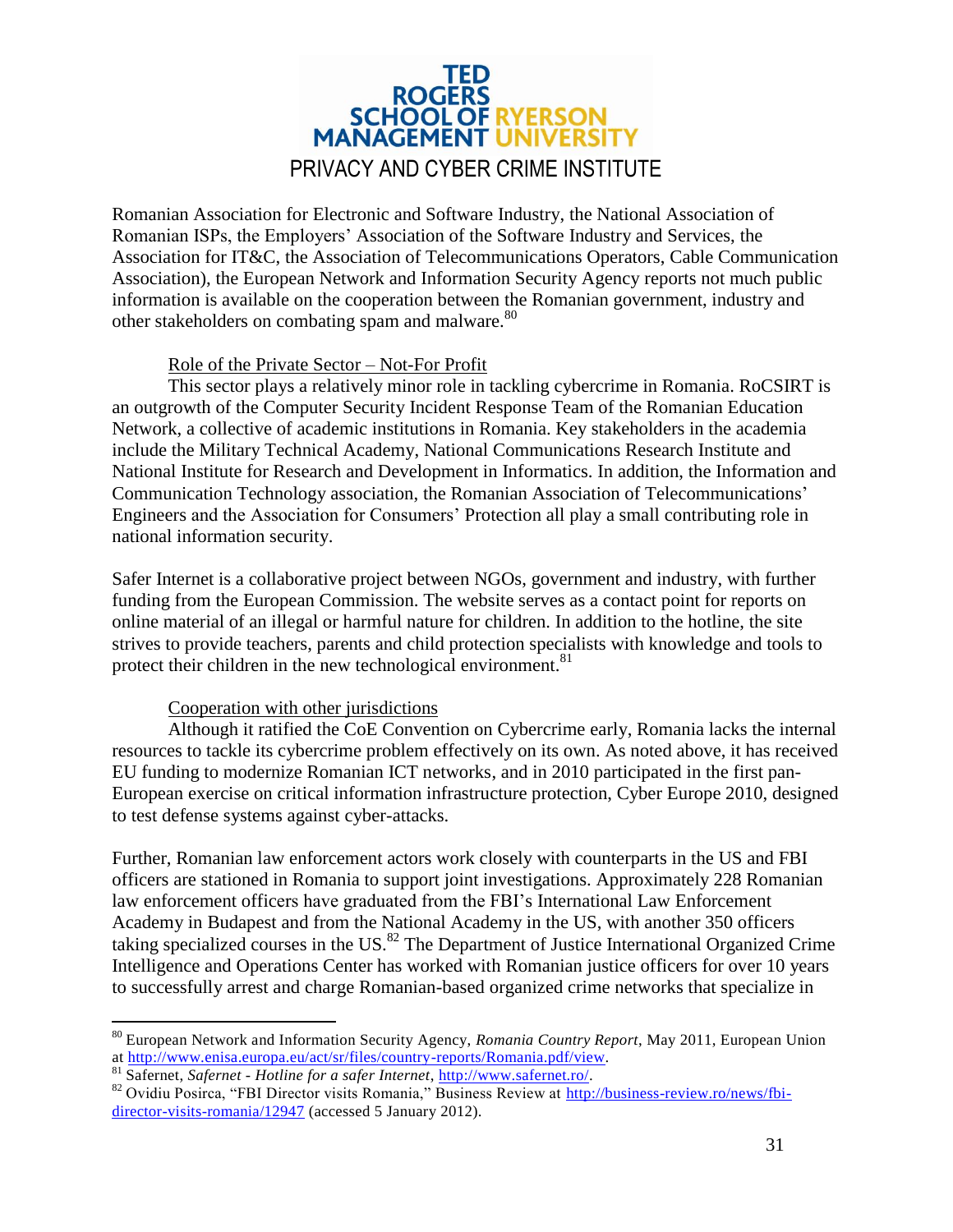Romanian Association for Electronic and Software Industry, the National Association of Romanian ISPs, the Employers' Association of the Software Industry and Services, the Association for IT&C, the Association of Telecommunications Operators, Cable Communication Association), the European Network and Information Security Agency reports not much public information is available on the cooperation between the Romanian government, industry and other stakeholders on combating spam and malware.[80]

Role of the Private Sector – Not-For Profit

This sector plays a relatively minor role in tackling cybercrime in Romania. RoCSIRT is an outgrowth of the Computer Security Incident Response Team of the Romanian Education Network, a collective of academic institutions in Romania. Key stakeholders in the academia include the Military Technical Academy, National Communications Research Institute and National Institute for Research and Development in Informatics. In addition, the Information and Communication Technology association, the Romanian Association of Telecommunications' Engineers and the Association for Consumers' Protection all play a small contributing role in national information security.

Safer Internet is a collaborative project between NGOs, government and industry, with further funding from the European Commission. The website serves as a contact point for reports on online material of an illegal or harmful nature for children. In addition to the hotline, the site strives to provide teachers, parents and child protection specialists with knowledge and tools to protect their children in the new technological environment.[81]

Cooperation with other jurisdictions

Although it ratified the CoE Convention on Cybercrime early, Romania lacks the internal resources to tackle its cybercrime problem effectively on its own. As noted above, it has received EU funding to modernize Romanian ICT networks, and in 2010 participated in the first pan-European exercise on critical information infrastructure protection, Cyber Europe 2010, designed to test defense systems against cyber-attacks.

Further, Romanian law enforcement actors work closely with counterparts in the US and FBI officers are stationed in Romania to support joint investigations. Approximately 228 Romanian law enforcement officers have graduated from the FBI's International Law Enforcement Academy in Budapest and from the National Academy in the US, with another 350 officers taking specialized courses in the US.[82] The Department of Justice International Organized Crime Intelligence and Operations Center has worked with Romanian justice officers for over 10 years to successfully arrest and charge Romanian-based organized crime networks that specialize in

---

[80] European Network and Information Security Agency, *Romania Country Report*, May 2011, European Union at http://www.enisa.europa.eu/act/sr/files/country-reports/Romania.pdf/view.

[81] Safernet, *Safernet - Hotline for a safer Internet*, http://www.safernet.ro/.

[82] Ovidiu Posirca, "FBI Director visits Romania," Business Review at http://business-review.ro/news/fbi-director-visits-romania/12947 (accessed 5 January 2012).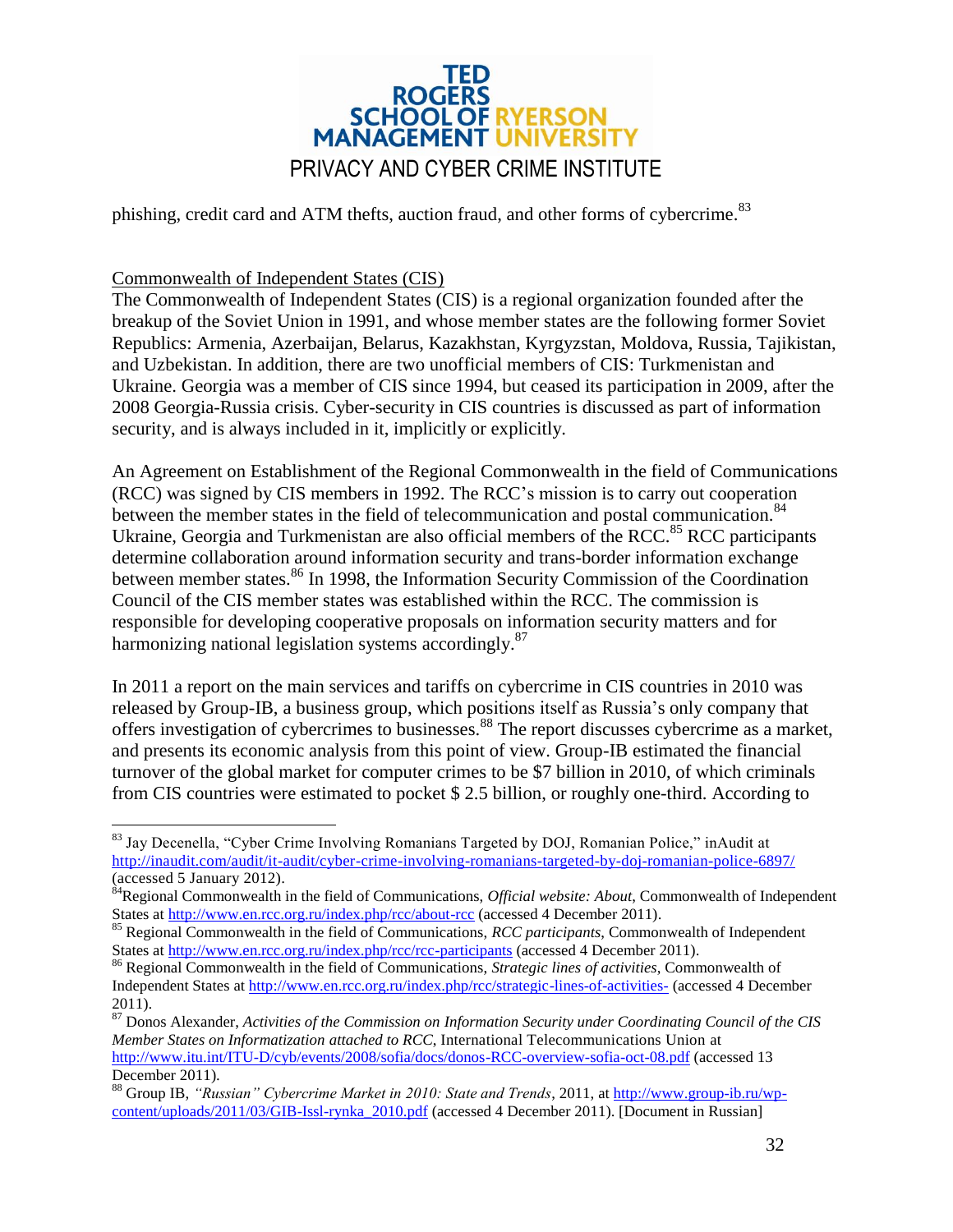phishing, credit card and ATM thefts, auction fraud, and other forms of cybercrime.[83]

Commonwealth of Independent States (CIS)

The Commonwealth of Independent States (CIS) is a regional organization founded after the breakup of the Soviet Union in 1991, and whose member states are the following former Soviet Republics: Armenia, Azerbaijan, Belarus, Kazakhstan, Kyrgyzstan, Moldova, Russia, Tajikistan, and Uzbekistan. In addition, there are two unofficial members of CIS: Turkmenistan and Ukraine. Georgia was a member of CIS since 1994, but ceased its participation in 2009, after the 2008 Georgia-Russia crisis. Cyber-security in CIS countries is discussed as part of information security, and is always included in it, implicitly or explicitly.

An Agreement on Establishment of the Regional Commonwealth in the field of Communications (RCC) was signed by CIS members in 1992. The RCC's mission is to carry out cooperation between the member states in the field of telecommunication and postal communication.[84] Ukraine, Georgia and Turkmenistan are also official members of the RCC.[85] RCC participants determine collaboration around information security and trans-border information exchange between member states.[86] In 1998, the Information Security Commission of the Coordination Council of the CIS member states was established within the RCC. The commission is responsible for developing cooperative proposals on information security matters and for harmonizing national legislation systems accordingly.[87]

In 2011 a report on the main services and tariffs on cybercrime in CIS countries in 2010 was released by Group-IB, a business group, which positions itself as Russia's only company that offers investigation of cybercrimes to businesses.[88] The report discusses cybercrime as a market, and presents its economic analysis from this point of view. Group-IB estimated the financial turnover of the global market for computer crimes to be $7 billion in 2010, of which criminals from CIS countries were estimated to pocket $ 2.5 billion, or roughly one-third. According to

---

[83] Jay Decenella, "Cyber Crime Involving Romanians Targeted by DOJ, Romanian Police," inAudit at http://inaudit.com/audit/it-audit/cyber-crime-involving-romanians-targeted-by-doj-romanian-police-6897/ (accessed 5 January 2012).

[84] Regional Commonwealth in the field of Communications, *Official website: About*, Commonwealth of Independent States at http://www.en.rcc.org.ru/index.php/rcc/about-rcc (accessed 4 December 2011).

[85] Regional Commonwealth in the field of Communications, *RCC participants*, Commonwealth of Independent States at http://www.en.rcc.org.ru/index.php/rcc/rcc-participants (accessed 4 December 2011).

[86] Regional Commonwealth in the field of Communications, *Strategic lines of activities*, Commonwealth of Independent States at http://www.en.rcc.org.ru/index.php/rcc/strategic-lines-of-activities- (accessed 4 December 2011).

[87] Donos Alexander, *Activities of the Commission on Information Security under Coordinating Council of the CIS Member States on Informatization attached to RCC*, International Telecommunications Union at http://www.itu.int/ITU-D/cyb/events/2008/sofia/docs/donos-RCC-overview-sofia-oct-08.pdf (accessed 13 December 2011).

[88] Group IB, *"Russian" Cybercrime Market in 2010: State and Trends*, 2011, at http://www.group-ib.ru/wp-content/uploads/2011/03/GIB-Issl-rynka_2010.pdf (accessed 4 December 2011). [Document in Russian]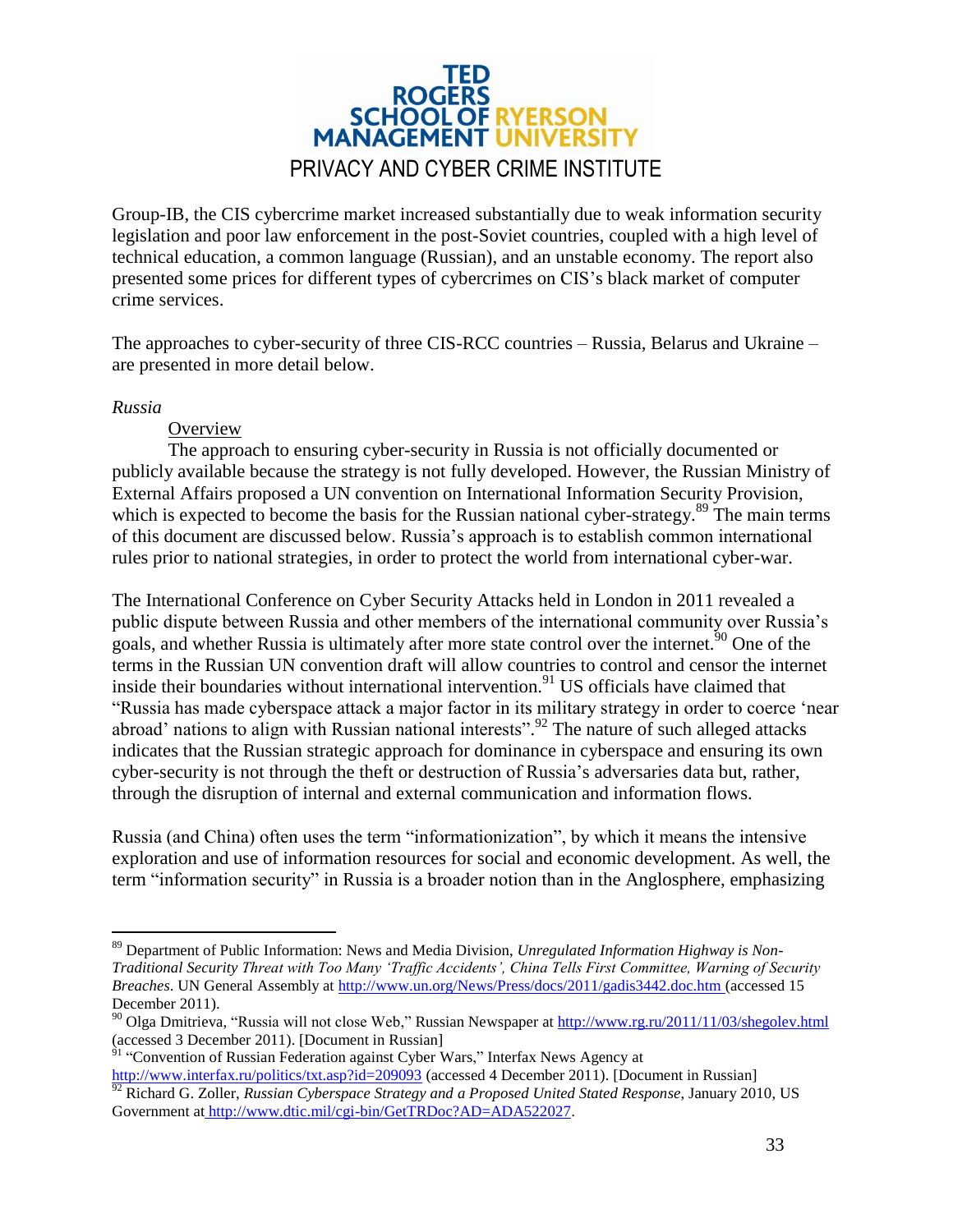Group-IB, the CIS cybercrime market increased substantially due to weak information security legislation and poor law enforcement in the post-Soviet countries, coupled with a high level of technical education, a common language (Russian), and an unstable economy. The report also presented some prices for different types of cybercrimes on CIS's black market of computer crime services.

The approaches to cyber-security of three CIS-RCC countries – Russia, Belarus and Ukraine – are presented in more detail below.

*Russia*

Overview

The approach to ensuring cyber-security in Russia is not officially documented or publicly available because the strategy is not fully developed. However, the Russian Ministry of External Affairs proposed a UN convention on International Information Security Provision, which is expected to become the basis for the Russian national cyber-strategy.[89] The main terms of this document are discussed below. Russia's approach is to establish common international rules prior to national strategies, in order to protect the world from international cyber-war.

The International Conference on Cyber Security Attacks held in London in 2011 revealed a public dispute between Russia and other members of the international community over Russia's goals, and whether Russia is ultimately after more state control over the internet.[90] One of the terms in the Russian UN convention draft will allow countries to control and censor the internet inside their boundaries without international intervention.[91] US officials have claimed that "Russia has made cyberspace attack a major factor in its military strategy in order to coerce 'near abroad' nations to align with Russian national interests".[92] The nature of such alleged attacks indicates that the Russian strategic approach for dominance in cyberspace and ensuring its own cyber-security is not through the theft or destruction of Russia's adversaries data but, rather, through the disruption of internal and external communication and information flows.

Russia (and China) often uses the term "informationization", by which it means the intensive exploration and use of information resources for social and economic development. As well, the term "information security" in Russia is a broader notion than in the Anglosphere, emphasizing

---

[89] Department of Public Information: News and Media Division, *Unregulated Information Highway is Non-Traditional Security Threat with Too Many 'Traffic Accidents', China Tells First Committee, Warning of Security Breaches*. UN General Assembly at http://www.un.org/News/Press/docs/2011/gadis3442.doc.htm (accessed 15 December 2011).

[90] Olga Dmitrieva, "Russia will not close Web," Russian Newspaper at http://www.rg.ru/2011/11/03/shegolev.html (accessed 3 December 2011). [Document in Russian]

[91] "Convention of Russian Federation against Cyber Wars," Interfax News Agency at http://www.interfax.ru/politics/txt.asp?id=209093 (accessed 4 December 2011). [Document in Russian]

[92] Richard G. Zoller, *Russian Cyberspace Strategy and a Proposed United Stated Response*, January 2010, US Government at http://www.dtic.mil/cgi-bin/GetTRDoc?AD=ADA522027.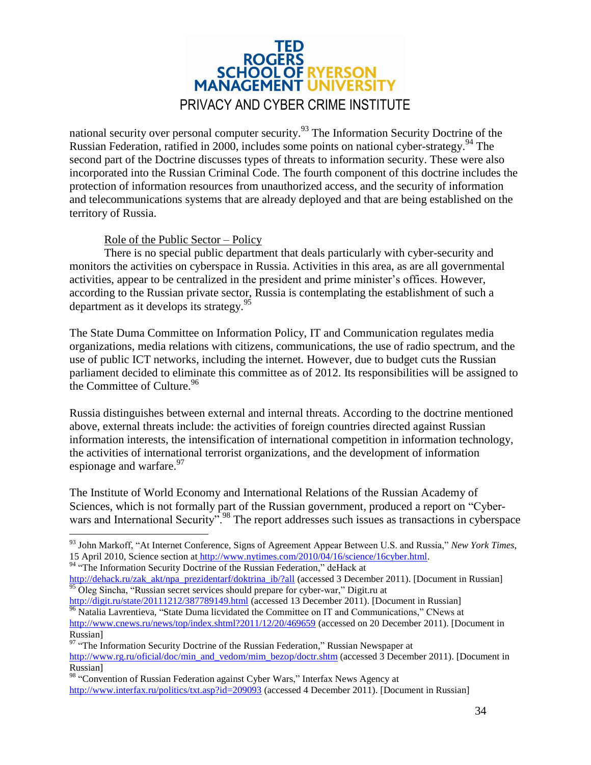national security over personal computer security.[93] The Information Security Doctrine of the Russian Federation, ratified in 2000, includes some points on national cyber-strategy.[94] The second part of the Doctrine discusses types of threats to information security. These were also incorporated into the Russian Criminal Code. The fourth component of this doctrine includes the protection of information resources from unauthorized access, and the security of information and telecommunications systems that are already deployed and that are being established on the territory of Russia.

### Role of the Public Sector – Policy

There is no special public department that deals particularly with cyber-security and monitors the activities on cyberspace in Russia. Activities in this area, as are all governmental activities, appear to be centralized in the president and prime minister's offices. However, according to the Russian private sector, Russia is contemplating the establishment of such a department as it develops its strategy.[95]

The State Duma Committee on Information Policy, IT and Communication regulates media organizations, media relations with citizens, communications, the use of radio spectrum, and the use of public ICT networks, including the internet. However, due to budget cuts the Russian parliament decided to eliminate this committee as of 2012. Its responsibilities will be assigned to the Committee of Culture.[96]

Russia distinguishes between external and internal threats. According to the doctrine mentioned above, external threats include: the activities of foreign countries directed against Russian information interests, the intensification of international competition in information technology, the activities of international terrorist organizations, and the development of information espionage and warfare.[97]

The Institute of World Economy and International Relations of the Russian Academy of Sciences, which is not formally part of the Russian government, produced a report on "Cyber-wars and International Security".[98] The report addresses such issues as transactions in cyberspace

---

[93] John Markoff, "At Internet Conference, Signs of Agreement Appear Between U.S. and Russia," *New York Times*, 15 April 2010, Science section at http://www.nytimes.com/2010/04/16/science/16cyber.html.

[94] "The Information Security Doctrine of the Russian Federation," deHack at http://dehack.ru/zak_akt/npa_prezidentarf/doktrina_ib/?all (accessed 3 December 2011). [Document in Russian]

[95] Oleg Sincha, "Russian secret services should prepare for cyber-war," Digit.ru at http://digit.ru/state/20111212/387789149.html (accessed 13 December 2011). [Document in Russian]

[96] Natalia Lavrentieva, "State Duma licvidated the Committee on IT and Communications," CNews at http://www.cnews.ru/news/top/index.shtml?2011/12/20/469659 (accessed on 20 December 2011). [Document in Russian]

[97] "The Information Security Doctrine of the Russian Federation," Russian Newspaper at http://www.rg.ru/oficial/doc/min_and_vedom/mim_bezop/doctr.shtm (accessed 3 December 2011). [Document in Russian]

[98] "Convention of Russian Federation against Cyber Wars," Interfax News Agency at http://www.interfax.ru/politics/txt.asp?id=209093 (accessed 4 December 2011). [Document in Russian]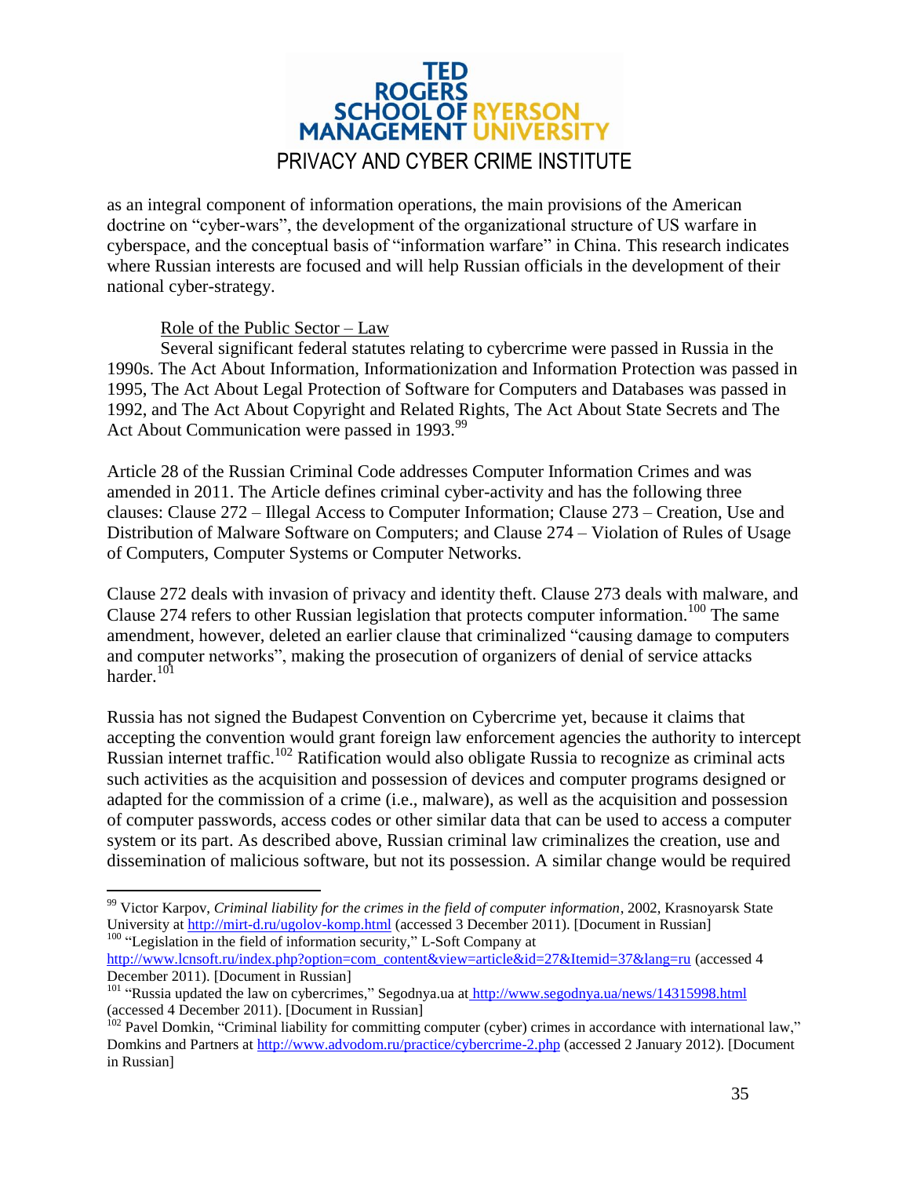as an integral component of information operations, the main provisions of the American doctrine on "cyber-wars", the development of the organizational structure of US warfare in cyberspace, and the conceptual basis of "information warfare" in China. This research indicates where Russian interests are focused and will help Russian officials in the development of their national cyber-strategy.

Role of the Public Sector – Law

Several significant federal statutes relating to cybercrime were passed in Russia in the 1990s. The Act About Information, Informationization and Information Protection was passed in 1995, The Act About Legal Protection of Software for Computers and Databases was passed in 1992, and The Act About Copyright and Related Rights, The Act About State Secrets and The Act About Communication were passed in 1993.[99]

Article 28 of the Russian Criminal Code addresses Computer Information Crimes and was amended in 2011. The Article defines criminal cyber-activity and has the following three clauses: Clause 272 – Illegal Access to Computer Information; Clause 273 – Creation, Use and Distribution of Malware Software on Computers; and Clause 274 – Violation of Rules of Usage of Computers, Computer Systems or Computer Networks.

Clause 272 deals with invasion of privacy and identity theft. Clause 273 deals with malware, and Clause 274 refers to other Russian legislation that protects computer information.[100] The same amendment, however, deleted an earlier clause that criminalized "causing damage to computers and computer networks", making the prosecution of organizers of denial of service attacks harder.[101]

Russia has not signed the Budapest Convention on Cybercrime yet, because it claims that accepting the convention would grant foreign law enforcement agencies the authority to intercept Russian internet traffic.[102] Ratification would also obligate Russia to recognize as criminal acts such activities as the acquisition and possession of devices and computer programs designed or adapted for the commission of a crime (i.e., malware), as well as the acquisition and possession of computer passwords, access codes or other similar data that can be used to access a computer system or its part. As described above, Russian criminal law criminalizes the creation, use and dissemination of malicious software, but not its possession. A similar change would be required

---

[99] Victor Karpov, *Criminal liability for the crimes in the field of computer information*, 2002, Krasnoyarsk State University at http://mirt-d.ru/ugolov-komp.html (accessed 3 December 2011). [Document in Russian]

[100] "Legislation in the field of information security," L-Soft Company at http://www.lcnsoft.ru/index.php?option=com_content&view=article&id=27&Itemid=37&lang=ru (accessed 4 December 2011). [Document in Russian]

[101] "Russia updated the law on cybercrimes," Segodnya.ua at http://www.segodnya.ua/news/14315998.html (accessed 4 December 2011). [Document in Russian]

[102] Pavel Domkin, "Criminal liability for committing computer (cyber) crimes in accordance with international law," Domkins and Partners at http://www.advodom.ru/practice/cybercrime-2.php (accessed 2 January 2012). [Document in Russian]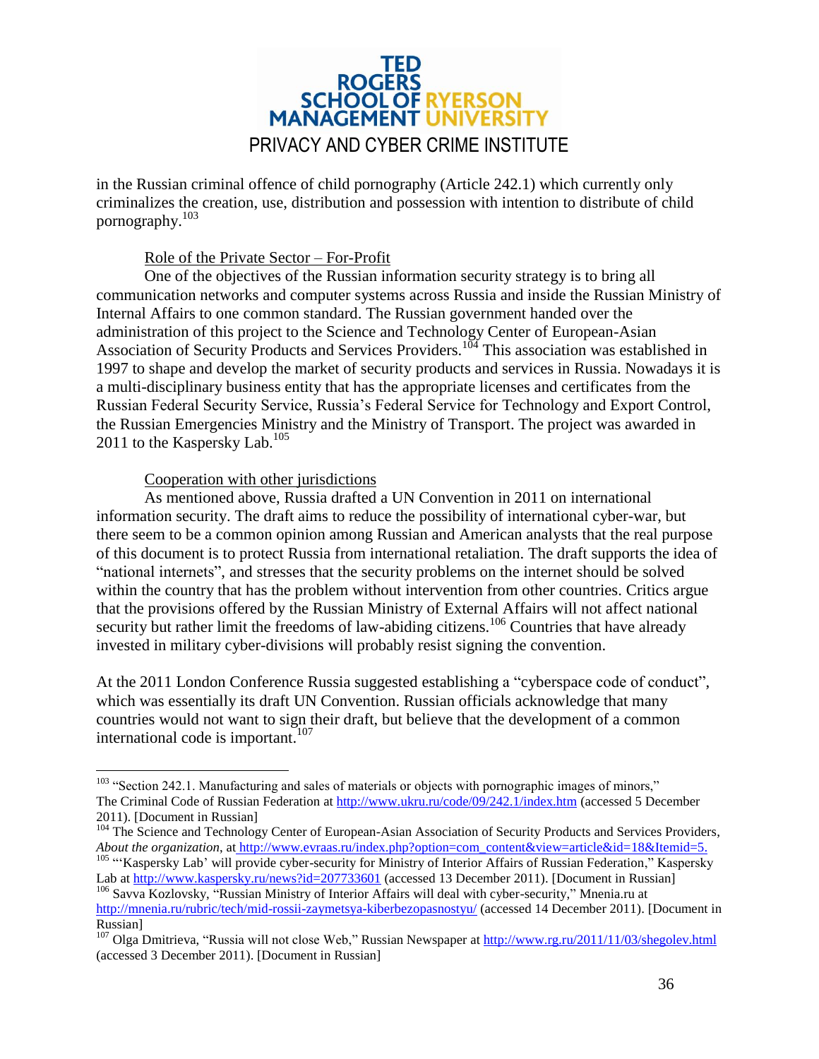in the Russian criminal offence of child pornography (Article 242.1) which currently only criminalizes the creation, use, distribution and possession with intention to distribute of child pornography.[103]

Role of the Private Sector – For-Profit

One of the objectives of the Russian information security strategy is to bring all communication networks and computer systems across Russia and inside the Russian Ministry of Internal Affairs to one common standard. The Russian government handed over the administration of this project to the Science and Technology Center of European-Asian Association of Security Products and Services Providers.[104] This association was established in 1997 to shape and develop the market of security products and services in Russia. Nowadays it is a multi-disciplinary business entity that has the appropriate licenses and certificates from the Russian Federal Security Service, Russia's Federal Service for Technology and Export Control, the Russian Emergencies Ministry and the Ministry of Transport. The project was awarded in 2011 to the Kaspersky Lab.[105]

Cooperation with other jurisdictions

As mentioned above, Russia drafted a UN Convention in 2011 on international information security. The draft aims to reduce the possibility of international cyber-war, but there seem to be a common opinion among Russian and American analysts that the real purpose of this document is to protect Russia from international retaliation. The draft supports the idea of "national internets", and stresses that the security problems on the internet should be solved within the country that has the problem without intervention from other countries. Critics argue that the provisions offered by the Russian Ministry of External Affairs will not affect national security but rather limit the freedoms of law-abiding citizens.[106] Countries that have already invested in military cyber-divisions will probably resist signing the convention.

At the 2011 London Conference Russia suggested establishing a "cyberspace code of conduct", which was essentially its draft UN Convention. Russian officials acknowledge that many countries would not want to sign their draft, but believe that the development of a common international code is important.[107]

---

[103] "Section 242.1. Manufacturing and sales of materials or objects with pornographic images of minors," The Criminal Code of Russian Federation at http://www.ukru.ru/code/09/242.1/index.htm (accessed 5 December 2011). [Document in Russian]

[104] The Science and Technology Center of European-Asian Association of Security Products and Services Providers, *About the organization*, at http://www.evraas.ru/index.php?option=com_content&view=article&id=18&Itemid=5.

[105] "'Kaspersky Lab' will provide cyber-security for Ministry of Interior Affairs of Russian Federation," Kaspersky Lab at http://www.kaspersky.ru/news?id=207733601 (accessed 13 December 2011). [Document in Russian]

[106] Savva Kozlovsky, "Russian Ministry of Interior Affairs will deal with cyber-security," Mnenia.ru at http://mnenia.ru/rubric/tech/mid-rossii-zaymetsya-kiberbezopasnostyu/ (accessed 14 December 2011). [Document in Russian]

[107] Olga Dmitrieva, "Russia will not close Web," Russian Newspaper at http://www.rg.ru/2011/11/03/shegolev.html (accessed 3 December 2011). [Document in Russian]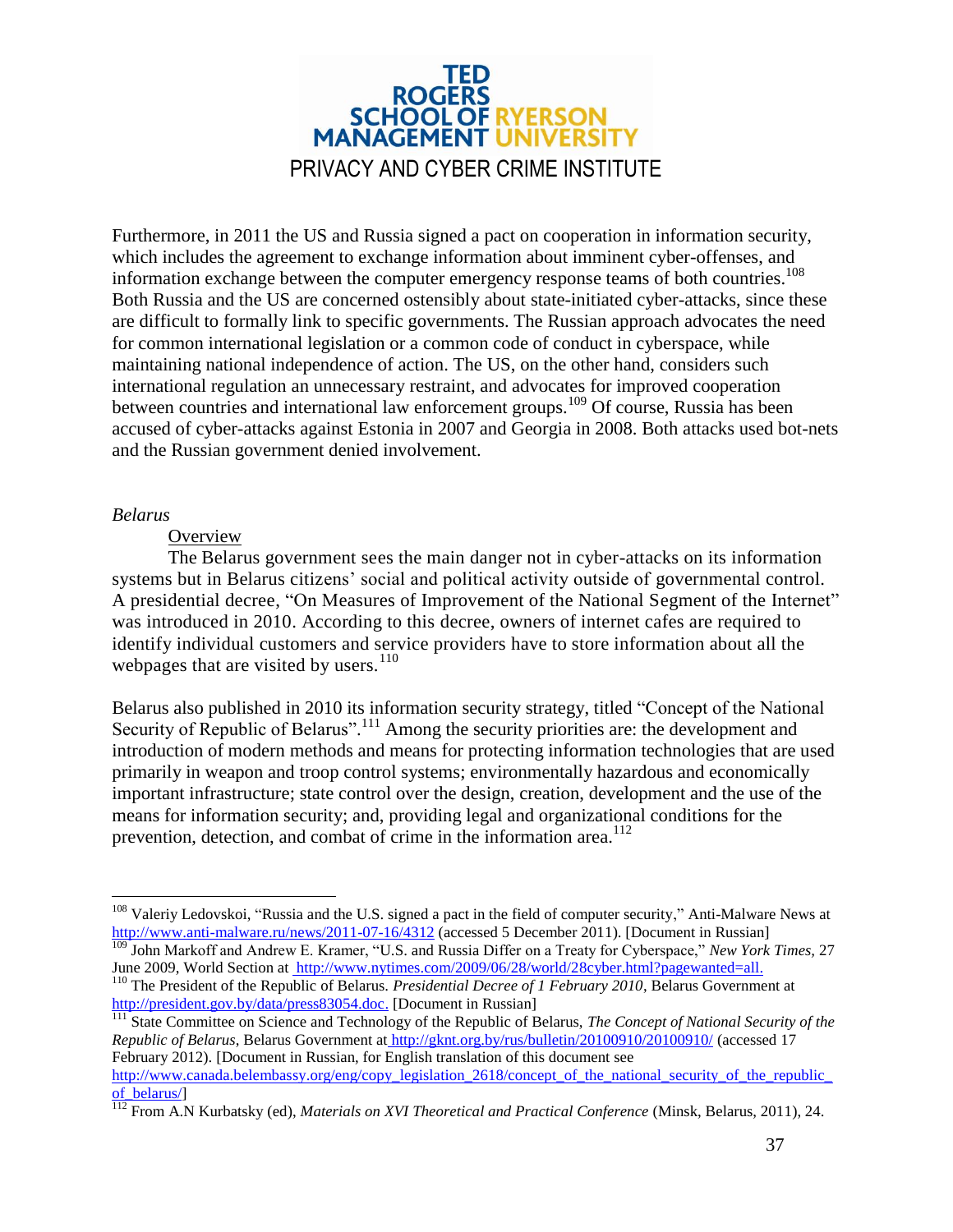Furthermore, in 2011 the US and Russia signed a pact on cooperation in information security, which includes the agreement to exchange information about imminent cyber-offenses, and information exchange between the computer emergency response teams of both countries.[108] Both Russia and the US are concerned ostensibly about state-initiated cyber-attacks, since these are difficult to formally link to specific governments. The Russian approach advocates the need for common international legislation or a common code of conduct in cyberspace, while maintaining national independence of action. The US, on the other hand, considers such international regulation an unnecessary restraint, and advocates for improved cooperation between countries and international law enforcement groups.[109] Of course, Russia has been accused of cyber-attacks against Estonia in 2007 and Georgia in 2008. Both attacks used bot-nets and the Russian government denied involvement.

*Belarus*

Overview

The Belarus government sees the main danger not in cyber-attacks on its information systems but in Belarus citizens' social and political activity outside of governmental control. A presidential decree, "On Measures of Improvement of the National Segment of the Internet" was introduced in 2010. According to this decree, owners of internet cafes are required to identify individual customers and service providers have to store information about all the webpages that are visited by users.[110]

Belarus also published in 2010 its information security strategy, titled "Concept of the National Security of Republic of Belarus".[111] Among the security priorities are: the development and introduction of modern methods and means for protecting information technologies that are used primarily in weapon and troop control systems; environmentally hazardous and economically important infrastructure; state control over the design, creation, development and the use of the means for information security; and, providing legal and organizational conditions for the prevention, detection, and combat of crime in the information area.[112]

---

[108] Valeriy Ledovskoi, "Russia and the U.S. signed a pact in the field of computer security," Anti-Malware News at http://www.anti-malware.ru/news/2011-07-16/4312 (accessed 5 December 2011). [Document in Russian]

[109] John Markoff and Andrew E. Kramer, "U.S. and Russia Differ on a Treaty for Cyberspace," *New York Times*, 27 June 2009, World Section at http://www.nytimes.com/2009/06/28/world/28cyber.html?pagewanted=all.

[110] The President of the Republic of Belarus. *Presidential Decree of 1 February 2010*, Belarus Government at http://president.gov.by/data/press83054.doc. [Document in Russian]

[111] State Committee on Science and Technology of the Republic of Belarus, *The Concept of National Security of the Republic of Belarus*, Belarus Government at http://gknt.org.by/rus/bulletin/20100910/20100910/ (accessed 17 February 2012). [Document in Russian, for English translation of this document see http://www.canada.belembassy.org/eng/copy_legislation_2618/concept_of_the_national_security_of_the_republic_of_belarus/]

[112] From A.N Kurbatsky (ed), *Materials on XVI Theoretical and Practical Conference* (Minsk, Belarus, 2011), 24.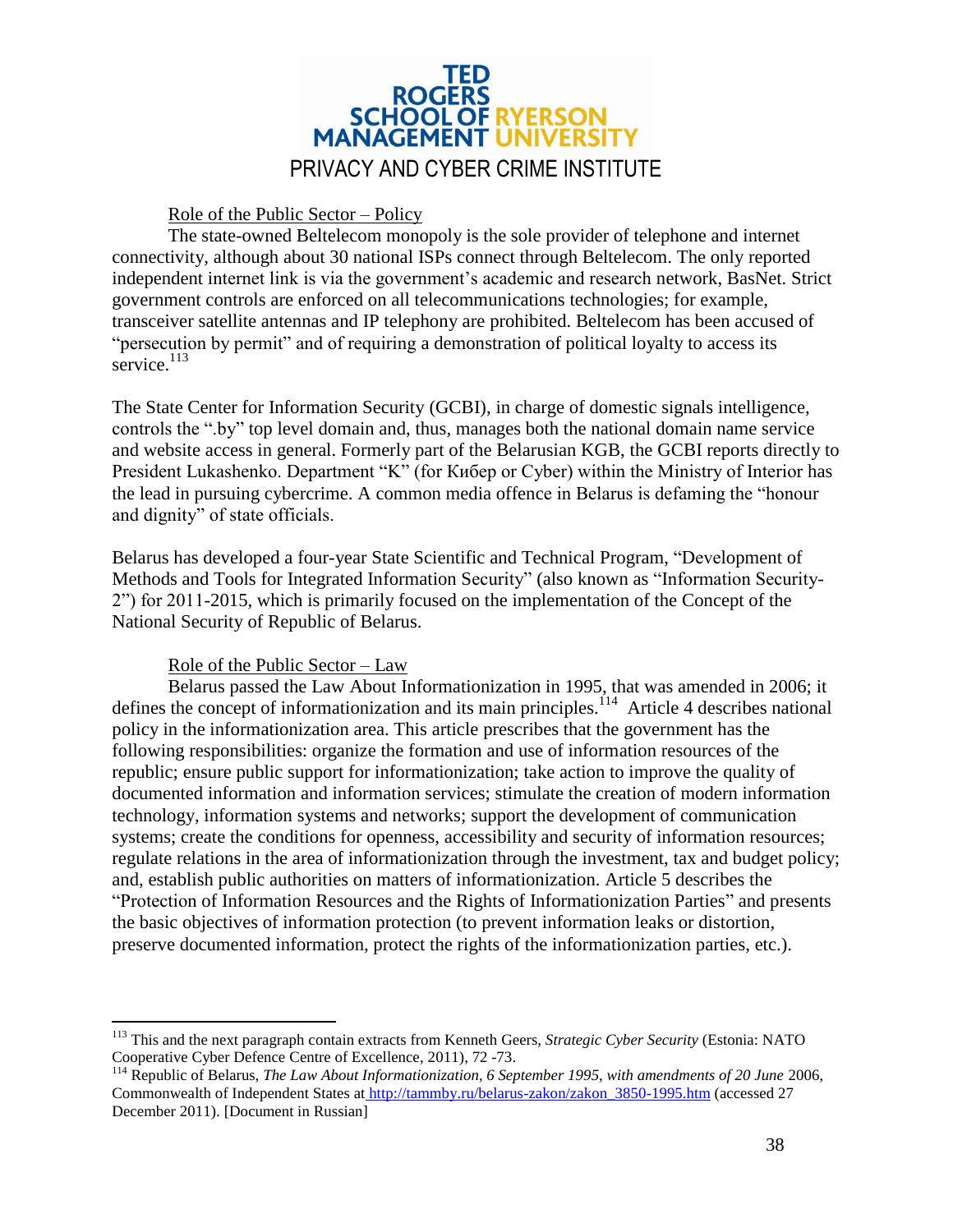### Role of the Public Sector – Policy

The state-owned Beltelecom monopoly is the sole provider of telephone and internet connectivity, although about 30 national ISPs connect through Beltelecom. The only reported independent internet link is via the government's academic and research network, BasNet. Strict government controls are enforced on all telecommunications technologies; for example, transceiver satellite antennas and IP telephony are prohibited. Beltelecom has been accused of "persecution by permit" and of requiring a demonstration of political loyalty to access its service.[113]

The State Center for Information Security (GCBI), in charge of domestic signals intelligence, controls the ".by" top level domain and, thus, manages both the national domain name service and website access in general. Formerly part of the Belarusian KGB, the GCBI reports directly to President Lukashenko. Department "K" (for Кибер or Cyber) within the Ministry of Interior has the lead in pursuing cybercrime. A common media offence in Belarus is defaming the "honour and dignity" of state officials.

Belarus has developed a four-year State Scientific and Technical Program, "Development of Methods and Tools for Integrated Information Security" (also known as "Information Security-2") for 2011-2015, which is primarily focused on the implementation of the Concept of the National Security of Republic of Belarus.

### Role of the Public Sector – Law

Belarus passed the Law About Informationization in 1995, that was amended in 2006; it defines the concept of informationization and its main principles.[114] Article 4 describes national policy in the informationization area. This article prescribes that the government has the following responsibilities: organize the formation and use of information resources of the republic; ensure public support for informationization; take action to improve the quality of documented information and information services; stimulate the creation of modern information technology, information systems and networks; support the development of communication systems; create the conditions for openness, accessibility and security of information resources; regulate relations in the area of informationization through the investment, tax and budget policy; and, establish public authorities on matters of informationization. Article 5 describes the "Protection of Information Resources and the Rights of Informationization Parties" and presents the basic objectives of information protection (to prevent information leaks or distortion, preserve documented information, protect the rights of the informationization parties, etc.).

---

[113] This and the next paragraph contain extracts from Kenneth Geers, *Strategic Cyber Security* (Estonia: NATO Cooperative Cyber Defence Centre of Excellence, 2011), 72 -73.

[114] Republic of Belarus, *The Law About Informationization, 6 September 1995, with amendments of 20 June* 2006, Commonwealth of Independent States at http://tammby.ru/belarus-zakon/zakon_3850-1995.htm (accessed 27 December 2011). [Document in Russian]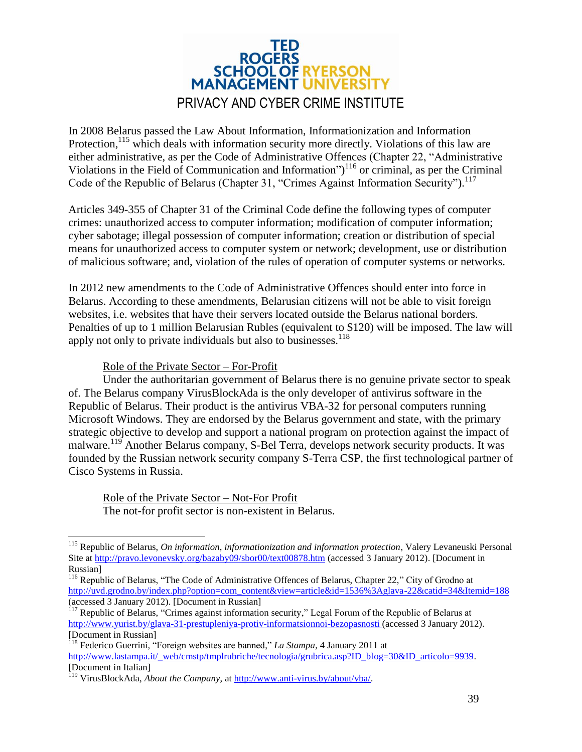In 2008 Belarus passed the Law About Information, Informationization and Information Protection,[115] which deals with information security more directly. Violations of this law are either administrative, as per the Code of Administrative Offences (Chapter 22, "Administrative Violations in the Field of Communication and Information")[116] or criminal, as per the Criminal Code of the Republic of Belarus (Chapter 31, "Crimes Against Information Security").[117]

Articles 349-355 of Chapter 31 of the Criminal Code define the following types of computer crimes: unauthorized access to computer information; modification of computer information; cyber sabotage; illegal possession of computer information; creation or distribution of special means for unauthorized access to computer system or network; development, use or distribution of malicious software; and, violation of the rules of operation of computer systems or networks.

In 2012 new amendments to the Code of Administrative Offences should enter into force in Belarus. According to these amendments, Belarusian citizens will not be able to visit foreign websites, i.e. websites that have their servers located outside the Belarus national borders. Penalties of up to 1 million Belarusian Rubles (equivalent to $120) will be imposed. The law will apply not only to private individuals but also to businesses.[118]

Role of the Private Sector – For-Profit

Under the authoritarian government of Belarus there is no genuine private sector to speak of. The Belarus company VirusBlockAda is the only developer of antivirus software in the Republic of Belarus. Their product is the antivirus VBA-32 for personal computers running Microsoft Windows. They are endorsed by the Belarus government and state, with the primary strategic objective to develop and support a national program on protection against the impact of malware.[119] Another Belarus company, S-Bel Terra, develops network security products. It was founded by the Russian network security company S-Terra CSP, the first technological partner of Cisco Systems in Russia.

Role of the Private Sector – Not-For Profit

The not-for profit sector is non-existent in Belarus.

---

[115] Republic of Belarus, *On information, informationization and information protection*, Valery Levaneuski Personal Site at http://pravo.levonevsky.org/bazaby09/sbor00/text00878.htm (accessed 3 January 2012). [Document in Russian]

[116] Republic of Belarus, "The Code of Administrative Offences of Belarus, Chapter 22," City of Grodno at http://uvd.grodno.by/index.php?option=com_content&view=article&id=1536%3Aglava-22&catid=34&Itemid=188 (accessed 3 January 2012). [Document in Russian]

[117] Republic of Belarus, "Crimes against information security," Legal Forum of the Republic of Belarus at http://www.yurist.by/glava-31-prestupleniya-protiv-informatsionnoi-bezopasnosti (accessed 3 January 2012). [Document in Russian]

[118] Federico Guerrini, "Foreign websites are banned," *La Stampa*, 4 January 2011 at http://www.lastampa.it/_web/cmstp/tmplrubriche/tecnologia/grubrica.asp?ID_blog=30&ID_articolo=9939. [Document in Italian]

[119] VirusBlockAda, *About the Company*, at http://www.anti-virus.by/about/vba/.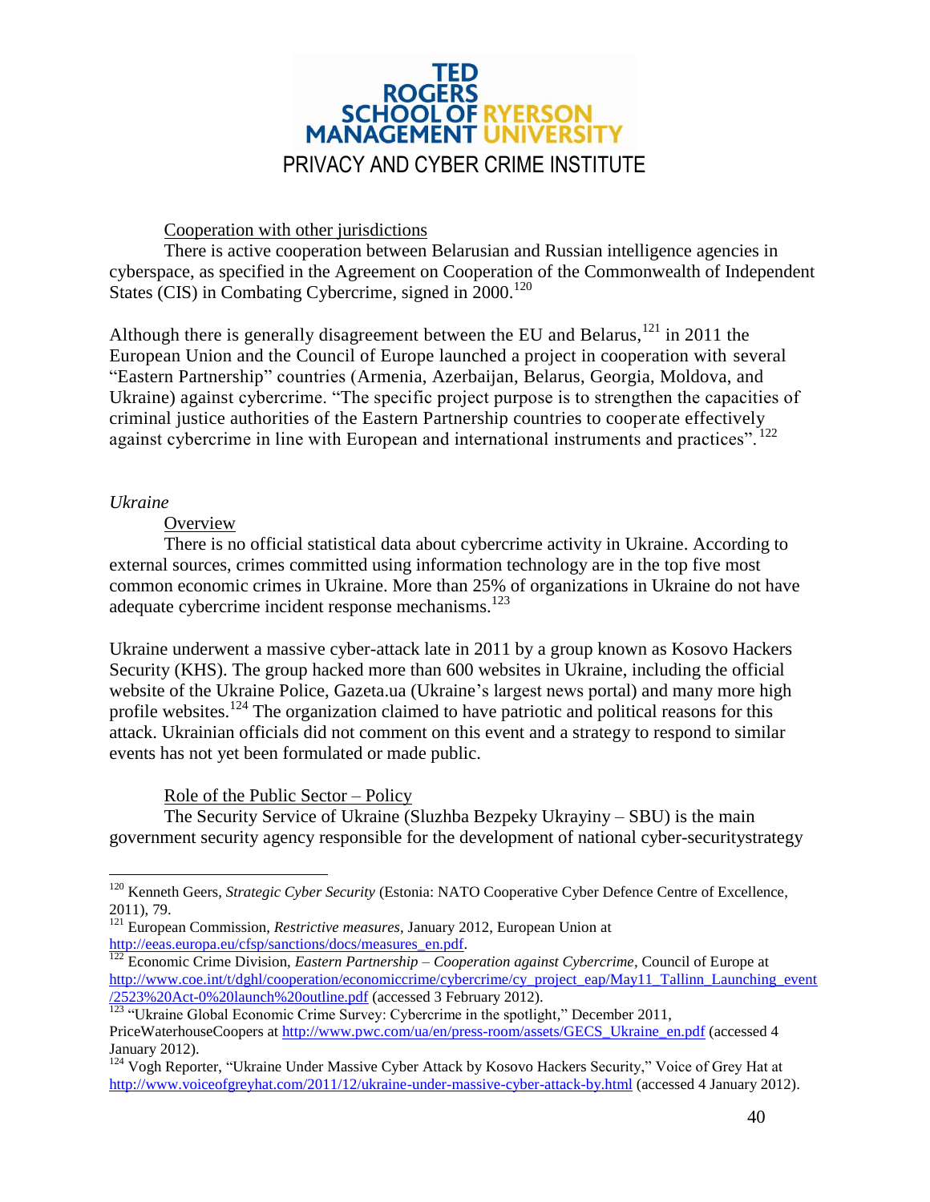Cooperation with other jurisdictions

There is active cooperation between Belarusian and Russian intelligence agencies in cyberspace, as specified in the Agreement on Cooperation of the Commonwealth of Independent States (CIS) in Combating Cybercrime, signed in 2000.[120]

Although there is generally disagreement between the EU and Belarus,[121] in 2011 the European Union and the Council of Europe launched a project in cooperation with several "Eastern Partnership" countries (Armenia, Azerbaijan, Belarus, Georgia, Moldova, and Ukraine) against cybercrime. "The specific project purpose is to strengthen the capacities of criminal justice authorities of the Eastern Partnership countries to cooperate effectively against cybercrime in line with European and international instruments and practices".[122]

*Ukraine*

Overview

There is no official statistical data about cybercrime activity in Ukraine. According to external sources, crimes committed using information technology are in the top five most common economic crimes in Ukraine. More than 25% of organizations in Ukraine do not have adequate cybercrime incident response mechanisms.[123]

Ukraine underwent a massive cyber-attack late in 2011 by a group known as Kosovo Hackers Security (KHS). The group hacked more than 600 websites in Ukraine, including the official website of the Ukraine Police, Gazeta.ua (Ukraine's largest news portal) and many more high profile websites.[124] The organization claimed to have patriotic and political reasons for this attack. Ukrainian officials did not comment on this event and a strategy to respond to similar events has not yet been formulated or made public.

Role of the Public Sector – Policy

The Security Service of Ukraine (Sluzhba Bezpeky Ukrayiny – SBU) is the main government security agency responsible for the development of national cyber-securitystrategy

---

[120] Kenneth Geers, *Strategic Cyber Security* (Estonia: NATO Cooperative Cyber Defence Centre of Excellence, 2011), 79.

[121] European Commission, *Restrictive measures*, January 2012, European Union at http://eeas.europa.eu/cfsp/sanctions/docs/measures_en.pdf.

[122] Economic Crime Division, *Eastern Partnership – Cooperation against Cybercrime*, Council of Europe at http://www.coe.int/t/dghl/cooperation/economiccrime/cybercrime/cy_project_eap/May11_Tallinn_Launching_event/2523%20Act-0%20launch%20outline.pdf (accessed 3 February 2012).

[123] "Ukraine Global Economic Crime Survey: Cybercrime in the spotlight," December 2011, PriceWaterhouseCoopers at http://www.pwc.com/ua/en/press-room/assets/GECS_Ukraine_en.pdf (accessed 4 January 2012).

[124] Vogh Reporter, "Ukraine Under Massive Cyber Attack by Kosovo Hackers Security," Voice of Grey Hat at http://www.voiceofgreyhat.com/2011/12/ukraine-under-massive-cyber-attack-by.html (accessed 4 January 2012).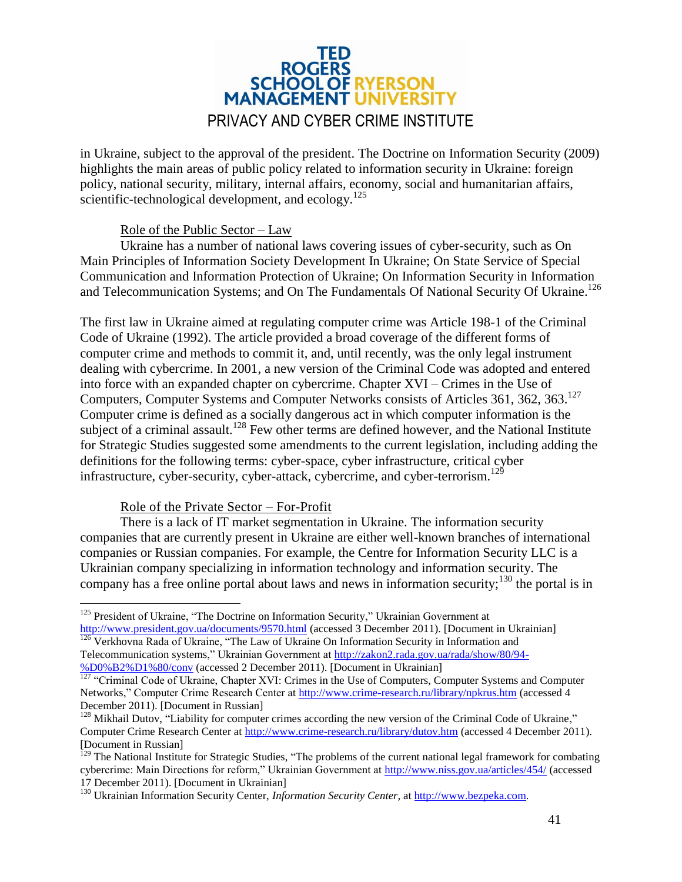in Ukraine, subject to the approval of the president. The Doctrine on Information Security (2009) highlights the main areas of public policy related to information security in Ukraine: foreign policy, national security, military, internal affairs, economy, social and humanitarian affairs, scientific-technological development, and ecology.[125]

Role of the Public Sector – Law

Ukraine has a number of national laws covering issues of cyber-security, such as On Main Principles of Information Society Development In Ukraine; On State Service of Special Communication and Information Protection of Ukraine; On Information Security in Information and Telecommunication Systems; and On The Fundamentals Of National Security Of Ukraine.[126]

The first law in Ukraine aimed at regulating computer crime was Article 198-1 of the Criminal Code of Ukraine (1992). The article provided a broad coverage of the different forms of computer crime and methods to commit it, and, until recently, was the only legal instrument dealing with cybercrime. In 2001, a new version of the Criminal Code was adopted and entered into force with an expanded chapter on cybercrime. Chapter XVI – Crimes in the Use of Computers, Computer Systems and Computer Networks consists of Articles 361, 362, 363.[127] Computer crime is defined as a socially dangerous act in which computer information is the subject of a criminal assault.[128] Few other terms are defined however, and the National Institute for Strategic Studies suggested some amendments to the current legislation, including adding the definitions for the following terms: cyber-space, cyber infrastructure, critical cyber infrastructure, cyber-security, cyber-attack, cybercrime, and cyber-terrorism.[129]

Role of the Private Sector – For-Profit

There is a lack of IT market segmentation in Ukraine. The information security companies that are currently present in Ukraine are either well-known branches of international companies or Russian companies. For example, the Centre for Information Security LLC is a Ukrainian company specializing in information technology and information security. The company has a free online portal about laws and news in information security;[130] the portal is in

---

[125] President of Ukraine, "The Doctrine on Information Security," Ukrainian Government at http://www.president.gov.ua/documents/9570.html (accessed 3 December 2011). [Document in Ukrainian]

[126] Verkhovna Rada of Ukraine, "The Law of Ukraine On Information Security in Information and Telecommunication systems," Ukrainian Government at http://zakon2.rada.gov.ua/rada/show/80/94-%D0%B2%D1%80/conv (accessed 2 December 2011). [Document in Ukrainian]

[127] "Criminal Code of Ukraine, Chapter XVI: Crimes in the Use of Computers, Computer Systems and Computer Networks," Computer Crime Research Center at http://www.crime-research.ru/library/npkrus.htm (accessed 4 December 2011). [Document in Russian]

[128] Mikhail Dutov, "Liability for computer crimes according the new version of the Criminal Code of Ukraine," Computer Crime Research Center at http://www.crime-research.ru/library/dutov.htm (accessed 4 December 2011). [Document in Russian]

[129] The National Institute for Strategic Studies, "The problems of the current national legal framework for combating cybercrime: Main Directions for reform," Ukrainian Government at http://www.niss.gov.ua/articles/454/ (accessed 17 December 2011). [Document in Ukrainian]

[130] Ukrainian Information Security Center, *Information Security Center*, at http://www.bezpeka.com.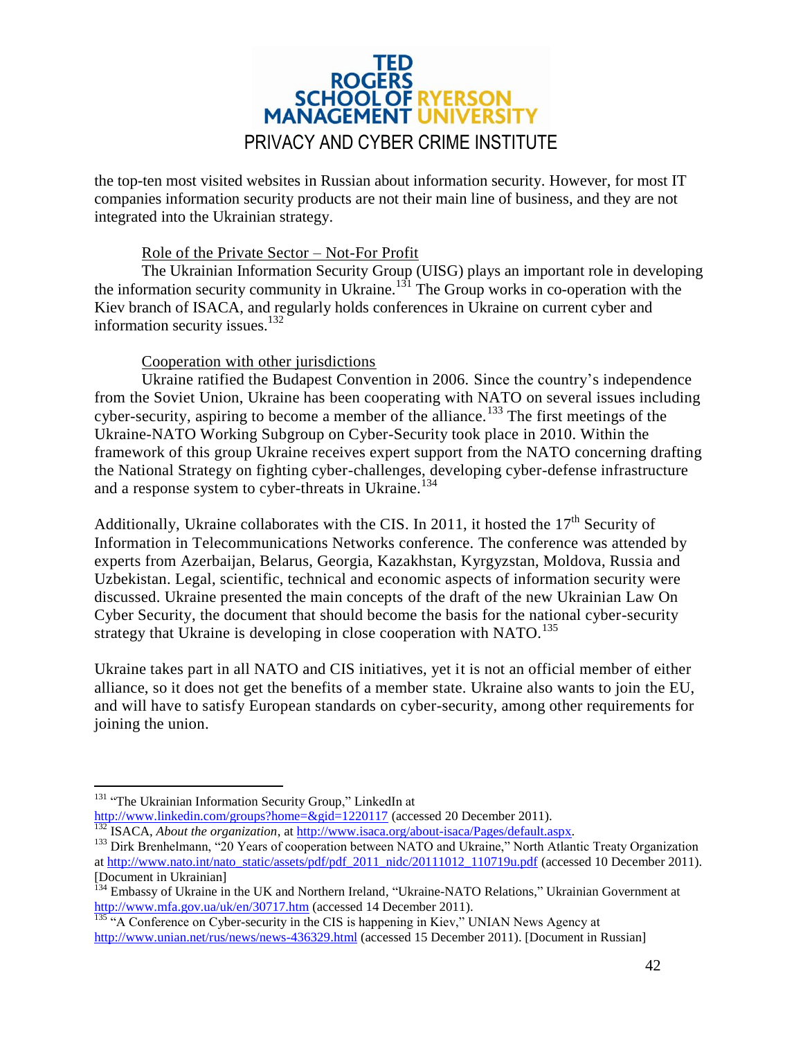the top-ten most visited websites in Russian about information security. However, for most IT companies information security products are not their main line of business, and they are not integrated into the Ukrainian strategy.

Role of the Private Sector – Not-For Profit

The Ukrainian Information Security Group (UISG) plays an important role in developing the information security community in Ukraine.[131] The Group works in co-operation with the Kiev branch of ISACA, and regularly holds conferences in Ukraine on current cyber and information security issues.[132]

Cooperation with other jurisdictions

Ukraine ratified the Budapest Convention in 2006. Since the country's independence from the Soviet Union, Ukraine has been cooperating with NATO on several issues including cyber-security, aspiring to become a member of the alliance.[133] The first meetings of the Ukraine-NATO Working Subgroup on Cyber-Security took place in 2010. Within the framework of this group Ukraine receives expert support from the NATO concerning drafting the National Strategy on fighting cyber-challenges, developing cyber-defense infrastructure and a response system to cyber-threats in Ukraine.[134]

Additionally, Ukraine collaborates with the CIS. In 2011, it hosted the 17th Security of Information in Telecommunications Networks conference. The conference was attended by experts from Azerbaijan, Belarus, Georgia, Kazakhstan, Kyrgyzstan, Moldova, Russia and Uzbekistan. Legal, scientific, technical and economic aspects of information security were discussed. Ukraine presented the main concepts of the draft of the new Ukrainian Law On Cyber Security, the document that should become the basis for the national cyber-security strategy that Ukraine is developing in close cooperation with NATO.[135]

Ukraine takes part in all NATO and CIS initiatives, yet it is not an official member of either alliance, so it does not get the benefits of a member state. Ukraine also wants to join the EU, and will have to satisfy European standards on cyber-security, among other requirements for joining the union.

---

[131] "The Ukrainian Information Security Group," LinkedIn at http://www.linkedin.com/groups?home=&gid=1220117 (accessed 20 December 2011).

[132] ISACA, *About the organization*, at http://www.isaca.org/about-isaca/Pages/default.aspx.

[133] Dirk Brenhelmann, "20 Years of cooperation between NATO and Ukraine," North Atlantic Treaty Organization at http://www.nato.int/nato_static/assets/pdf/pdf_2011_nidc/20111012_110719u.pdf (accessed 10 December 2011). [Document in Ukrainian]

[134] Embassy of Ukraine in the UK and Northern Ireland, "Ukraine-NATO Relations," Ukrainian Government at http://www.mfa.gov.ua/uk/en/30717.htm (accessed 14 December 2011).

[135] "A Conference on Cyber-security in the CIS is happening in Kiev," UNIAN News Agency at http://www.unian.net/rus/news/news-436329.html (accessed 15 December 2011). [Document in Russian]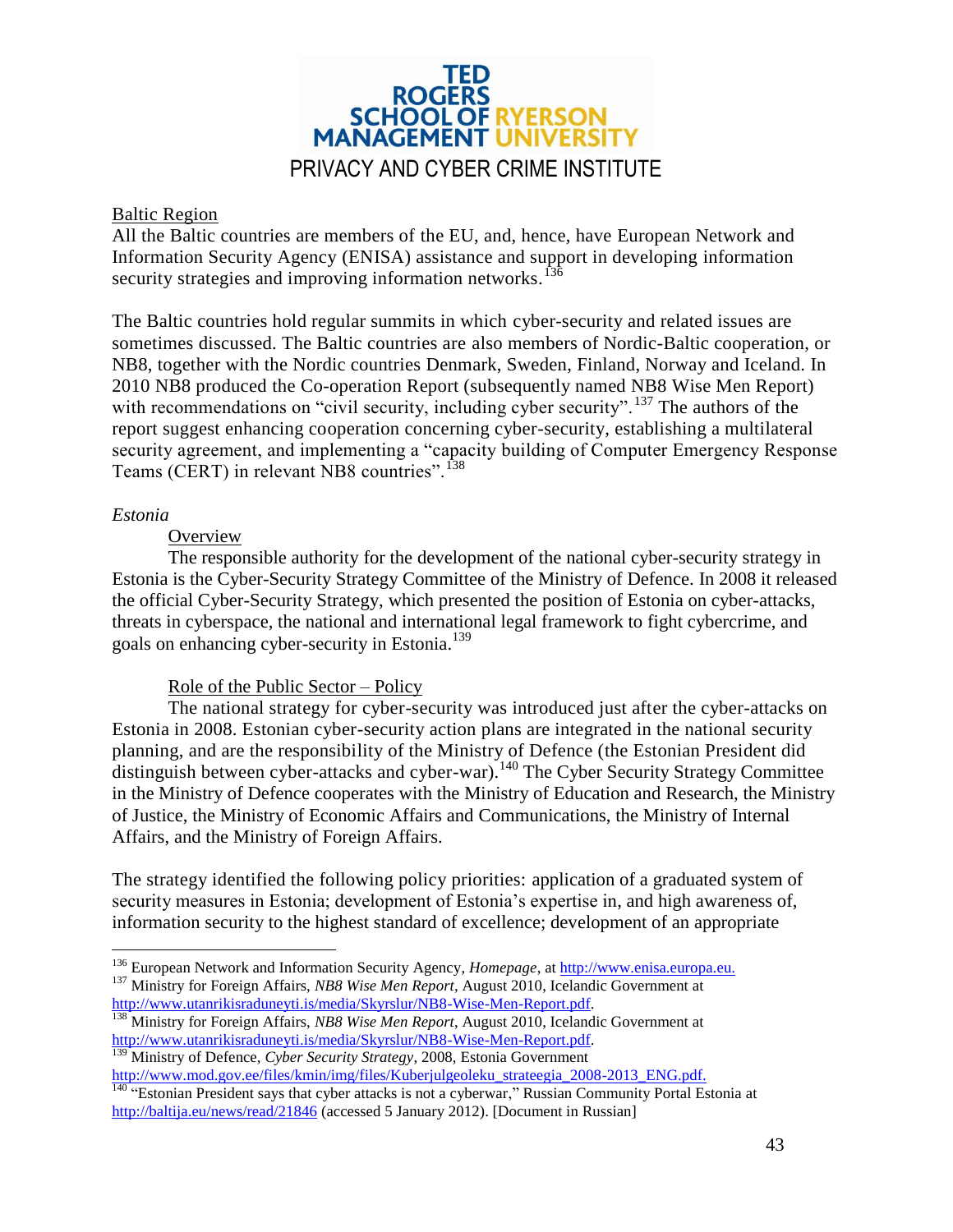Baltic Region

All the Baltic countries are members of the EU, and, hence, have European Network and Information Security Agency (ENISA) assistance and support in developing information security strategies and improving information networks.[136]

The Baltic countries hold regular summits in which cyber-security and related issues are sometimes discussed. The Baltic countries are also members of Nordic-Baltic cooperation, or NB8, together with the Nordic countries Denmark, Sweden, Finland, Norway and Iceland. In 2010 NB8 produced the Co-operation Report (subsequently named NB8 Wise Men Report) with recommendations on "civil security, including cyber security".[137] The authors of the report suggest enhancing cooperation concerning cyber-security, establishing a multilateral security agreement, and implementing a "capacity building of Computer Emergency Response Teams (CERT) in relevant NB8 countries".[138]

*Estonia*

Overview

The responsible authority for the development of the national cyber-security strategy in Estonia is the Cyber-Security Strategy Committee of the Ministry of Defence. In 2008 it released the official Cyber-Security Strategy, which presented the position of Estonia on cyber-attacks, threats in cyberspace, the national and international legal framework to fight cybercrime, and goals on enhancing cyber-security in Estonia.[139]

Role of the Public Sector – Policy

The national strategy for cyber-security was introduced just after the cyber-attacks on Estonia in 2008. Estonian cyber-security action plans are integrated in the national security planning, and are the responsibility of the Ministry of Defence (the Estonian President did distinguish between cyber-attacks and cyber-war).[140] The Cyber Security Strategy Committee in the Ministry of Defence cooperates with the Ministry of Education and Research, the Ministry of Justice, the Ministry of Economic Affairs and Communications, the Ministry of Internal Affairs, and the Ministry of Foreign Affairs.

The strategy identified the following policy priorities: application of a graduated system of security measures in Estonia; development of Estonia's expertise in, and high awareness of, information security to the highest standard of excellence; development of an appropriate

---

[136] European Network and Information Security Agency, *Homepage*, at http://www.enisa.europa.eu.

[137] Ministry for Foreign Affairs, *NB8 Wise Men Report*, August 2010, Icelandic Government at http://www.utanrikisraduneyti.is/media/Skyrslur/NB8-Wise-Men-Report.pdf.

[138] Ministry for Foreign Affairs, *NB8 Wise Men Report*, August 2010, Icelandic Government at http://www.utanrikisraduneyti.is/media/Skyrslur/NB8-Wise-Men-Report.pdf.

[139] Ministry of Defence, *Cyber Security Strategy*, 2008, Estonia Government http://www.mod.gov.ee/files/kmin/img/files/Kuberjulgeoleku_strateegia_2008-2013_ENG.pdf.

[140] "Estonian President says that cyber attacks is not a cyberwar," Russian Community Portal Estonia at http://baltija.eu/news/read/21846 (accessed 5 January 2012). [Document in Russian]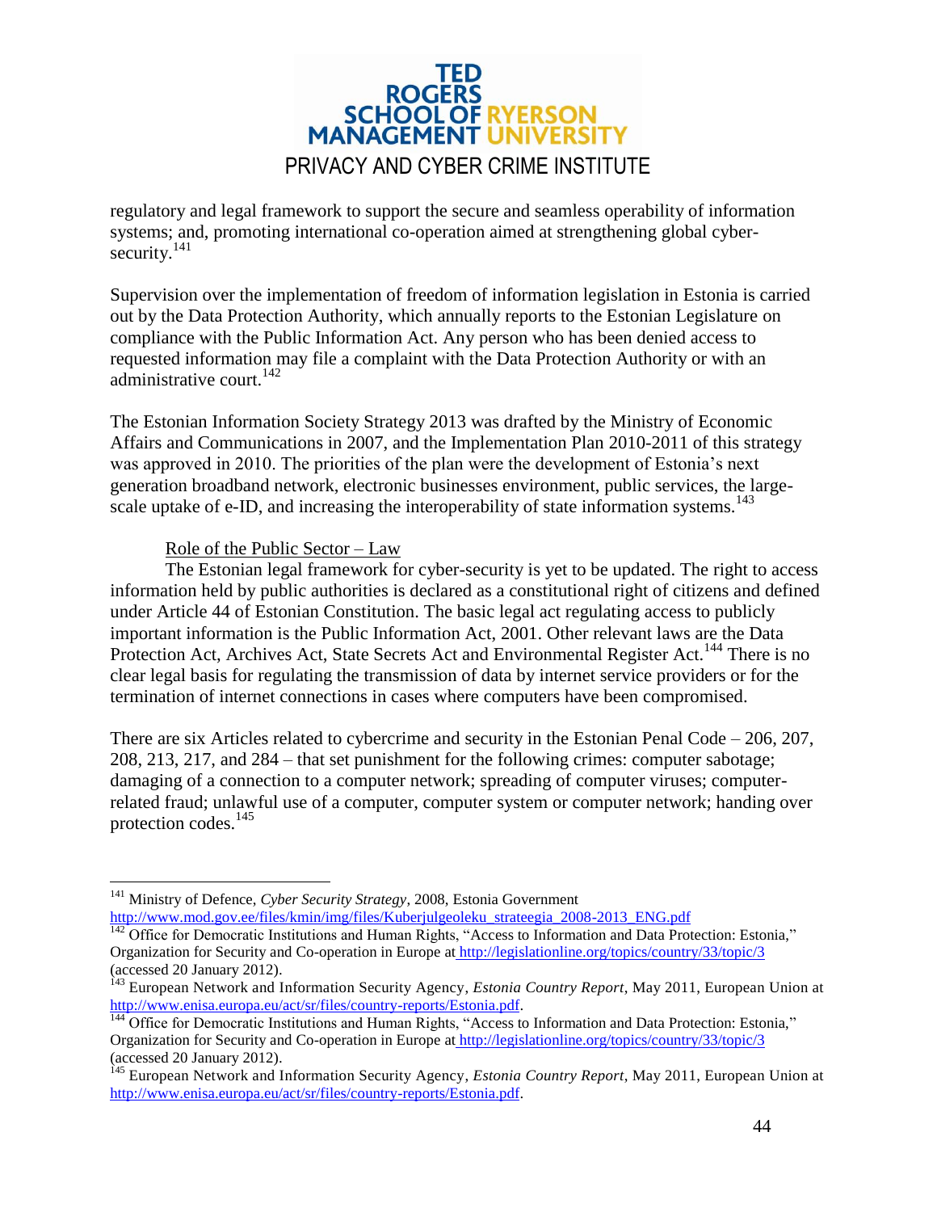regulatory and legal framework to support the secure and seamless operability of information systems; and, promoting international co-operation aimed at strengthening global cyber-security.[141]

Supervision over the implementation of freedom of information legislation in Estonia is carried out by the Data Protection Authority, which annually reports to the Estonian Legislature on compliance with the Public Information Act. Any person who has been denied access to requested information may file a complaint with the Data Protection Authority or with an administrative court.[142]

The Estonian Information Society Strategy 2013 was drafted by the Ministry of Economic Affairs and Communications in 2007, and the Implementation Plan 2010-2011 of this strategy was approved in 2010. The priorities of the plan were the development of Estonia's next generation broadband network, electronic businesses environment, public services, the large-scale uptake of e-ID, and increasing the interoperability of state information systems.[143]

Role of the Public Sector – Law

The Estonian legal framework for cyber-security is yet to be updated. The right to access information held by public authorities is declared as a constitutional right of citizens and defined under Article 44 of Estonian Constitution. The basic legal act regulating access to publicly important information is the Public Information Act, 2001. Other relevant laws are the Data Protection Act, Archives Act, State Secrets Act and Environmental Register Act.[144] There is no clear legal basis for regulating the transmission of data by internet service providers or for the termination of internet connections in cases where computers have been compromised.

There are six Articles related to cybercrime and security in the Estonian Penal Code – 206, 207, 208, 213, 217, and 284 – that set punishment for the following crimes: computer sabotage; damaging of a connection to a computer network; spreading of computer viruses; computer-related fraud; unlawful use of a computer, computer system or computer network; handing over protection codes.[145]

---

[141] Ministry of Defence, *Cyber Security Strategy*, 2008, Estonia Government http://www.mod.gov.ee/files/kmin/img/files/Kuberjulgeoleku_strateegia_2008-2013_ENG.pdf

[142] Office for Democratic Institutions and Human Rights, "Access to Information and Data Protection: Estonia," Organization for Security and Co-operation in Europe at http://legislationline.org/topics/country/33/topic/3 (accessed 20 January 2012).

[143] European Network and Information Security Agency, *Estonia Country Report*, May 2011, European Union at http://www.enisa.europa.eu/act/sr/files/country-reports/Estonia.pdf.

[144] Office for Democratic Institutions and Human Rights, "Access to Information and Data Protection: Estonia," Organization for Security and Co-operation in Europe at http://legislationline.org/topics/country/33/topic/3 (accessed 20 January 2012).

[145] European Network and Information Security Agency, *Estonia Country Report*, May 2011, European Union at http://www.enisa.europa.eu/act/sr/files/country-reports/Estonia.pdf.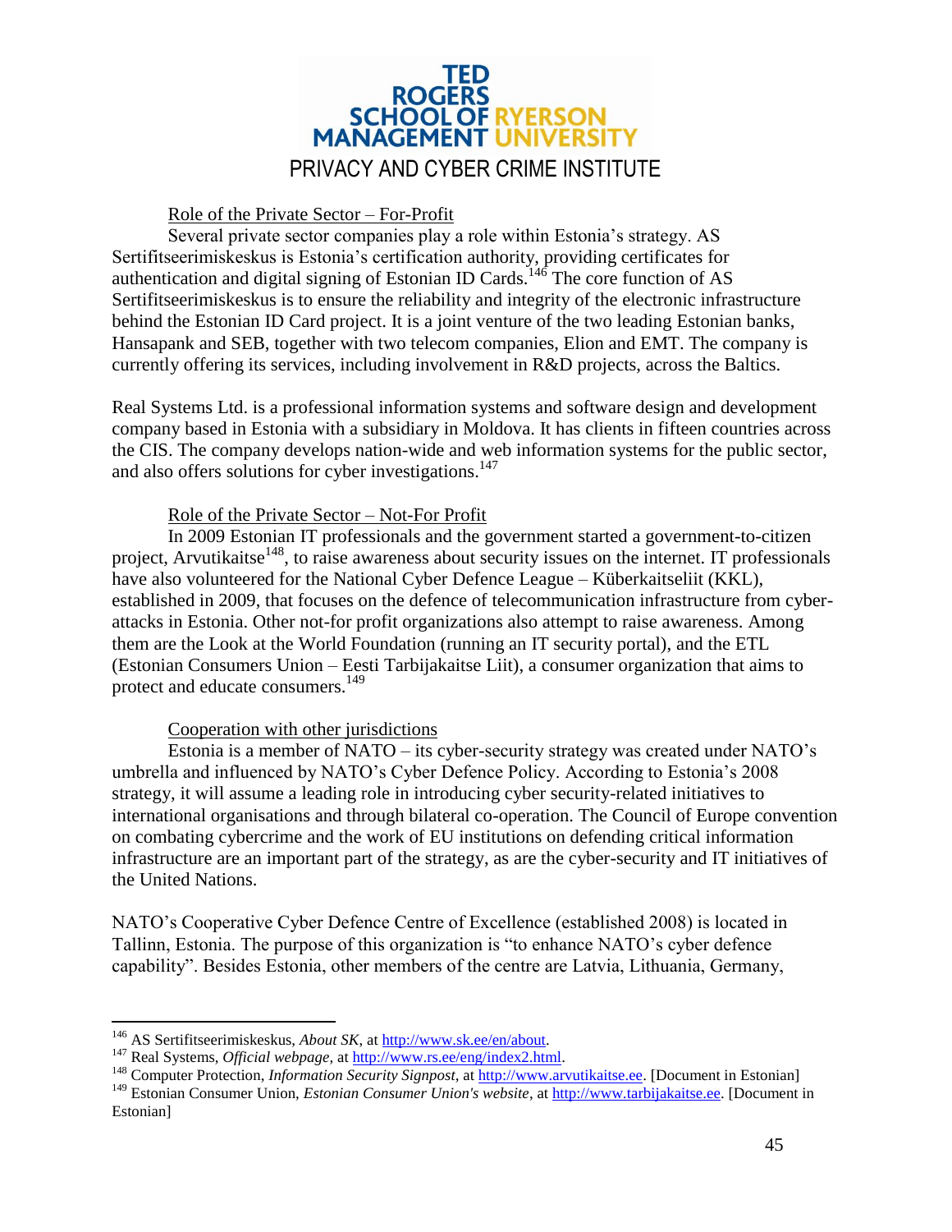### Role of the Private Sector – For-Profit

Several private sector companies play a role within Estonia's strategy. AS Sertifitseerimiskeskus is Estonia's certification authority, providing certificates for authentication and digital signing of Estonian ID Cards.[146] The core function of AS Sertifitseerimiskeskus is to ensure the reliability and integrity of the electronic infrastructure behind the Estonian ID Card project. It is a joint venture of the two leading Estonian banks, Hansapank and SEB, together with two telecom companies, Elion and EMT. The company is currently offering its services, including involvement in R&D projects, across the Baltics.

Real Systems Ltd. is a professional information systems and software design and development company based in Estonia with a subsidiary in Moldova. It has clients in fifteen countries across the CIS. The company develops nation-wide and web information systems for the public sector, and also offers solutions for cyber investigations.[147]

### Role of the Private Sector – Not-For Profit

In 2009 Estonian IT professionals and the government started a government-to-citizen project, Arvutikaitse[148], to raise awareness about security issues on the internet. IT professionals have also volunteered for the National Cyber Defence League – Küberkaitseliit (KKL), established in 2009, that focuses on the defence of telecommunication infrastructure from cyber-attacks in Estonia. Other not-for profit organizations also attempt to raise awareness. Among them are the Look at the World Foundation (running an IT security portal), and the ETL (Estonian Consumers Union – Eesti Tarbijakaitse Liit), a consumer organization that aims to protect and educate consumers.[149]

### Cooperation with other jurisdictions

Estonia is a member of NATO – its cyber-security strategy was created under NATO's umbrella and influenced by NATO's Cyber Defence Policy. According to Estonia's 2008 strategy, it will assume a leading role in introducing cyber security-related initiatives to international organisations and through bilateral co-operation. The Council of Europe convention on combating cybercrime and the work of EU institutions on defending critical information infrastructure are an important part of the strategy, as are the cyber-security and IT initiatives of the United Nations.

NATO's Cooperative Cyber Defence Centre of Excellence (established 2008) is located in Tallinn, Estonia. The purpose of this organization is "to enhance NATO's cyber defence capability". Besides Estonia, other members of the centre are Latvia, Lithuania, Germany,

---

[146] AS Sertifitseerimiskeskus, *About SK*, at http://www.sk.ee/en/about.

[147] Real Systems, *Official webpage*, at http://www.rs.ee/eng/index2.html.

[148] Computer Protection, *Information Security Signpost*, at http://www.arvutikaitse.ee. [Document in Estonian]

[149] Estonian Consumer Union, *Estonian Consumer Union's website*, at http://www.tarbijakaitse.ee. [Document in Estonian]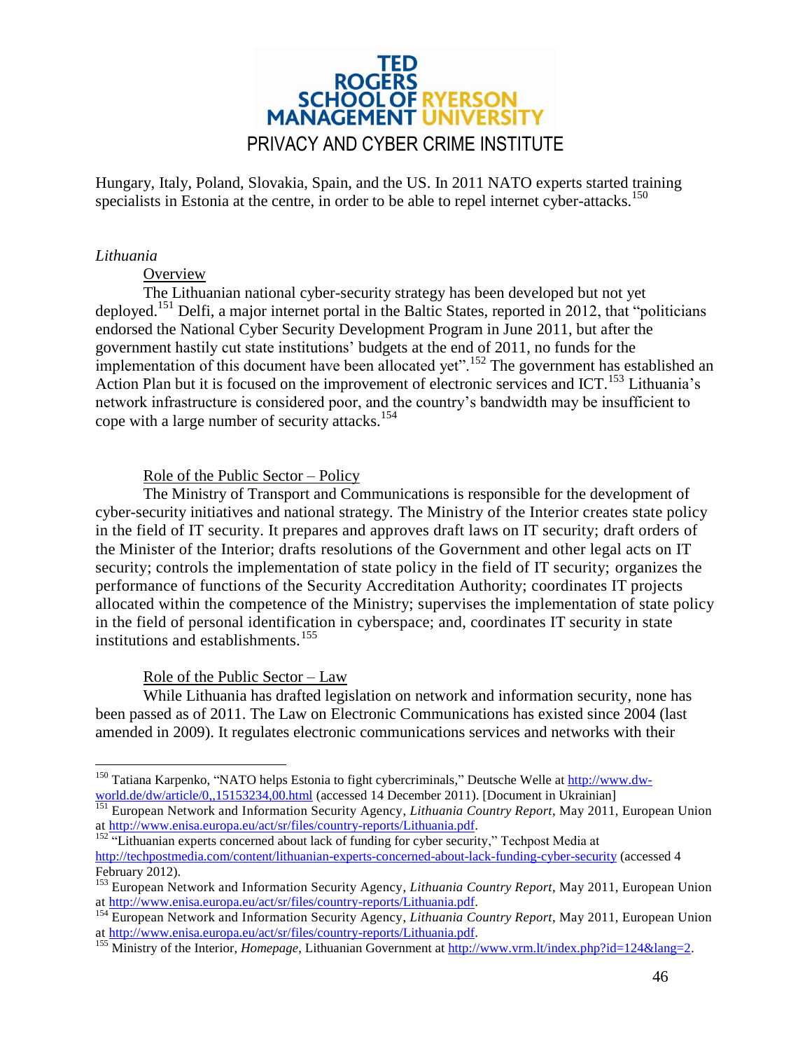Hungary, Italy, Poland, Slovakia, Spain, and the US. In 2011 NATO experts started training specialists in Estonia at the centre, in order to be able to repel internet cyber-attacks.[150]

*Lithuania*

Overview

The Lithuanian national cyber-security strategy has been developed but not yet deployed.[151] Delfi, a major internet portal in the Baltic States, reported in 2012, that "politicians endorsed the National Cyber Security Development Program in June 2011, but after the government hastily cut state institutions' budgets at the end of 2011, no funds for the implementation of this document have been allocated yet".[152] The government has established an Action Plan but it is focused on the improvement of electronic services and ICT.[153] Lithuania's network infrastructure is considered poor, and the country's bandwidth may be insufficient to cope with a large number of security attacks.[154]

Role of the Public Sector – Policy

The Ministry of Transport and Communications is responsible for the development of cyber-security initiatives and national strategy. The Ministry of the Interior creates state policy in the field of IT security. It prepares and approves draft laws on IT security; draft orders of the Minister of the Interior; drafts resolutions of the Government and other legal acts on IT security; controls the implementation of state policy in the field of IT security; organizes the performance of functions of the Security Accreditation Authority; coordinates IT projects allocated within the competence of the Ministry; supervises the implementation of state policy in the field of personal identification in cyberspace; and, coordinates IT security in state institutions and establishments.[155]

Role of the Public Sector – Law

While Lithuania has drafted legislation on network and information security, none has been passed as of 2011. The Law on Electronic Communications has existed since 2004 (last amended in 2009). It regulates electronic communications services and networks with their

---

[150] Tatiana Karpenko, "NATO helps Estonia to fight cybercriminals," Deutsche Welle at http://www.dw-world.de/dw/article/0,,15153234,00.html (accessed 14 December 2011). [Document in Ukrainian]

[151] European Network and Information Security Agency, *Lithuania Country Report*, May 2011, European Union at http://www.enisa.europa.eu/act/sr/files/country-reports/Lithuania.pdf.

[152] "Lithuanian experts concerned about lack of funding for cyber security," Techpost Media at http://techpostmedia.com/content/lithuanian-experts-concerned-about-lack-funding-cyber-security (accessed 4 February 2012).

[153] European Network and Information Security Agency, *Lithuania Country Report*, May 2011, European Union at http://www.enisa.europa.eu/act/sr/files/country-reports/Lithuania.pdf.

[154] European Network and Information Security Agency, *Lithuania Country Report*, May 2011, European Union at http://www.enisa.europa.eu/act/sr/files/country-reports/Lithuania.pdf.

[155] Ministry of the Interior, *Homepage*, Lithuanian Government at http://www.vrm.lt/index.php?id=124&lang=2.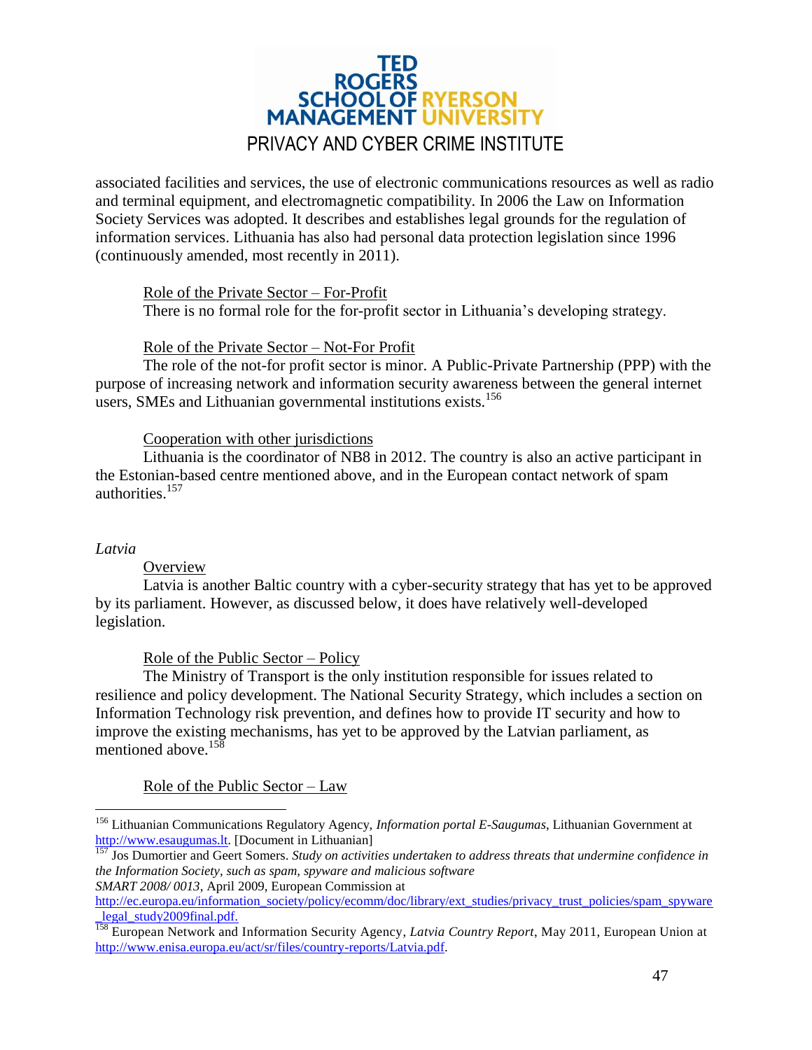associated facilities and services, the use of electronic communications resources as well as radio and terminal equipment, and electromagnetic compatibility. In 2006 the Law on Information Society Services was adopted. It describes and establishes legal grounds for the regulation of information services. Lithuania has also had personal data protection legislation since 1996 (continuously amended, most recently in 2011).

Role of the Private Sector – For-Profit

There is no formal role for the for-profit sector in Lithuania's developing strategy.

Role of the Private Sector – Not-For Profit

The role of the not-for profit sector is minor. A Public-Private Partnership (PPP) with the purpose of increasing network and information security awareness between the general internet users, SMEs and Lithuanian governmental institutions exists.[156]

Cooperation with other jurisdictions

Lithuania is the coordinator of NB8 in 2012. The country is also an active participant in the Estonian-based centre mentioned above, and in the European contact network of spam authorities.[157]

*Latvia*

Overview

Latvia is another Baltic country with a cyber-security strategy that has yet to be approved by its parliament. However, as discussed below, it does have relatively well-developed legislation.

Role of the Public Sector – Policy

The Ministry of Transport is the only institution responsible for issues related to resilience and policy development. The National Security Strategy, which includes a section on Information Technology risk prevention, and defines how to provide IT security and how to improve the existing mechanisms, has yet to be approved by the Latvian parliament, as mentioned above.[158]

Role of the Public Sector – Law

---

[156] Lithuanian Communications Regulatory Agency, *Information portal E-Saugumas*, Lithuanian Government at http://www.esaugumas.lt. [Document in Lithuanian]

[157] Jos Dumortier and Geert Somers. *Study on activities undertaken to address threats that undermine confidence in the Information Society, such as spam, spyware and malicious software SMART 2008/ 0013*, April 2009, European Commission at http://ec.europa.eu/information_society/policy/ecomm/doc/library/ext_studies/privacy_trust_policies/spam_spyware_legal_study2009final.pdf.

[158] European Network and Information Security Agency, *Latvia Country Report*, May 2011, European Union at http://www.enisa.europa.eu/act/sr/files/country-reports/Latvia.pdf.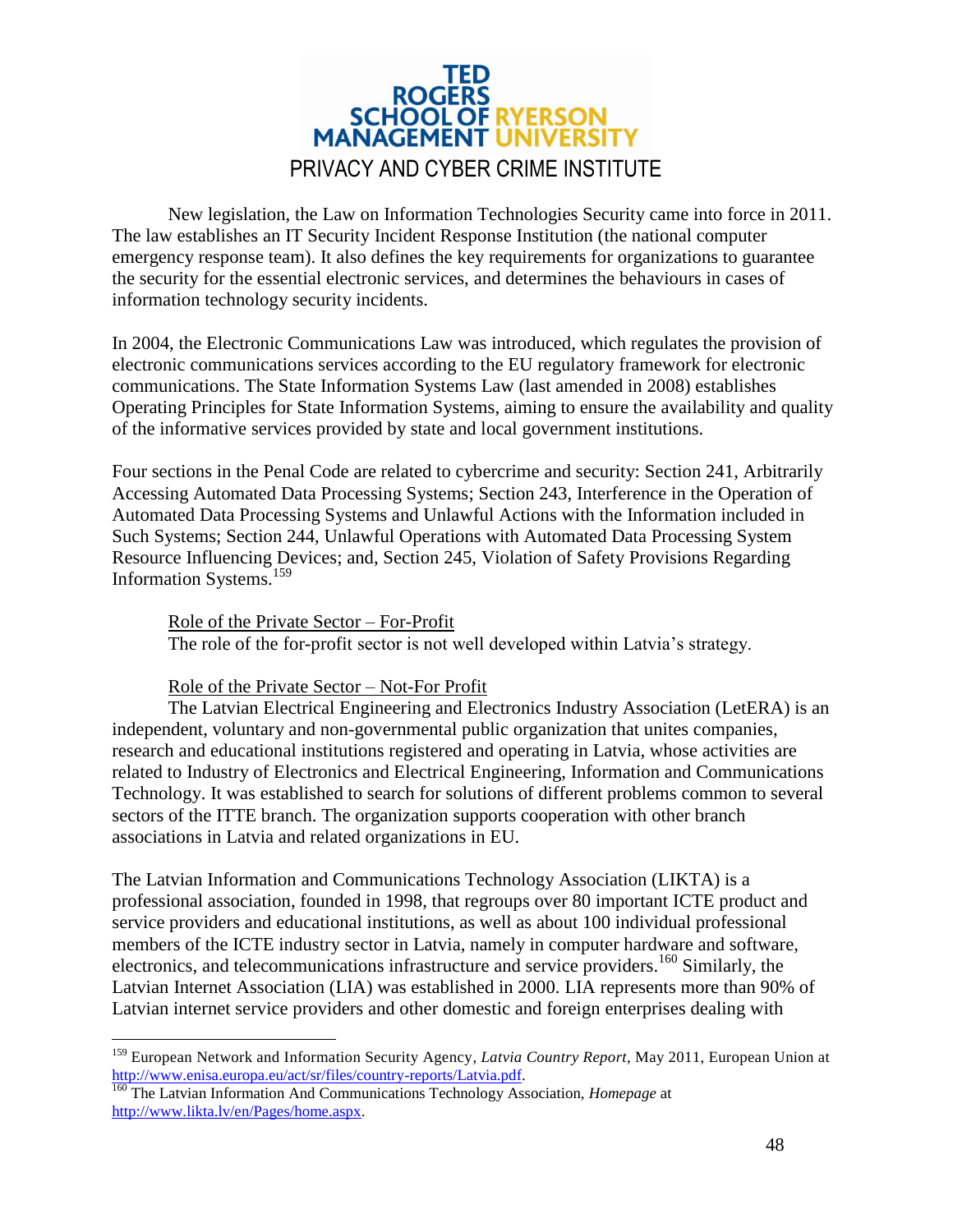New legislation, the Law on Information Technologies Security came into force in 2011. The law establishes an IT Security Incident Response Institution (the national computer emergency response team). It also defines the key requirements for organizations to guarantee the security for the essential electronic services, and determines the behaviours in cases of information technology security incidents.

In 2004, the Electronic Communications Law was introduced, which regulates the provision of electronic communications services according to the EU regulatory framework for electronic communications. The State Information Systems Law (last amended in 2008) establishes Operating Principles for State Information Systems, aiming to ensure the availability and quality of the informative services provided by state and local government institutions.

Four sections in the Penal Code are related to cybercrime and security: Section 241, Arbitrarily Accessing Automated Data Processing Systems; Section 243, Interference in the Operation of Automated Data Processing Systems and Unlawful Actions with the Information included in Such Systems; Section 244, Unlawful Operations with Automated Data Processing System Resource Influencing Devices; and, Section 245, Violation of Safety Provisions Regarding Information Systems.[159]

Role of the Private Sector – For-Profit

The role of the for-profit sector is not well developed within Latvia's strategy.

Role of the Private Sector – Not-For Profit

The Latvian Electrical Engineering and Electronics Industry Association (LetERA) is an independent, voluntary and non-governmental public organization that unites companies, research and educational institutions registered and operating in Latvia, whose activities are related to Industry of Electronics and Electrical Engineering, Information and Communications Technology. It was established to search for solutions of different problems common to several sectors of the ITTE branch. The organization supports cooperation with other branch associations in Latvia and related organizations in EU.

The Latvian Information and Communications Technology Association (LIKTA) is a professional association, founded in 1998, that regroups over 80 important ICTE product and service providers and educational institutions, as well as about 100 individual professional members of the ICTE industry sector in Latvia, namely in computer hardware and software, electronics, and telecommunications infrastructure and service providers.[160] Similarly, the Latvian Internet Association (LIA) was established in 2000. LIA represents more than 90% of Latvian internet service providers and other domestic and foreign enterprises dealing with

---

[159] European Network and Information Security Agency, *Latvia Country Report*, May 2011, European Union at http://www.enisa.europa.eu/act/sr/files/country-reports/Latvia.pdf.

[160] The Latvian Information And Communications Technology Association, *Homepage* at http://www.likta.lv/en/Pages/home.aspx.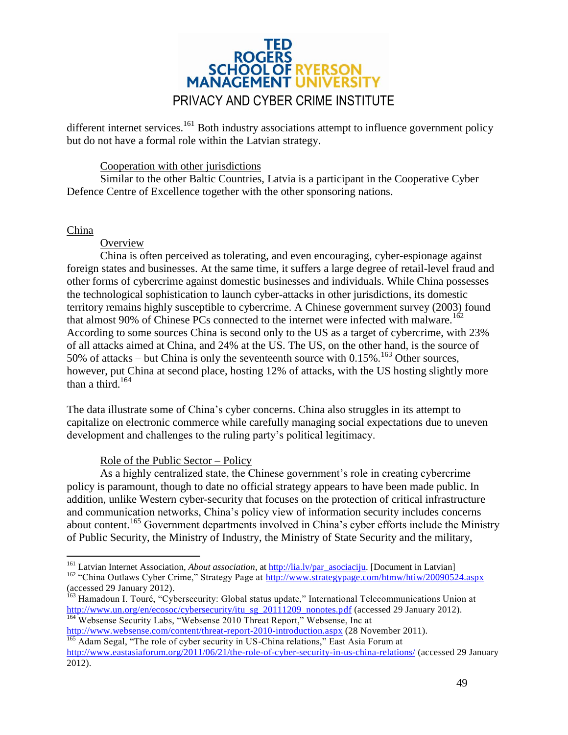different internet services.[161] Both industry associations attempt to influence government policy but do not have a formal role within the Latvian strategy.

Cooperation with other jurisdictions

Similar to the other Baltic Countries, Latvia is a participant in the Cooperative Cyber Defence Centre of Excellence together with the other sponsoring nations.

## China

### Overview

China is often perceived as tolerating, and even encouraging, cyber-espionage against foreign states and businesses. At the same time, it suffers a large degree of retail-level fraud and other forms of cybercrime against domestic businesses and individuals. While China possesses the technological sophistication to launch cyber-attacks in other jurisdictions, its domestic territory remains highly susceptible to cybercrime. A Chinese government survey (2003) found that almost 90% of Chinese PCs connected to the internet were infected with malware.[162] According to some sources China is second only to the US as a target of cybercrime, with 23% of all attacks aimed at China, and 24% at the US. The US, on the other hand, is the source of 50% of attacks – but China is only the seventeenth source with 0.15%.[163] Other sources, however, put China at second place, hosting 12% of attacks, with the US hosting slightly more than a third.[164]

The data illustrate some of China's cyber concerns. China also struggles in its attempt to capitalize on electronic commerce while carefully managing social expectations due to uneven development and challenges to the ruling party's political legitimacy.

### Role of the Public Sector – Policy

As a highly centralized state, the Chinese government's role in creating cybercrime policy is paramount, though to date no official strategy appears to have been made public. In addition, unlike Western cyber-security that focuses on the protection of critical infrastructure and communication networks, China's policy view of information security includes concerns about content.[165] Government departments involved in China's cyber efforts include the Ministry of Public Security, the Ministry of Industry, the Ministry of State Security and the military,

---

[161] Latvian Internet Association, *About association*, at http://lia.lv/par_asociaciju. [Document in Latvian]

[162] "China Outlaws Cyber Crime," Strategy Page at http://www.strategypage.com/htmw/htiw/20090524.aspx (accessed 29 January 2012).

[163] Hamadoun I. Touré, "Cybersecurity: Global status update," International Telecommunications Union at http://www.un.org/en/ecosoc/cybersecurity/itu_sg_20111209_nonotes.pdf (accessed 29 January 2012).

[164] Websense Security Labs, "Websense 2010 Threat Report," Websense, Inc at http://www.websense.com/content/threat-report-2010-introduction.aspx (28 November 2011).

[165] Adam Segal, "The role of cyber security in US-China relations," East Asia Forum at http://www.eastasiaforum.org/2011/06/21/the-role-of-cyber-security-in-us-china-relations/ (accessed 29 January 2012).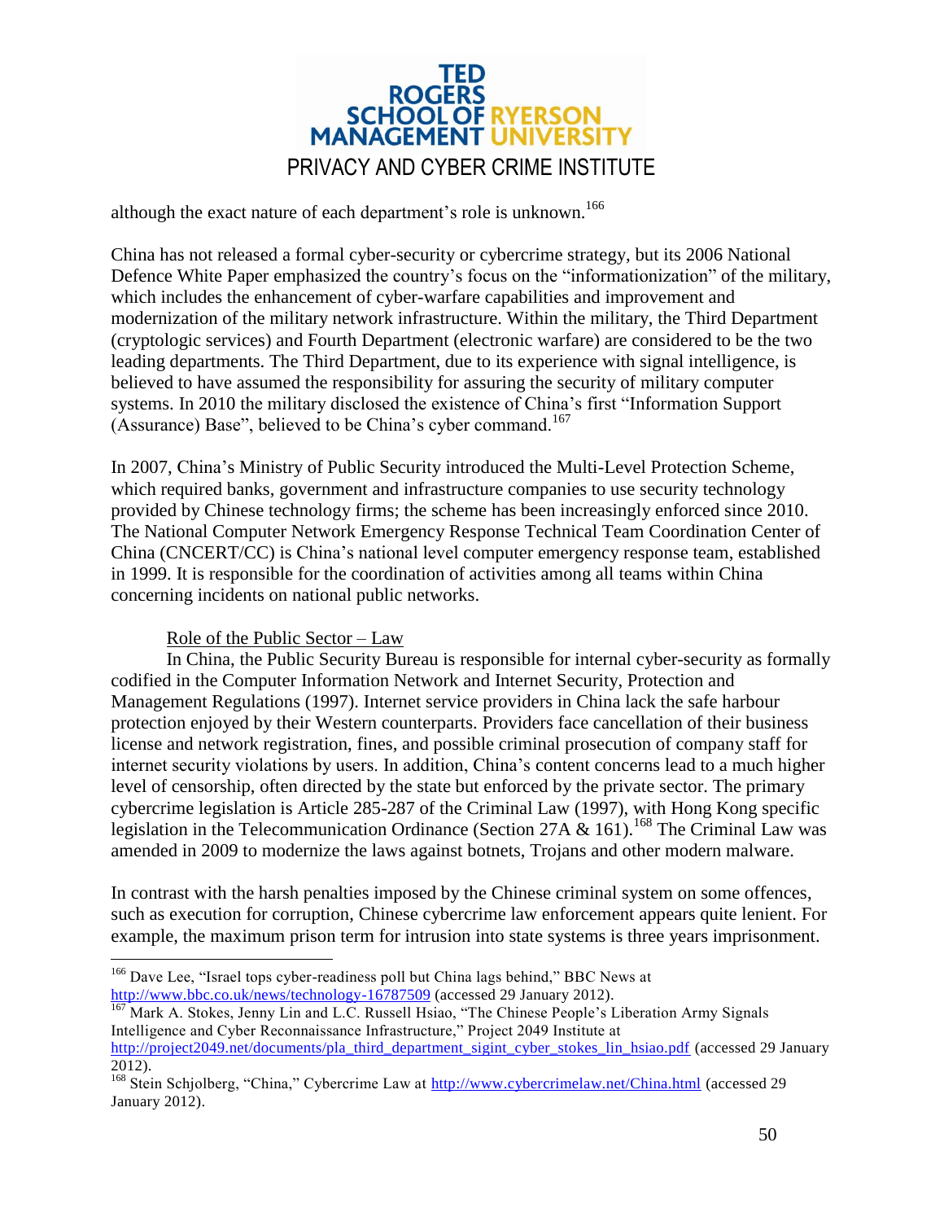although the exact nature of each department's role is unknown.[166]

China has not released a formal cyber-security or cybercrime strategy, but its 2006 National Defence White Paper emphasized the country's focus on the "informationization" of the military, which includes the enhancement of cyber-warfare capabilities and improvement and modernization of the military network infrastructure. Within the military, the Third Department (cryptologic services) and Fourth Department (electronic warfare) are considered to be the two leading departments. The Third Department, due to its experience with signal intelligence, is believed to have assumed the responsibility for assuring the security of military computer systems. In 2010 the military disclosed the existence of China's first "Information Support (Assurance) Base", believed to be China's cyber command.[167]

In 2007, China's Ministry of Public Security introduced the Multi-Level Protection Scheme, which required banks, government and infrastructure companies to use security technology provided by Chinese technology firms; the scheme has been increasingly enforced since 2010. The National Computer Network Emergency Response Technical Team Coordination Center of China (CNCERT/CC) is China's national level computer emergency response team, established in 1999. It is responsible for the coordination of activities among all teams within China concerning incidents on national public networks.

Role of the Public Sector – Law

In China, the Public Security Bureau is responsible for internal cyber-security as formally codified in the Computer Information Network and Internet Security, Protection and Management Regulations (1997). Internet service providers in China lack the safe harbour protection enjoyed by their Western counterparts. Providers face cancellation of their business license and network registration, fines, and possible criminal prosecution of company staff for internet security violations by users. In addition, China's content concerns lead to a much higher level of censorship, often directed by the state but enforced by the private sector. The primary cybercrime legislation is Article 285-287 of the Criminal Law (1997), with Hong Kong specific legislation in the Telecommunication Ordinance (Section 27A & 161).[168] The Criminal Law was amended in 2009 to modernize the laws against botnets, Trojans and other modern malware.

In contrast with the harsh penalties imposed by the Chinese criminal system on some offences, such as execution for corruption, Chinese cybercrime law enforcement appears quite lenient. For example, the maximum prison term for intrusion into state systems is three years imprisonment.

---

[166] Dave Lee, "Israel tops cyber-readiness poll but China lags behind," BBC News at http://www.bbc.co.uk/news/technology-16787509 (accessed 29 January 2012).

[167] Mark A. Stokes, Jenny Lin and L.C. Russell Hsiao, "The Chinese People's Liberation Army Signals Intelligence and Cyber Reconnaissance Infrastructure," Project 2049 Institute at http://project2049.net/documents/pla_third_department_sigint_cyber_stokes_lin_hsiao.pdf (accessed 29 January 2012).

[168] Stein Schjolberg, "China," Cybercrime Law at http://www.cybercrimelaw.net/China.html (accessed 29 January 2012).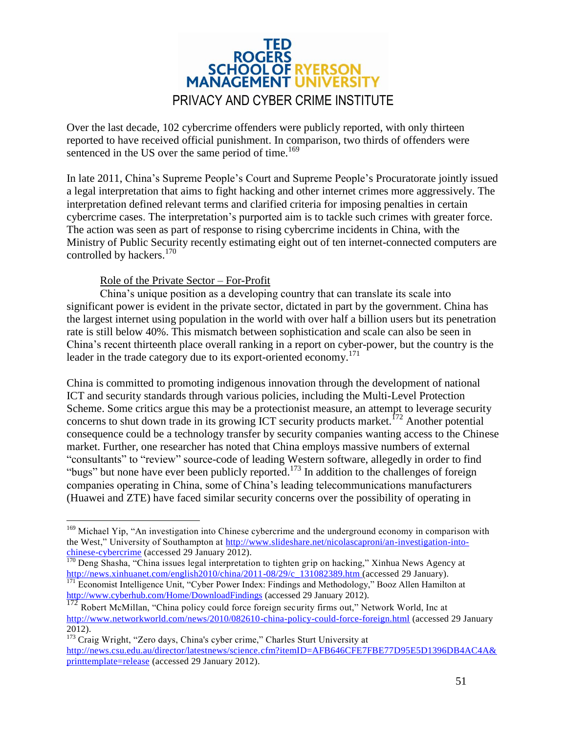Over the last decade, 102 cybercrime offenders were publicly reported, with only thirteen reported to have received official punishment. In comparison, two thirds of offenders were sentenced in the US over the same period of time.[169]

In late 2011, China's Supreme People's Court and Supreme People's Procuratorate jointly issued a legal interpretation that aims to fight hacking and other internet crimes more aggressively. The interpretation defined relevant terms and clarified criteria for imposing penalties in certain cybercrime cases. The interpretation's purported aim is to tackle such crimes with greater force. The action was seen as part of response to rising cybercrime incidents in China, with the Ministry of Public Security recently estimating eight out of ten internet-connected computers are controlled by hackers.[170]

Role of the Private Sector – For-Profit

China's unique position as a developing country that can translate its scale into significant power is evident in the private sector, dictated in part by the government. China has the largest internet using population in the world with over half a billion users but its penetration rate is still below 40%. This mismatch between sophistication and scale can also be seen in China's recent thirteenth place overall ranking in a report on cyber-power, but the country is the leader in the trade category due to its export-oriented economy.[171]

China is committed to promoting indigenous innovation through the development of national ICT and security standards through various policies, including the Multi-Level Protection Scheme. Some critics argue this may be a protectionist measure, an attempt to leverage security concerns to shut down trade in its growing ICT security products market.[172] Another potential consequence could be a technology transfer by security companies wanting access to the Chinese market. Further, one researcher has noted that China employs massive numbers of external "consultants" to "review" source-code of leading Western software, allegedly in order to find "bugs" but none have ever been publicly reported.[173] In addition to the challenges of foreign companies operating in China, some of China's leading telecommunications manufacturers (Huawei and ZTE) have faced similar security concerns over the possibility of operating in

---

[169] Michael Yip, "An investigation into Chinese cybercrime and the underground economy in comparison with the West," University of Southampton at http://www.slideshare.net/nicolascaproni/an-investigation-into-chinese-cybercrime (accessed 29 January 2012).

[170] Deng Shasha, "China issues legal interpretation to tighten grip on hacking," Xinhua News Agency at http://news.xinhuanet.com/english2010/china/2011-08/29/c_131082389.htm (accessed 29 January).

[171] Economist Intelligence Unit, "Cyber Power Index: Findings and Methodology," Booz Allen Hamilton at http://www.cyberhub.com/Home/DownloadFindings (accessed 29 January 2012).

[172] Robert McMillan, "China policy could force foreign security firms out," Network World, Inc at http://www.networkworld.com/news/2010/082610-china-policy-could-force-foreign.html (accessed 29 January 2012).

[173] Craig Wright, "Zero days, China's cyber crime," Charles Sturt University at http://news.csu.edu.au/director/latestnews/science.cfm?itemID=AFB646CFE7FBE77D95E5D1396DB4AC4A&printtemplate=release (accessed 29 January 2012).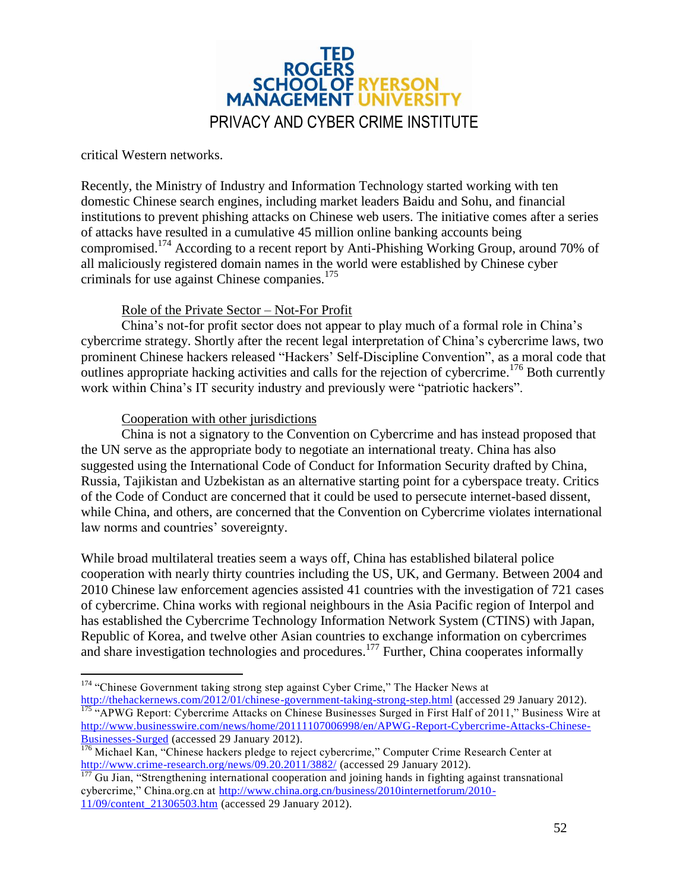critical Western networks.

Recently, the Ministry of Industry and Information Technology started working with ten domestic Chinese search engines, including market leaders Baidu and Sohu, and financial institutions to prevent phishing attacks on Chinese web users. The initiative comes after a series of attacks have resulted in a cumulative 45 million online banking accounts being compromised.[174] According to a recent report by Anti-Phishing Working Group, around 70% of all maliciously registered domain names in the world were established by Chinese cyber criminals for use against Chinese companies.[175]

Role of the Private Sector – Not-For Profit

China's not-for profit sector does not appear to play much of a formal role in China's cybercrime strategy. Shortly after the recent legal interpretation of China's cybercrime laws, two prominent Chinese hackers released "Hackers' Self-Discipline Convention", as a moral code that outlines appropriate hacking activities and calls for the rejection of cybercrime.[176] Both currently work within China's IT security industry and previously were "patriotic hackers".

Cooperation with other jurisdictions

China is not a signatory to the Convention on Cybercrime and has instead proposed that the UN serve as the appropriate body to negotiate an international treaty. China has also suggested using the International Code of Conduct for Information Security drafted by China, Russia, Tajikistan and Uzbekistan as an alternative starting point for a cyberspace treaty. Critics of the Code of Conduct are concerned that it could be used to persecute internet-based dissent, while China, and others, are concerned that the Convention on Cybercrime violates international law norms and countries' sovereignty.

While broad multilateral treaties seem a ways off, China has established bilateral police cooperation with nearly thirty countries including the US, UK, and Germany. Between 2004 and 2010 Chinese law enforcement agencies assisted 41 countries with the investigation of 721 cases of cybercrime. China works with regional neighbours in the Asia Pacific region of Interpol and has established the Cybercrime Technology Information Network System (CTINS) with Japan, Republic of Korea, and twelve other Asian countries to exchange information on cybercrimes and share investigation technologies and procedures.[177] Further, China cooperates informally

---

[174] "Chinese Government taking strong step against Cyber Crime," The Hacker News at http://thehackernews.com/2012/01/chinese-government-taking-strong-step.html (accessed 29 January 2012).

[175] "APWG Report: Cybercrime Attacks on Chinese Businesses Surged in First Half of 2011," Business Wire at http://www.businesswire.com/news/home/20111107006998/en/APWG-Report-Cybercrime-Attacks-Chinese-Businesses-Surged (accessed 29 January 2012).

[176] Michael Kan, "Chinese hackers pledge to reject cybercrime," Computer Crime Research Center at http://www.crime-research.org/news/09.20.2011/3882/ (accessed 29 January 2012).

[177] Gu Jian, "Strengthening international cooperation and joining hands in fighting against transnational cybercrime," China.org.cn at http://www.china.org.cn/business/2010internetforum/2010-11/09/content_21306503.htm (accessed 29 January 2012).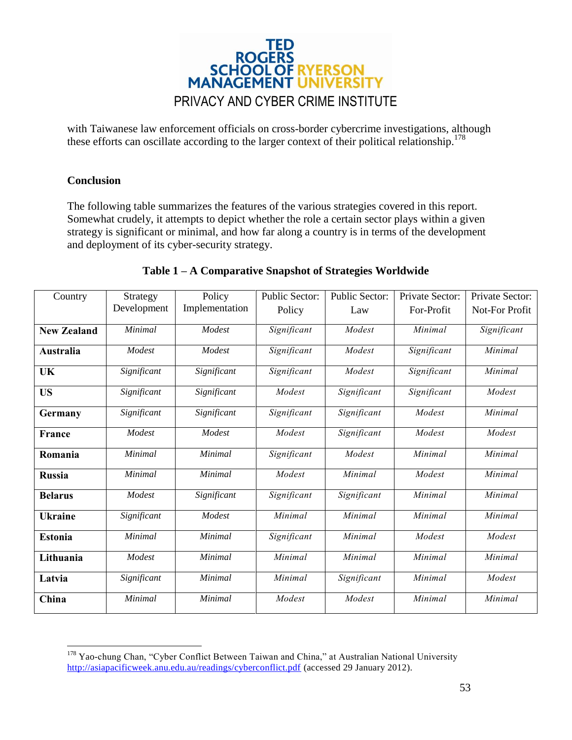with Taiwanese law enforcement officials on cross-border cybercrime investigations, although these efforts can oscillate according to the larger context of their political relationship.[178]

**Conclusion**

The following table summarizes the features of the various strategies covered in this report. Somewhat crudely, it attempts to depict whether the role a certain sector plays within a given strategy is significant or minimal, and how far along a country is in terms of the development and deployment of its cyber-security strategy.

**Table 1 – A Comparative Snapshot of Strategies Worldwide**

| Country | Strategy Development | Policy Implementation | Public Sector: Policy | Public Sector: Law | Private Sector: For-Profit | Private Sector: Not-For Profit |
|---|---|---|---|---|---|---|
| **New Zealand** | *Minimal* | *Modest* | *Significant* | *Modest* | *Minimal* | *Significant* |
| **Australia** | *Modest* | *Modest* | *Significant* | *Modest* | *Significant* | *Minimal* |
| **UK** | *Significant* | *Significant* | *Significant* | *Modest* | *Significant* | *Minimal* |
| **US** | *Significant* | *Significant* | *Modest* | *Significant* | *Significant* | *Modest* |
| **Germany** | *Significant* | *Significant* | *Significant* | *Significant* | *Modest* | *Minimal* |
| **France** | *Modest* | *Modest* | *Modest* | *Significant* | *Modest* | *Modest* |
| **Romania** | *Minimal* | *Minimal* | *Significant* | *Modest* | *Minimal* | *Minimal* |
| **Russia** | *Minimal* | *Minimal* | *Modest* | *Minimal* | *Modest* | *Minimal* |
| **Belarus** | *Modest* | *Significant* | *Significant* | *Significant* | *Minimal* | *Minimal* |
| **Ukraine** | *Significant* | *Modest* | *Minimal* | *Minimal* | *Minimal* | *Minimal* |
| **Estonia** | *Minimal* | *Minimal* | *Significant* | *Minimal* | *Modest* | *Modest* |
| **Lithuania** | *Modest* | *Minimal* | *Minimal* | *Minimal* | *Minimal* | *Minimal* |
| **Latvia** | *Significant* | *Minimal* | *Minimal* | *Significant* | *Minimal* | *Modest* |
| **China** | *Minimal* | *Minimal* | *Modest* | *Modest* | *Minimal* | *Minimal* |

[178] Yao-chung Chan, "Cyber Conflict Between Taiwan and China," at Australian National University http://asiapacificweek.anu.edu.au/readings/cyberconflict.pdf (accessed 29 January 2012).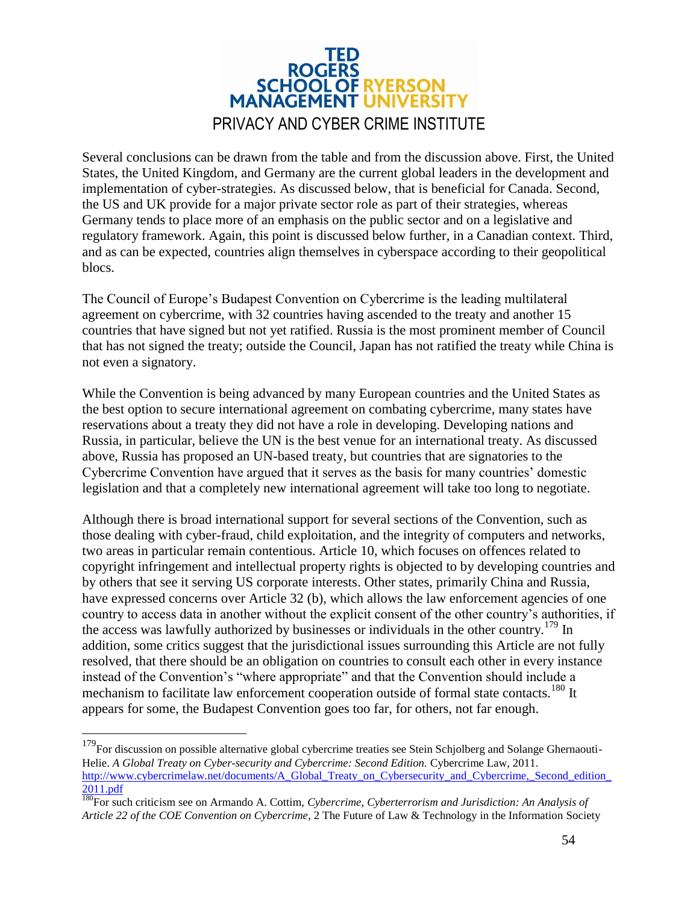Several conclusions can be drawn from the table and from the discussion above. First, the United States, the United Kingdom, and Germany are the current global leaders in the development and implementation of cyber-strategies. As discussed below, that is beneficial for Canada. Second, the US and UK provide for a major private sector role as part of their strategies, whereas Germany tends to place more of an emphasis on the public sector and on a legislative and regulatory framework. Again, this point is discussed below further, in a Canadian context. Third, and as can be expected, countries align themselves in cyberspace according to their geopolitical blocs.

The Council of Europe's Budapest Convention on Cybercrime is the leading multilateral agreement on cybercrime, with 32 countries having ascended to the treaty and another 15 countries that have signed but not yet ratified. Russia is the most prominent member of Council that has not signed the treaty; outside the Council, Japan has not ratified the treaty while China is not even a signatory.

While the Convention is being advanced by many European countries and the United States as the best option to secure international agreement on combating cybercrime, many states have reservations about a treaty they did not have a role in developing. Developing nations and Russia, in particular, believe the UN is the best venue for an international treaty. As discussed above, Russia has proposed an UN-based treaty, but countries that are signatories to the Cybercrime Convention have argued that it serves as the basis for many countries' domestic legislation and that a completely new international agreement will take too long to negotiate.

Although there is broad international support for several sections of the Convention, such as those dealing with cyber-fraud, child exploitation, and the integrity of computers and networks, two areas in particular remain contentious. Article 10, which focuses on offences related to copyright infringement and intellectual property rights is objected to by developing countries and by others that see it serving US corporate interests. Other states, primarily China and Russia, have expressed concerns over Article 32 (b), which allows the law enforcement agencies of one country to access data in another without the explicit consent of the other country's authorities, if the access was lawfully authorized by businesses or individuals in the other country.[179] In addition, some critics suggest that the jurisdictional issues surrounding this Article are not fully resolved, that there should be an obligation on countries to consult each other in every instance instead of the Convention's "where appropriate" and that the Convention should include a mechanism to facilitate law enforcement cooperation outside of formal state contacts.[180] It appears for some, the Budapest Convention goes too far, for others, not far enough.

---

[179] For discussion on possible alternative global cybercrime treaties see Stein Schjolberg and Solange Ghernaouti-Helie. *A Global Treaty on Cyber-security and Cybercrime: Second Edition.* Cybercrime Law, 2011. http://www.cybercrimelaw.net/documents/A_Global_Treaty_on_Cybersecurity_and_Cybercrime,_Second_edition_2011.pdf

[180] For such criticism see on Armando A. Cottim, *Cybercrime, Cyberterrorism and Jurisdiction: An Analysis of Article 22 of the COE Convention on Cybercrime*, 2 The Future of Law & Technology in the Information Society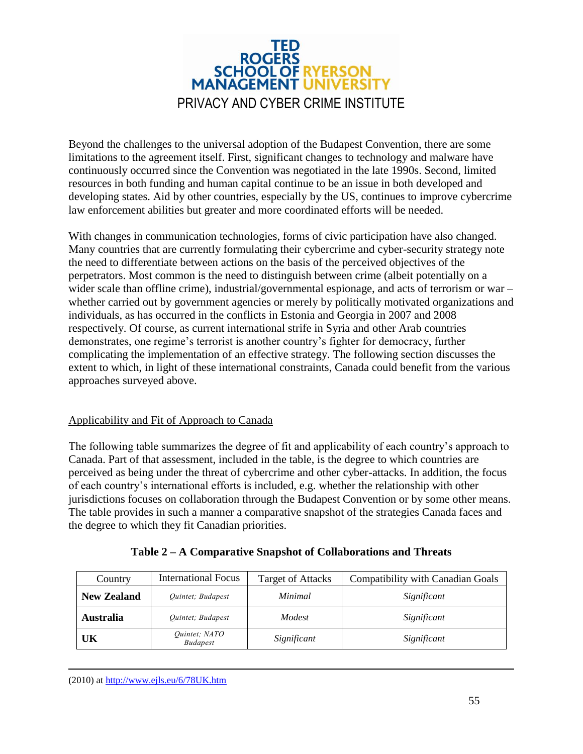Beyond the challenges to the universal adoption of the Budapest Convention, there are some limitations to the agreement itself. First, significant changes to technology and malware have continuously occurred since the Convention was negotiated in the late 1990s. Second, limited resources in both funding and human capital continue to be an issue in both developed and developing states. Aid by other countries, especially by the US, continues to improve cybercrime law enforcement abilities but greater and more coordinated efforts will be needed.

With changes in communication technologies, forms of civic participation have also changed. Many countries that are currently formulating their cybercrime and cyber-security strategy note the need to differentiate between actions on the basis of the perceived objectives of the perpetrators. Most common is the need to distinguish between crime (albeit potentially on a wider scale than offline crime), industrial/governmental espionage, and acts of terrorism or war – whether carried out by government agencies or merely by politically motivated organizations and individuals, as has occurred in the conflicts in Estonia and Georgia in 2007 and 2008 respectively. Of course, as current international strife in Syria and other Arab countries demonstrates, one regime's terrorist is another country's fighter for democracy, further complicating the implementation of an effective strategy. The following section discusses the extent to which, in light of these international constraints, Canada could benefit from the various approaches surveyed above.

## Applicability and Fit of Approach to Canada

The following table summarizes the degree of fit and applicability of each country's approach to Canada. Part of that assessment, included in the table, is the degree to which countries are perceived as being under the threat of cybercrime and other cyber-attacks. In addition, the focus of each country's international efforts is included, e.g. whether the relationship with other jurisdictions focuses on collaboration through the Budapest Convention or by some other means. The table provides in such a manner a comparative snapshot of the strategies Canada faces and the degree to which they fit Canadian priorities.

**Table 2 – A Comparative Snapshot of Collaborations and Threats**

| Country | International Focus | Target of Attacks | Compatibility with Canadian Goals |
|---|---|---|---|
| **New Zealand** | *Quintet; Budapest* | *Minimal* | *Significant* |
| **Australia** | *Quintet; Budapest* | *Modest* | *Significant* |
| **UK** | *Quintet; NATO Budapest* | *Significant* | *Significant* |

(2010) at http://www.ejls.eu/6/78UK.htm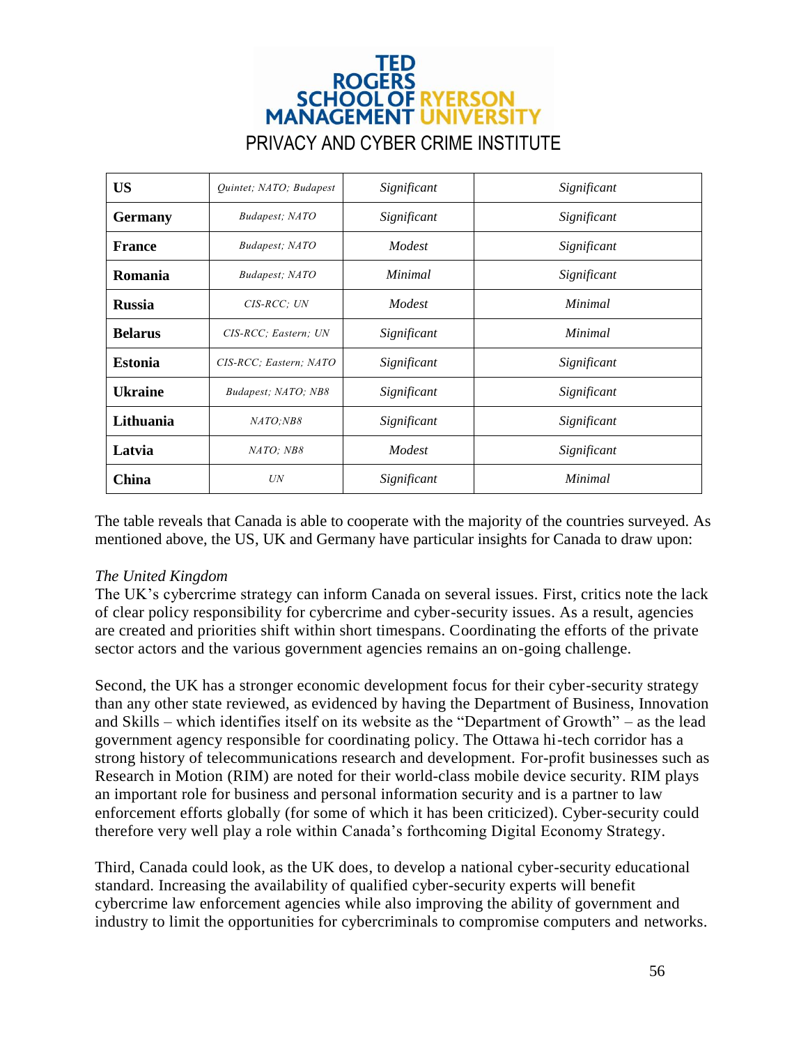| US | Quintet; NATO; Budapest | Significant | Significant |
|---|---|---|---|
| **Germany** | *Budapest; NATO* | *Significant* | *Significant* |
| **France** | *Budapest; NATO* | *Modest* | *Significant* |
| **Romania** | *Budapest; NATO* | *Minimal* | *Significant* |
| **Russia** | *CIS-RCC; UN* | *Modest* | *Minimal* |
| **Belarus** | *CIS-RCC; Eastern; UN* | *Significant* | *Minimal* |
| **Estonia** | *CIS-RCC; Eastern; NATO* | *Significant* | *Significant* |
| **Ukraine** | *Budapest; NATO; NB8* | *Significant* | *Significant* |
| **Lithuania** | *NATO;NB8* | *Significant* | *Significant* |
| **Latvia** | *NATO; NB8* | *Modest* | *Significant* |
| **China** | *UN* | *Significant* | *Minimal* |

The table reveals that Canada is able to cooperate with the majority of the countries surveyed. As mentioned above, the US, UK and Germany have particular insights for Canada to draw upon:

*The United Kingdom*

The UK's cybercrime strategy can inform Canada on several issues. First, critics note the lack of clear policy responsibility for cybercrime and cyber-security issues. As a result, agencies are created and priorities shift within short timespans. Coordinating the efforts of the private sector actors and the various government agencies remains an on-going challenge.

Second, the UK has a stronger economic development focus for their cyber-security strategy than any other state reviewed, as evidenced by having the Department of Business, Innovation and Skills – which identifies itself on its website as the "Department of Growth" – as the lead government agency responsible for coordinating policy. The Ottawa hi-tech corridor has a strong history of telecommunications research and development. For-profit businesses such as Research in Motion (RIM) are noted for their world-class mobile device security. RIM plays an important role for business and personal information security and is a partner to law enforcement efforts globally (for some of which it has been criticized). Cyber-security could therefore very well play a role within Canada's forthcoming Digital Economy Strategy.

Third, Canada could look, as the UK does, to develop a national cyber-security educational standard. Increasing the availability of qualified cyber-security experts will benefit cybercrime law enforcement agencies while also improving the ability of government and industry to limit the opportunities for cybercriminals to compromise computers and networks.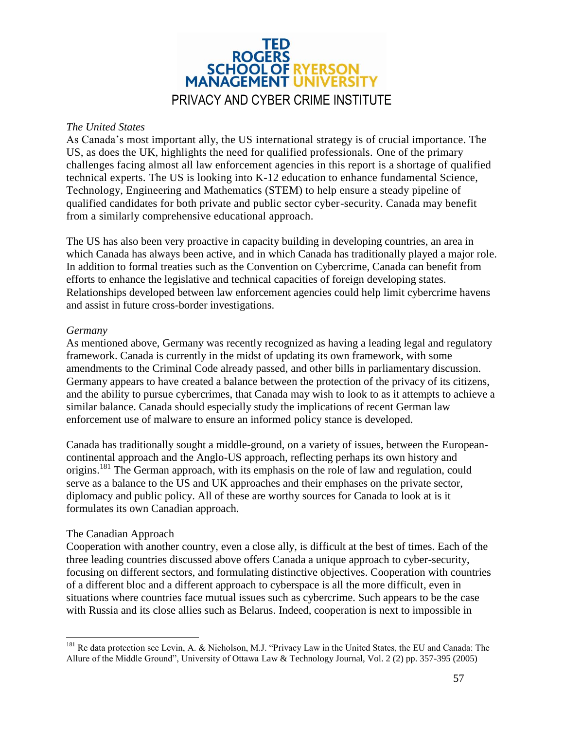*The United States*

As Canada's most important ally, the US international strategy is of crucial importance. The US, as does the UK, highlights the need for qualified professionals. One of the primary challenges facing almost all law enforcement agencies in this report is a shortage of qualified technical experts. The US is looking into K-12 education to enhance fundamental Science, Technology, Engineering and Mathematics (STEM) to help ensure a steady pipeline of qualified candidates for both private and public sector cyber-security. Canada may benefit from a similarly comprehensive educational approach.

The US has also been very proactive in capacity building in developing countries, an area in which Canada has always been active, and in which Canada has traditionally played a major role. In addition to formal treaties such as the Convention on Cybercrime, Canada can benefit from efforts to enhance the legislative and technical capacities of foreign developing states. Relationships developed between law enforcement agencies could help limit cybercrime havens and assist in future cross-border investigations.

*Germany*

As mentioned above, Germany was recently recognized as having a leading legal and regulatory framework. Canada is currently in the midst of updating its own framework, with some amendments to the Criminal Code already passed, and other bills in parliamentary discussion. Germany appears to have created a balance between the protection of the privacy of its citizens, and the ability to pursue cybercrimes, that Canada may wish to look to as it attempts to achieve a similar balance. Canada should especially study the implications of recent German law enforcement use of malware to ensure an informed policy stance is developed.

Canada has traditionally sought a middle-ground, on a variety of issues, between the European-continental approach and the Anglo-US approach, reflecting perhaps its own history and origins.[181] The German approach, with its emphasis on the role of law and regulation, could serve as a balance to the US and UK approaches and their emphases on the private sector, diplomacy and public policy. All of these are worthy sources for Canada to look at is it formulates its own Canadian approach.

<u>The Canadian Approach</u>

Cooperation with another country, even a close ally, is difficult at the best of times. Each of the three leading countries discussed above offers Canada a unique approach to cyber-security, focusing on different sectors, and formulating distinctive objectives. Cooperation with countries of a different bloc and a different approach to cyberspace is all the more difficult, even in situations where countries face mutual issues such as cybercrime. Such appears to be the case with Russia and its close allies such as Belarus. Indeed, cooperation is next to impossible in

---

[181] Re data protection see Levin, A. & Nicholson, M.J. "Privacy Law in the United States, the EU and Canada: The Allure of the Middle Ground", University of Ottawa Law & Technology Journal, Vol. 2 (2) pp. 357-395 (2005)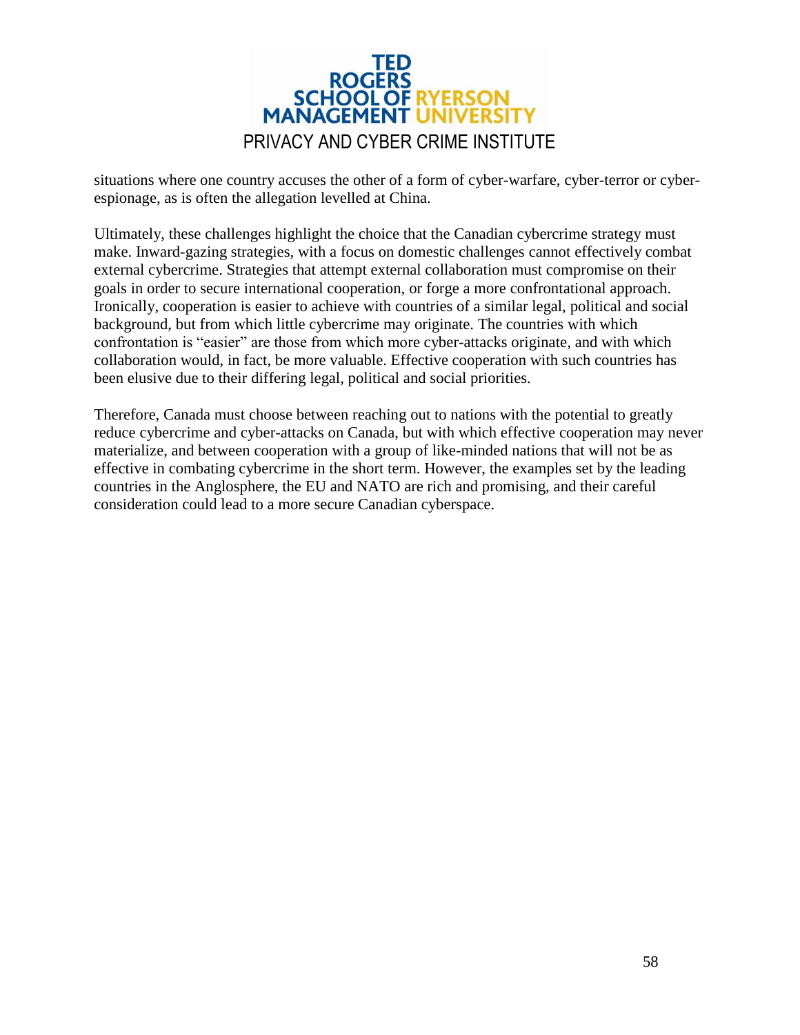situations where one country accuses the other of a form of cyber-warfare, cyber-terror or cyber-espionage, as is often the allegation levelled at China.

Ultimately, these challenges highlight the choice that the Canadian cybercrime strategy must make. Inward-gazing strategies, with a focus on domestic challenges cannot effectively combat external cybercrime. Strategies that attempt external collaboration must compromise on their goals in order to secure international cooperation, or forge a more confrontational approach. Ironically, cooperation is easier to achieve with countries of a similar legal, political and social background, but from which little cybercrime may originate. The countries with which confrontation is "easier" are those from which more cyber-attacks originate, and with which collaboration would, in fact, be more valuable. Effective cooperation with such countries has been elusive due to their differing legal, political and social priorities.

Therefore, Canada must choose between reaching out to nations with the potential to greatly reduce cybercrime and cyber-attacks on Canada, but with which effective cooperation may never materialize, and between cooperation with a group of like-minded nations that will not be as effective in combating cybercrime in the short term. However, the examples set by the leading countries in the Anglosphere, the EU and NATO are rich and promising, and their careful consideration could lead to a more secure Canadian cyberspace.